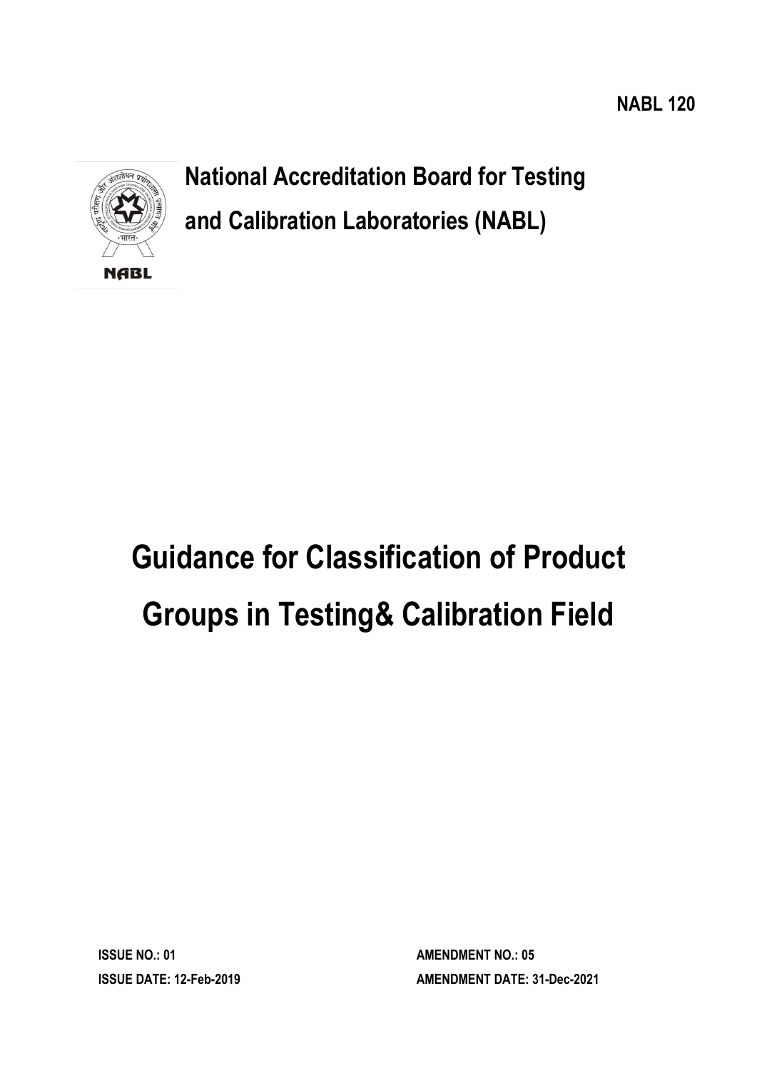NABL 120

**National Accreditation Board for Testing and Calibration Laboratories (NABL)**

NABL

# Guidance for Classification of Product Groups in Testing& Calibration Field

**ISSUE NO.: 01**
**ISSUE DATE: 12-Feb-2019**

**AMENDMENT NO.: 05**
**AMENDMENT DATE: 31-Dec-2021**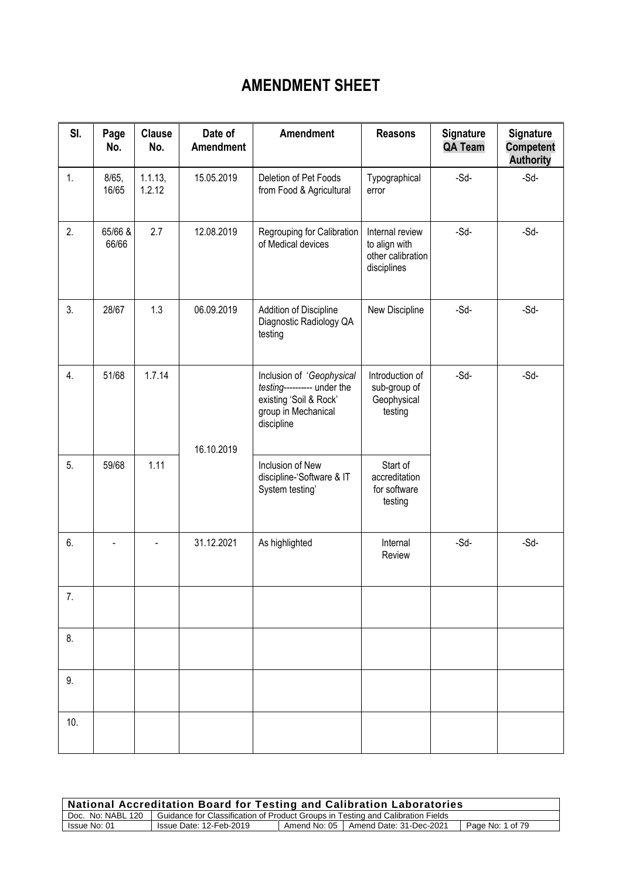# AMENDMENT SHEET

| Sl. | Page No. | Clause No. | Date of Amendment | Amendment | Reasons | Signature QA Team | Signature Competent Authority |
|---|---|---|---|---|---|---|---|
| 1. | 8/65, 16/65 | 1.1.13, 1.2.12 | 15.05.2019 | Deletion of Pet Foods from Food & Agricultural | Typographical error | -Sd- | -Sd- |
| 2. | 65/66 & 66/66 | 2.7 | 12.08.2019 | Regrouping for Calibration of Medical devices | Internal review to align with other calibration disciplines | -Sd- | -Sd- |
| 3. | 28/67 | 1.3 | 06.09.2019 | Addition of Discipline Diagnostic Radiology QA testing | New Discipline | -Sd- | -Sd- |
| 4. | 51/68 | 1.7.14 | 16.10.2019 | Inclusion of '*Geophysical testing*---------- under the existing 'Soil & Rock' group in Mechanical discipline | Introduction of sub-group of Geophysical testing | -Sd- | -Sd- |
| 5. | 59/68 | 1.11 | | Inclusion of New discipline-'Software & IT System testing' | Start of accreditation for software testing | | |
| 6. | - | - | 31.12.2021 | As highlighted | Internal Review | -Sd- | -Sd- |
| 7. | | | | | | | |
| 8. | | | | | | | |
| 9. | | | | | | | |
| 10. | | | | | | | |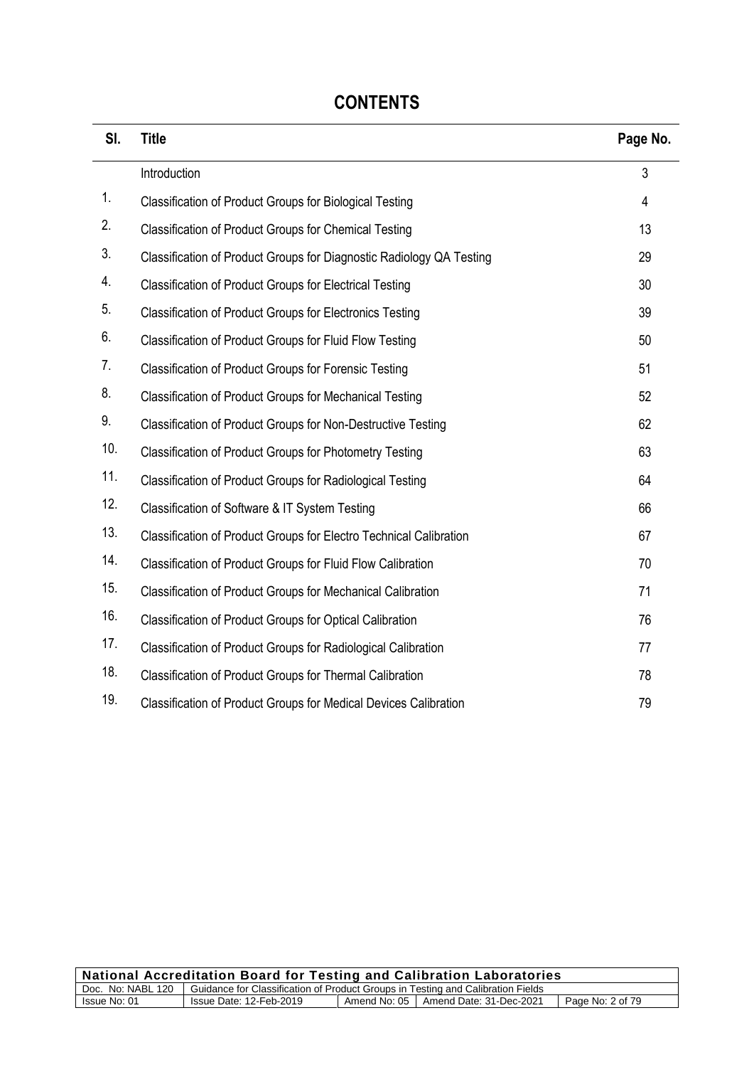# CONTENTS

| Sl. | Title | Page No. |
|---|---|---|
| | Introduction | 3 |
| 1. | Classification of Product Groups for Biological Testing | 4 |
| 2. | Classification of Product Groups for Chemical Testing | 13 |
| 3. | Classification of Product Groups for Diagnostic Radiology QA Testing | 29 |
| 4. | Classification of Product Groups for Electrical Testing | 30 |
| 5. | Classification of Product Groups for Electronics Testing | 39 |
| 6. | Classification of Product Groups for Fluid Flow Testing | 50 |
| 7. | Classification of Product Groups for Forensic Testing | 51 |
| 8. | Classification of Product Groups for Mechanical Testing | 52 |
| 9. | Classification of Product Groups for Non-Destructive Testing | 62 |
| 10. | Classification of Product Groups for Photometry Testing | 63 |
| 11. | Classification of Product Groups for Radiological Testing | 64 |
| 12. | Classification of Software & IT System Testing | 66 |
| 13. | Classification of Product Groups for Electro Technical Calibration | 67 |
| 14. | Classification of Product Groups for Fluid Flow Calibration | 70 |
| 15. | Classification of Product Groups for Mechanical Calibration | 71 |
| 16. | Classification of Product Groups for Optical Calibration | 76 |
| 17. | Classification of Product Groups for Radiological Calibration | 77 |
| 18. | Classification of Product Groups for Thermal Calibration | 78 |
| 19. | Classification of Product Groups for Medical Devices Calibration | 79 |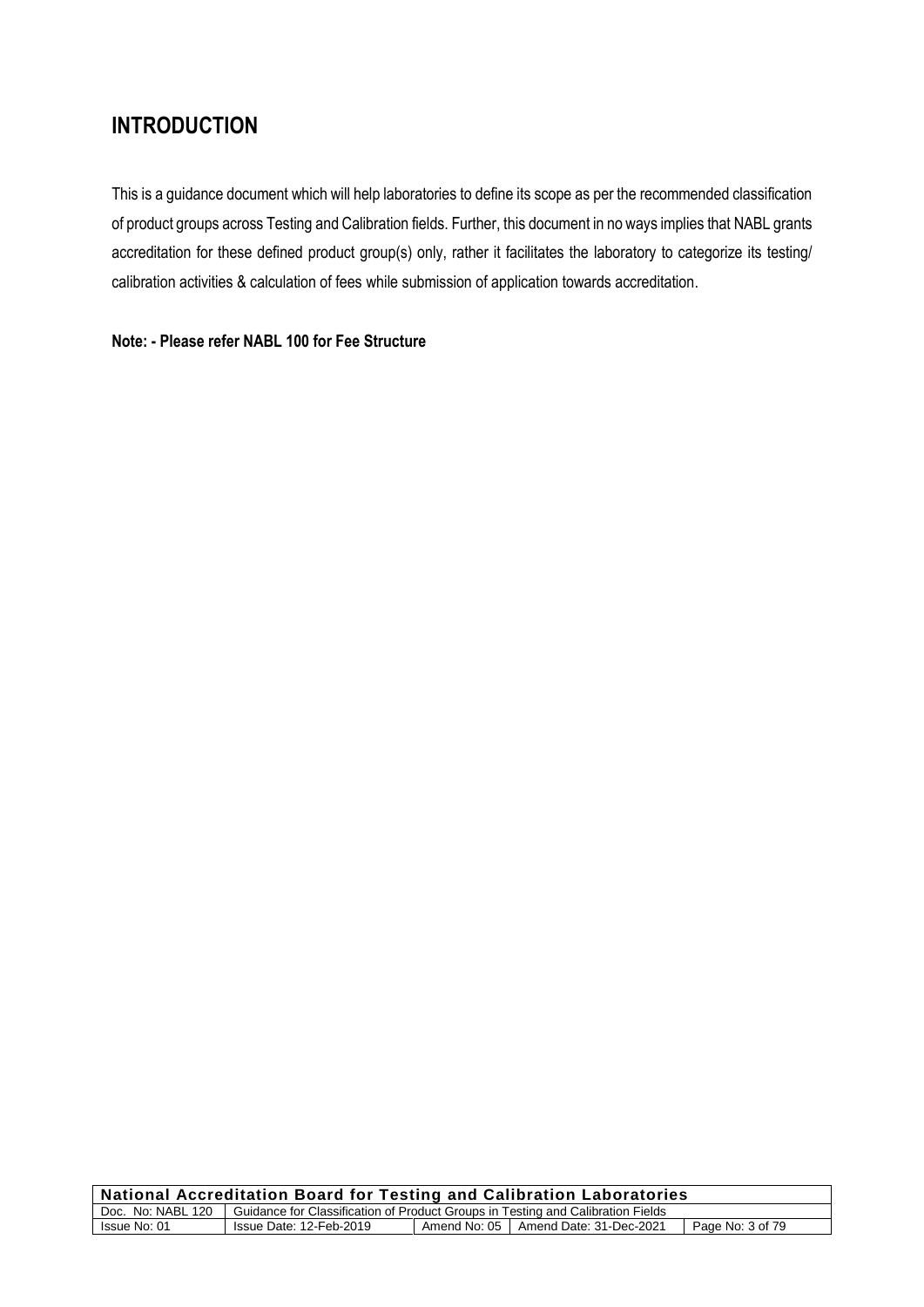# INTRODUCTION

This is a guidance document which will help laboratories to define its scope as per the recommended classification of product groups across Testing and Calibration fields. Further, this document in no ways implies that NABL grants accreditation for these defined product group(s) only, rather it facilitates the laboratory to categorize its testing/ calibration activities & calculation of fees while submission of application towards accreditation.

**Note: - Please refer NABL 100 for Fee Structure**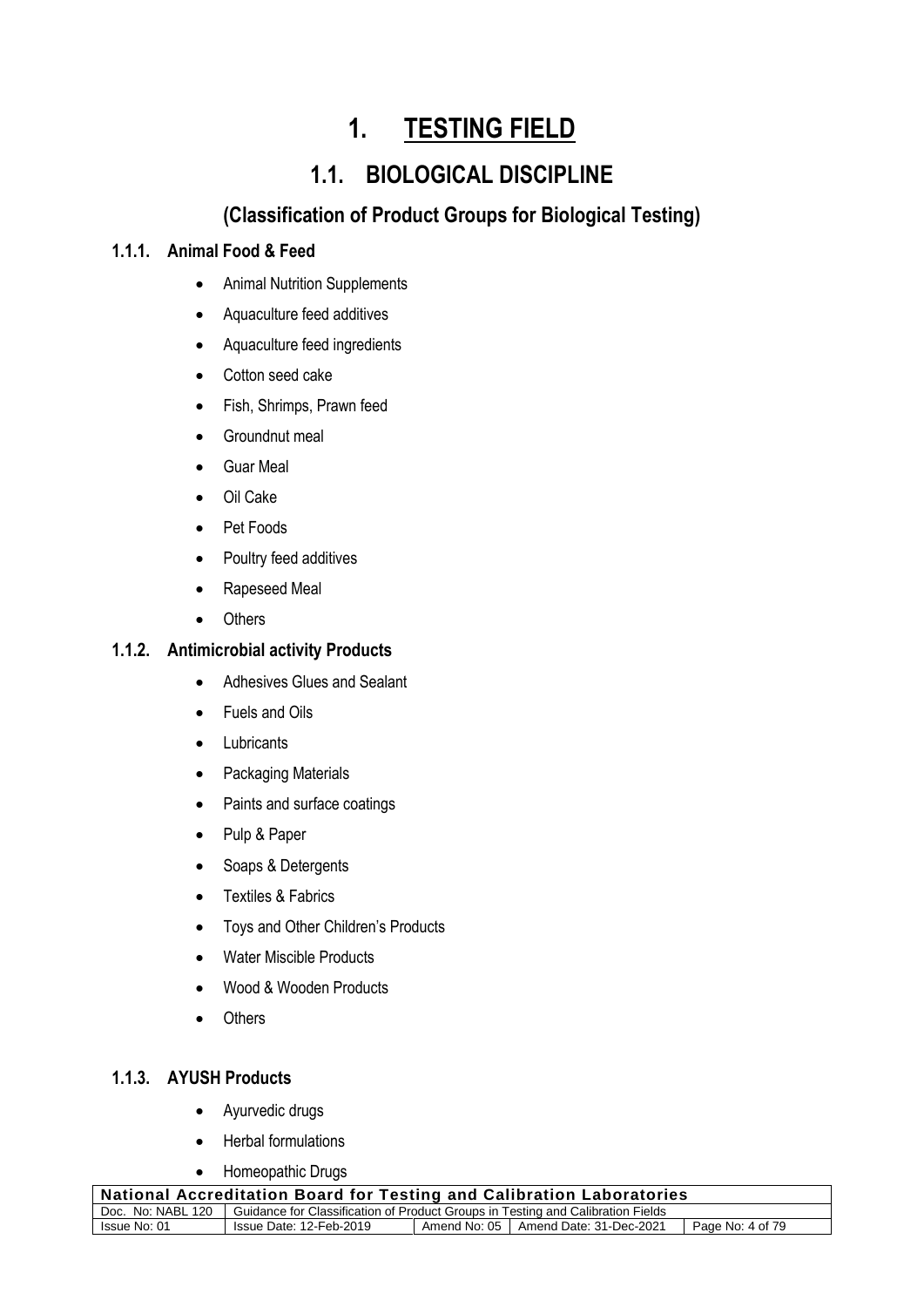# 1. TESTING FIELD

## 1.1. BIOLOGICAL DISCIPLINE

## (Classification of Product Groups for Biological Testing)

### 1.1.1. Animal Food & Feed

- Animal Nutrition Supplements
- Aquaculture feed additives
- Aquaculture feed ingredients
- Cotton seed cake
- Fish, Shrimps, Prawn feed
- Groundnut meal
- Guar Meal
- Oil Cake
- Pet Foods
- Poultry feed additives
- Rapeseed Meal
- Others

### 1.1.2. Antimicrobial activity Products

- Adhesives Glues and Sealant
- Fuels and Oils
- Lubricants
- Packaging Materials
- Paints and surface coatings
- Pulp & Paper
- Soaps & Detergents
- Textiles & Fabrics
- Toys and Other Children's Products
- Water Miscible Products
- Wood & Wooden Products
- Others

### 1.1.3. AYUSH Products

- Ayurvedic drugs
- Herbal formulations
- Homeopathic Drugs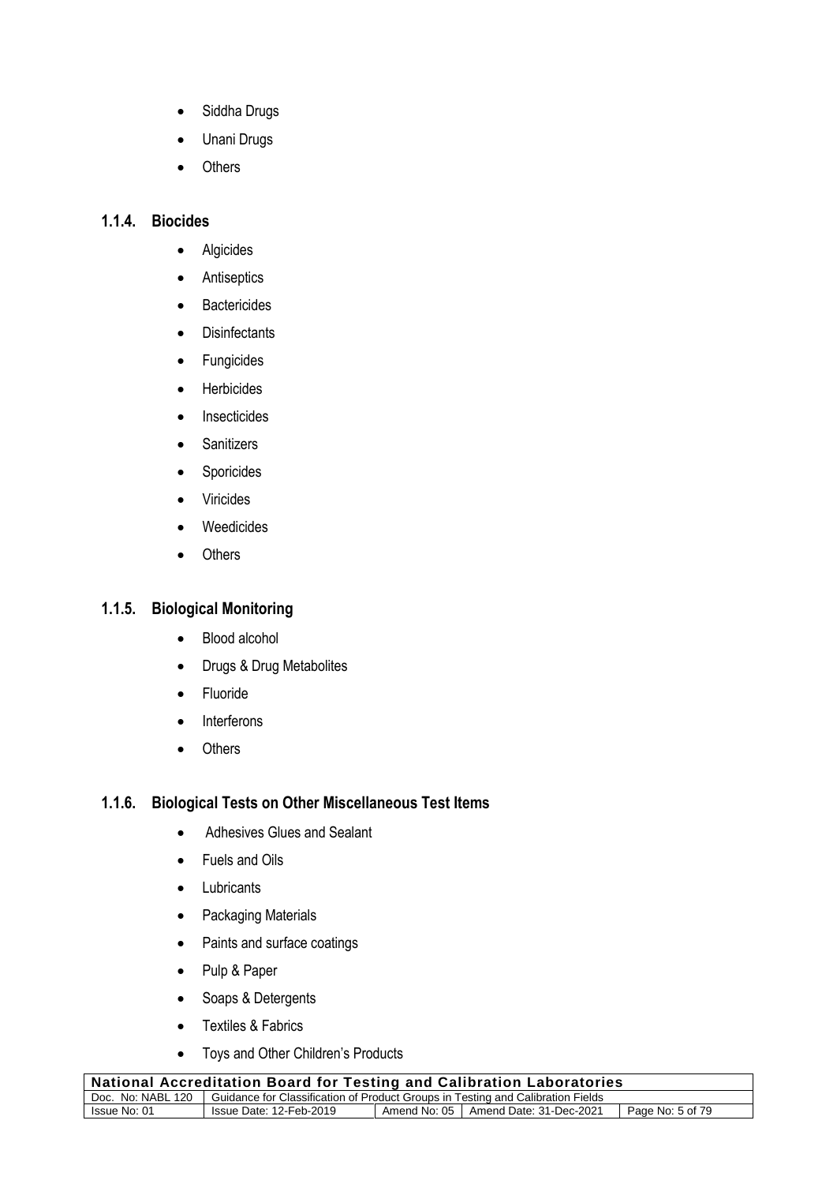- Siddha Drugs
- Unani Drugs
- Others

### 1.1.4. Biocides

- Algicides
- Antiseptics
- Bactericides
- Disinfectants
- Fungicides
- Herbicides
- Insecticides
- Sanitizers
- Sporicides
- Viricides
- Weedicides
- Others

### 1.1.5. Biological Monitoring

- Blood alcohol
- Drugs & Drug Metabolites
- Fluoride
- Interferons
- Others

### 1.1.6. Biological Tests on Other Miscellaneous Test Items

- Adhesives Glues and Sealant
- Fuels and Oils
- Lubricants
- Packaging Materials
- Paints and surface coatings
- Pulp & Paper
- Soaps & Detergents
- Textiles & Fabrics
- Toys and Other Children's Products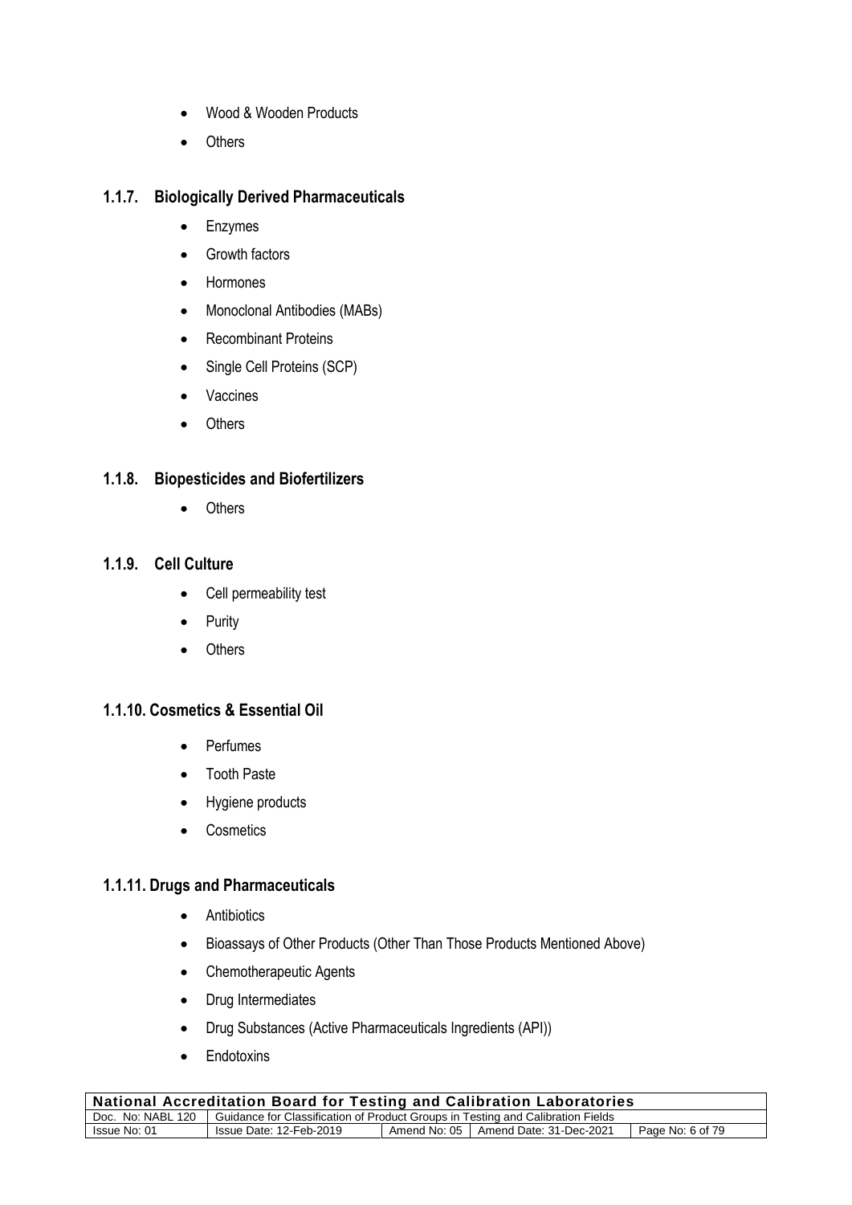- Wood & Wooden Products
- Others

### 1.1.7. Biologically Derived Pharmaceuticals

- Enzymes
- Growth factors
- Hormones
- Monoclonal Antibodies (MABs)
- Recombinant Proteins
- Single Cell Proteins (SCP)
- Vaccines
- Others

### 1.1.8. Biopesticides and Biofertilizers

- Others

### 1.1.9. Cell Culture

- Cell permeability test
- Purity
- Others

### 1.1.10. Cosmetics & Essential Oil

- Perfumes
- Tooth Paste
- Hygiene products
- Cosmetics

### 1.1.11. Drugs and Pharmaceuticals

- Antibiotics
- Bioassays of Other Products (Other Than Those Products Mentioned Above)
- Chemotherapeutic Agents
- Drug Intermediates
- Drug Substances (Active Pharmaceuticals Ingredients (API))
- Endotoxins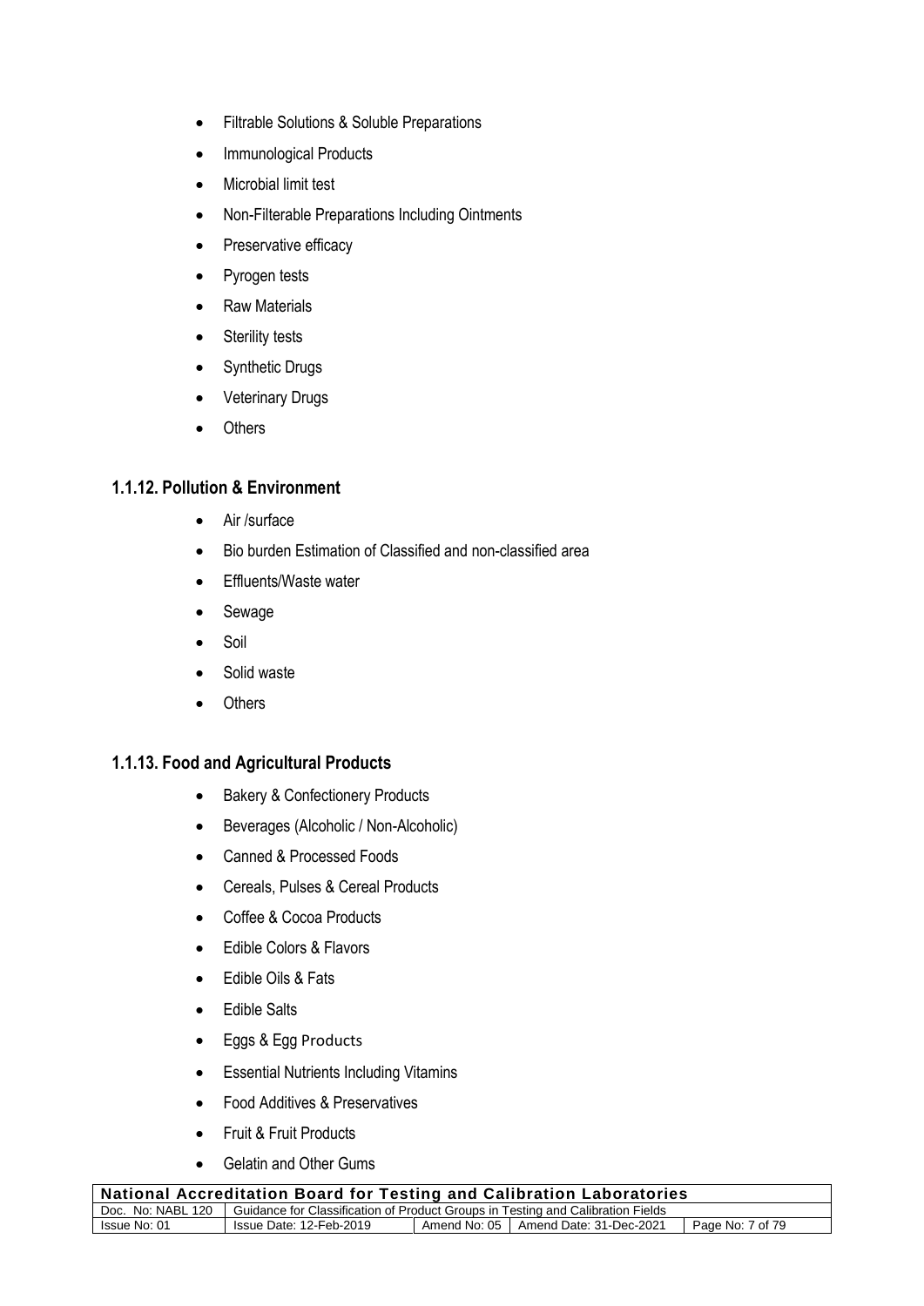- Filtrable Solutions & Soluble Preparations
- Immunological Products
- Microbial limit test
- Non-Filterable Preparations Including Ointments
- Preservative efficacy
- Pyrogen tests
- Raw Materials
- Sterility tests
- Synthetic Drugs
- Veterinary Drugs
- Others

### 1.1.12. Pollution & Environment

- Air /surface
- Bio burden Estimation of Classified and non-classified area
- Effluents/Waste water
- Sewage
- Soil
- Solid waste
- Others

### 1.1.13. Food and Agricultural Products

- Bakery & Confectionery Products
- Beverages (Alcoholic / Non-Alcoholic)
- Canned & Processed Foods
- Cereals, Pulses & Cereal Products
- Coffee & Cocoa Products
- Edible Colors & Flavors
- Edible Oils & Fats
- Edible Salts
- Eggs & Egg Products
- Essential Nutrients Including Vitamins
- Food Additives & Preservatives
- Fruit & Fruit Products
- Gelatin and Other Gums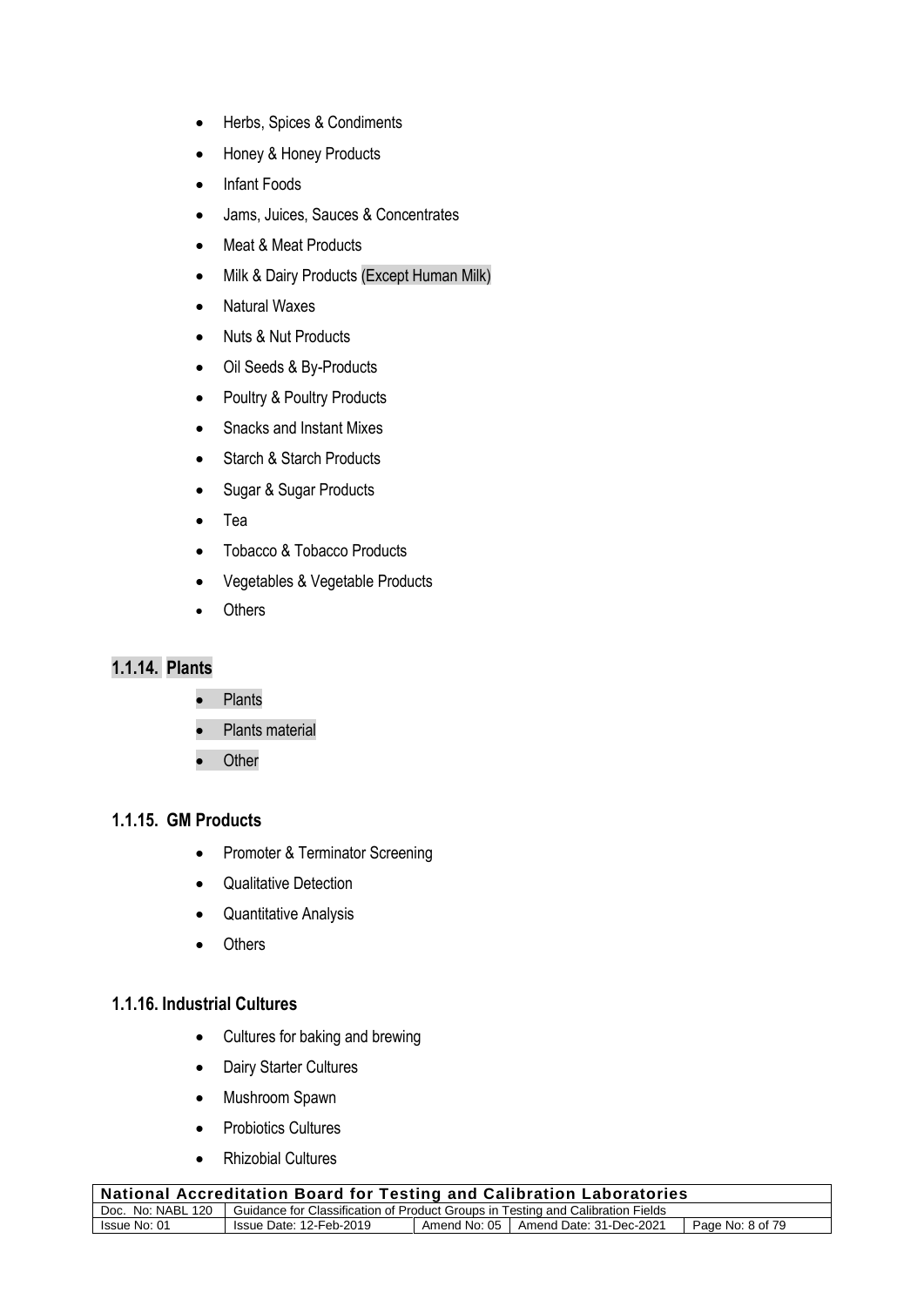- Herbs, Spices & Condiments
- Honey & Honey Products
- Infant Foods
- Jams, Juices, Sauces & Concentrates
- Meat & Meat Products
- Milk & Dairy Products (Except Human Milk)
- Natural Waxes
- Nuts & Nut Products
- Oil Seeds & By-Products
- Poultry & Poultry Products
- Snacks and Instant Mixes
- Starch & Starch Products
- Sugar & Sugar Products
- Tea
- Tobacco & Tobacco Products
- Vegetables & Vegetable Products
- Others

### 1.1.14. Plants

- Plants
- Plants material
- Other

### 1.1.15. GM Products

- Promoter & Terminator Screening
- Qualitative Detection
- Quantitative Analysis
- Others

### 1.1.16. Industrial Cultures

- Cultures for baking and brewing
- Dairy Starter Cultures
- Mushroom Spawn
- Probiotics Cultures
- Rhizobial Cultures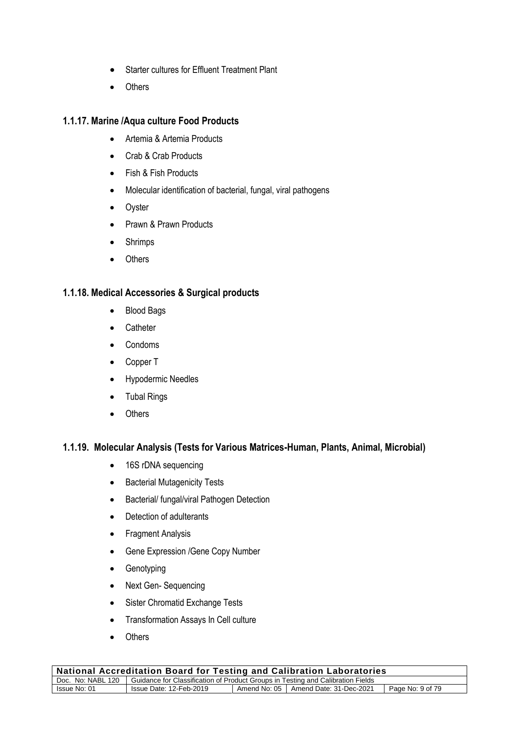- Starter cultures for Effluent Treatment Plant
- Others

### 1.1.17. Marine /Aqua culture Food Products

- Artemia & Artemia Products
- Crab & Crab Products
- Fish & Fish Products
- Molecular identification of bacterial, fungal, viral pathogens
- Oyster
- Prawn & Prawn Products
- Shrimps
- Others

### 1.1.18. Medical Accessories & Surgical products

- Blood Bags
- Catheter
- Condoms
- Copper T
- Hypodermic Needles
- Tubal Rings
- Others

### 1.1.19. Molecular Analysis (Tests for Various Matrices-Human, Plants, Animal, Microbial)

- 16S rDNA sequencing
- Bacterial Mutagenicity Tests
- Bacterial/ fungal/viral Pathogen Detection
- Detection of adulterants
- Fragment Analysis
- Gene Expression /Gene Copy Number
- Genotyping
- Next Gen- Sequencing
- Sister Chromatid Exchange Tests
- Transformation Assays In Cell culture
- Others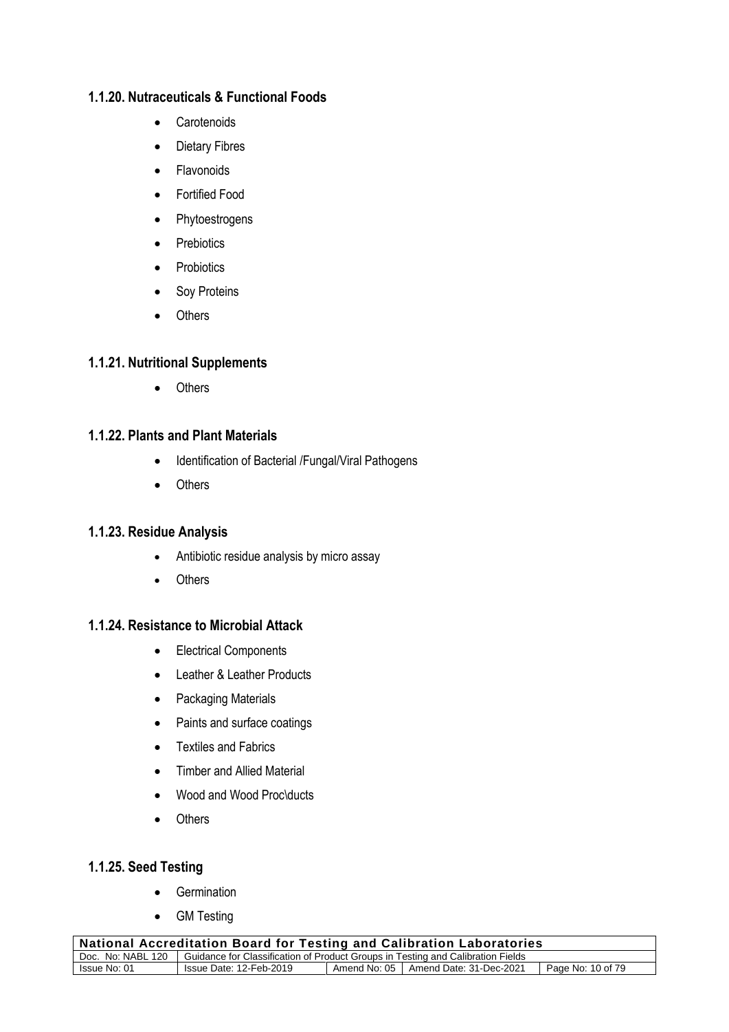### 1.1.20. Nutraceuticals & Functional Foods

- Carotenoids
- Dietary Fibres
- Flavonoids
- Fortified Food
- Phytoestrogens
- Prebiotics
- Probiotics
- Soy Proteins
- Others

### 1.1.21. Nutritional Supplements

- Others

### 1.1.22. Plants and Plant Materials

- Identification of Bacterial /Fungal/Viral Pathogens
- Others

### 1.1.23. Residue Analysis

- Antibiotic residue analysis by micro assay
- Others

### 1.1.24. Resistance to Microbial Attack

- Electrical Components
- Leather & Leather Products
- Packaging Materials
- Paints and surface coatings
- Textiles and Fabrics
- Timber and Allied Material
- Wood and Wood Proc\ducts
- Others

### 1.1.25. Seed Testing

- Germination
- GM Testing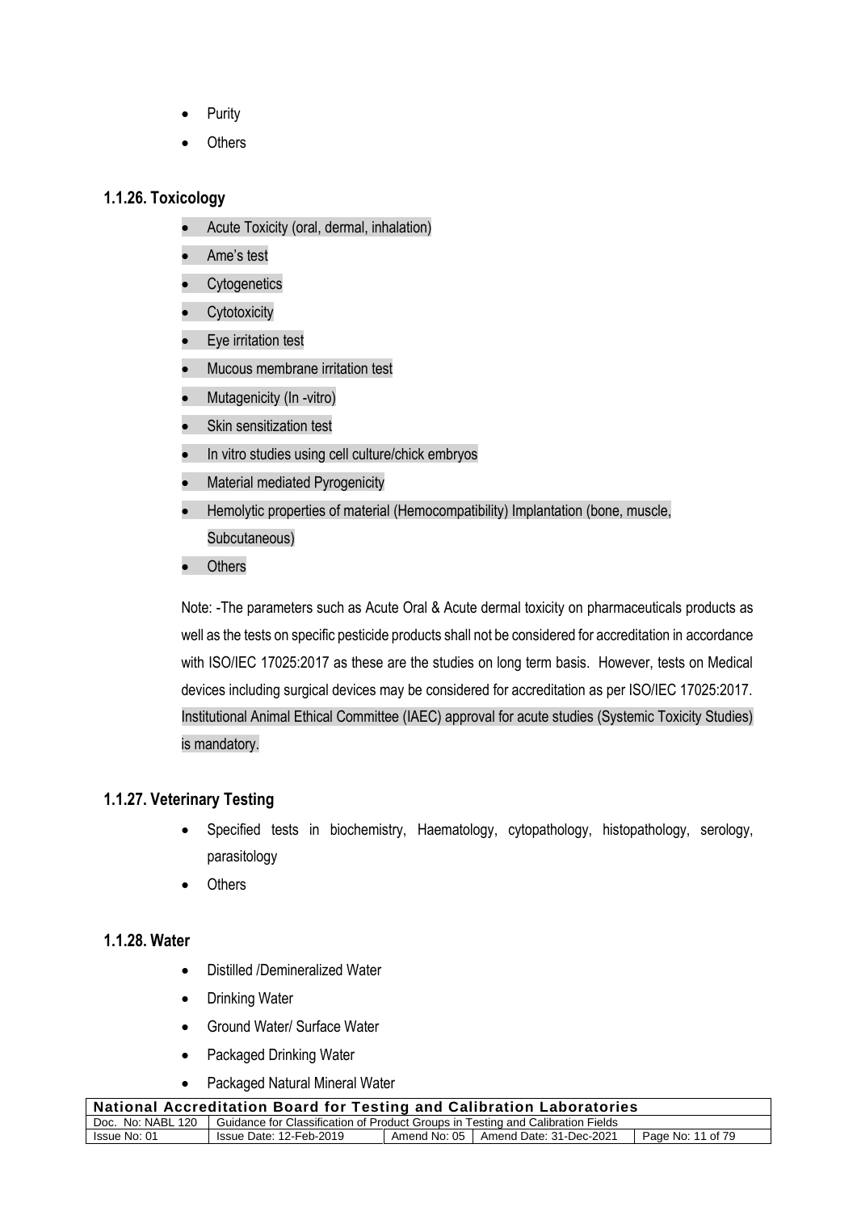- Purity
- Others

### 1.1.26. Toxicology

- Acute Toxicity (oral, dermal, inhalation)
- Ame's test
- Cytogenetics
- Cytotoxicity
- Eye irritation test
- Mucous membrane irritation test
- Mutagenicity (In -vitro)
- Skin sensitization test
- In vitro studies using cell culture/chick embryos
- Material mediated Pyrogenicity
- Hemolytic properties of material (Hemocompatibility) Implantation (bone, muscle, Subcutaneous)
- Others

Note: -The parameters such as Acute Oral & Acute dermal toxicity on pharmaceuticals products as well as the tests on specific pesticide products shall not be considered for accreditation in accordance with ISO/IEC 17025:2017 as these are the studies on long term basis. However, tests on Medical devices including surgical devices may be considered for accreditation as per ISO/IEC 17025:2017. Institutional Animal Ethical Committee (IAEC) approval for acute studies (Systemic Toxicity Studies) is mandatory.

### 1.1.27. Veterinary Testing

- Specified tests in biochemistry, Haematology, cytopathology, histopathology, serology, parasitology
- Others

### 1.1.28. Water

- Distilled /Demineralized Water
- Drinking Water
- Ground Water/ Surface Water
- Packaged Drinking Water
- Packaged Natural Mineral Water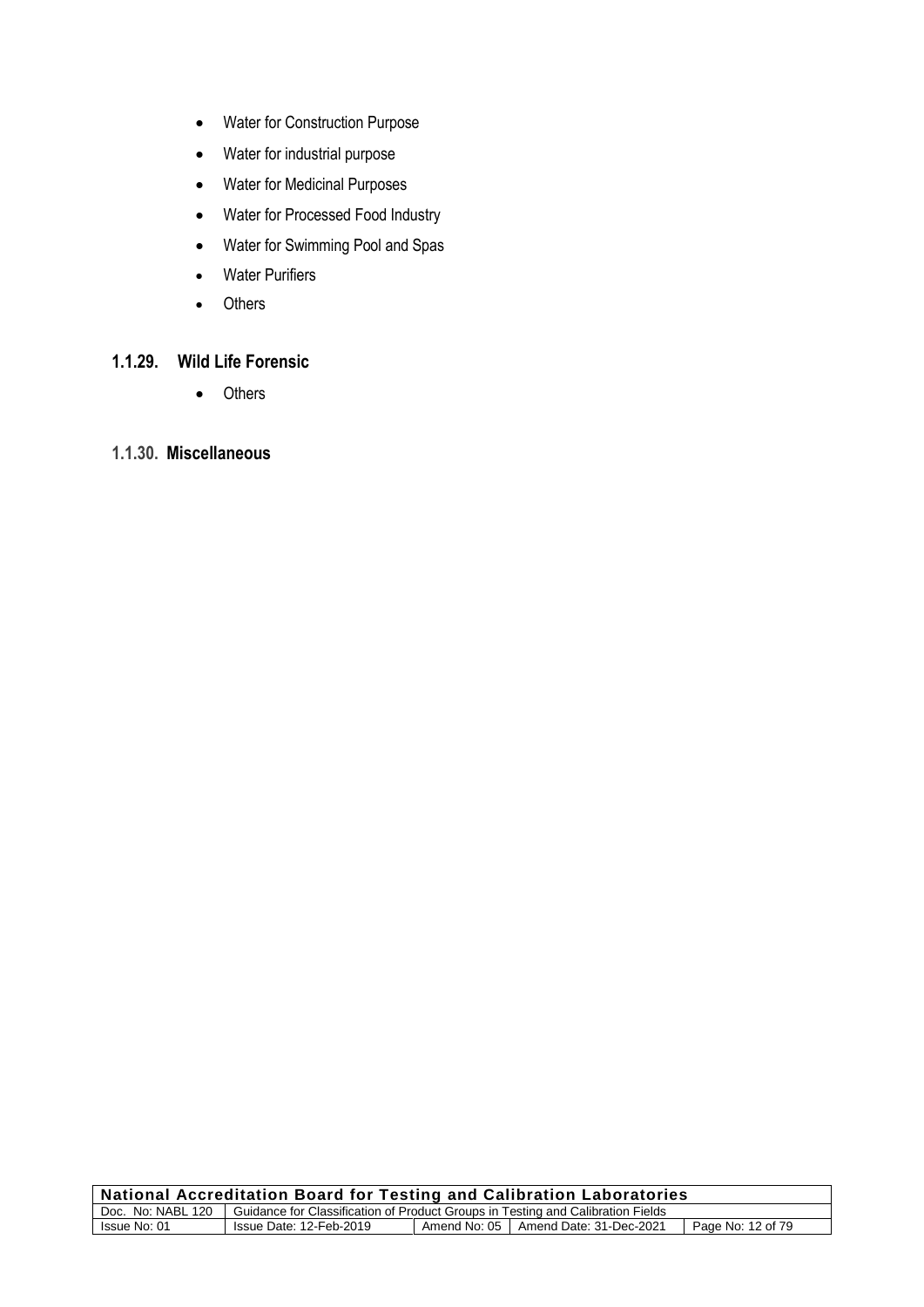- Water for Construction Purpose
- Water for industrial purpose
- Water for Medicinal Purposes
- Water for Processed Food Industry
- Water for Swimming Pool and Spas
- Water Purifiers
- Others

### 1.1.29. Wild Life Forensic

- Others

### 1.1.30. Miscellaneous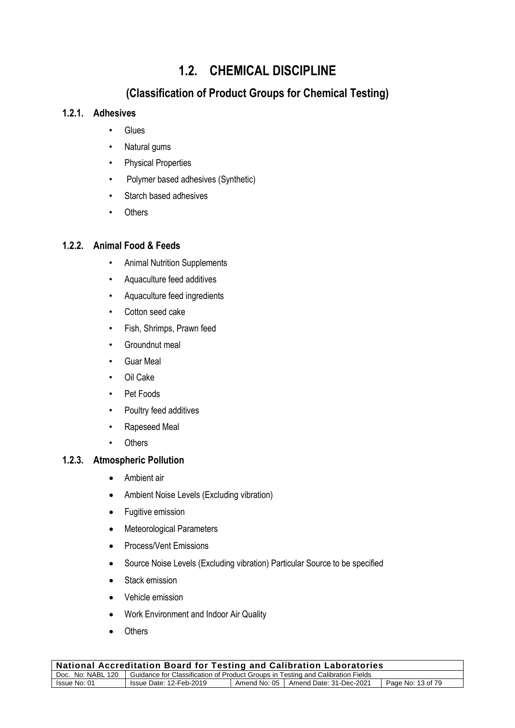# 1.2. CHEMICAL DISCIPLINE

## (Classification of Product Groups for Chemical Testing)

### 1.2.1. Adhesives

- Glues
- Natural gums
- Physical Properties
- Polymer based adhesives (Synthetic)
- Starch based adhesives
- Others

### 1.2.2. Animal Food & Feeds

- Animal Nutrition Supplements
- Aquaculture feed additives
- Aquaculture feed ingredients
- Cotton seed cake
- Fish, Shrimps, Prawn feed
- Groundnut meal
- Guar Meal
- Oil Cake
- Pet Foods
- Poultry feed additives
- Rapeseed Meal
- Others

### 1.2.3. Atmospheric Pollution

- Ambient air
- Ambient Noise Levels (Excluding vibration)
- Fugitive emission
- Meteorological Parameters
- Process/Vent Emissions
- Source Noise Levels (Excluding vibration) Particular Source to be specified
- Stack emission
- Vehicle emission
- Work Environment and Indoor Air Quality
- Others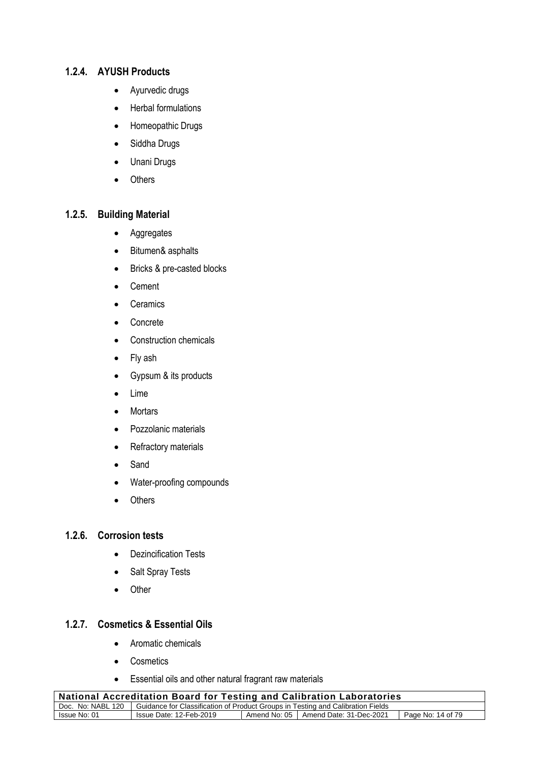### 1.2.4. AYUSH Products

- Ayurvedic drugs
- Herbal formulations
- Homeopathic Drugs
- Siddha Drugs
- Unani Drugs
- Others

### 1.2.5. Building Material

- Aggregates
- Bitumen& asphalts
- Bricks & pre-casted blocks
- Cement
- Ceramics
- Concrete
- Construction chemicals
- Fly ash
- Gypsum & its products
- Lime
- Mortars
- Pozzolanic materials
- Refractory materials
- Sand
- Water-proofing compounds
- Others

### 1.2.6. Corrosion tests

- Dezincification Tests
- Salt Spray Tests
- Other

### 1.2.7. Cosmetics & Essential Oils

- Aromatic chemicals
- Cosmetics
- Essential oils and other natural fragrant raw materials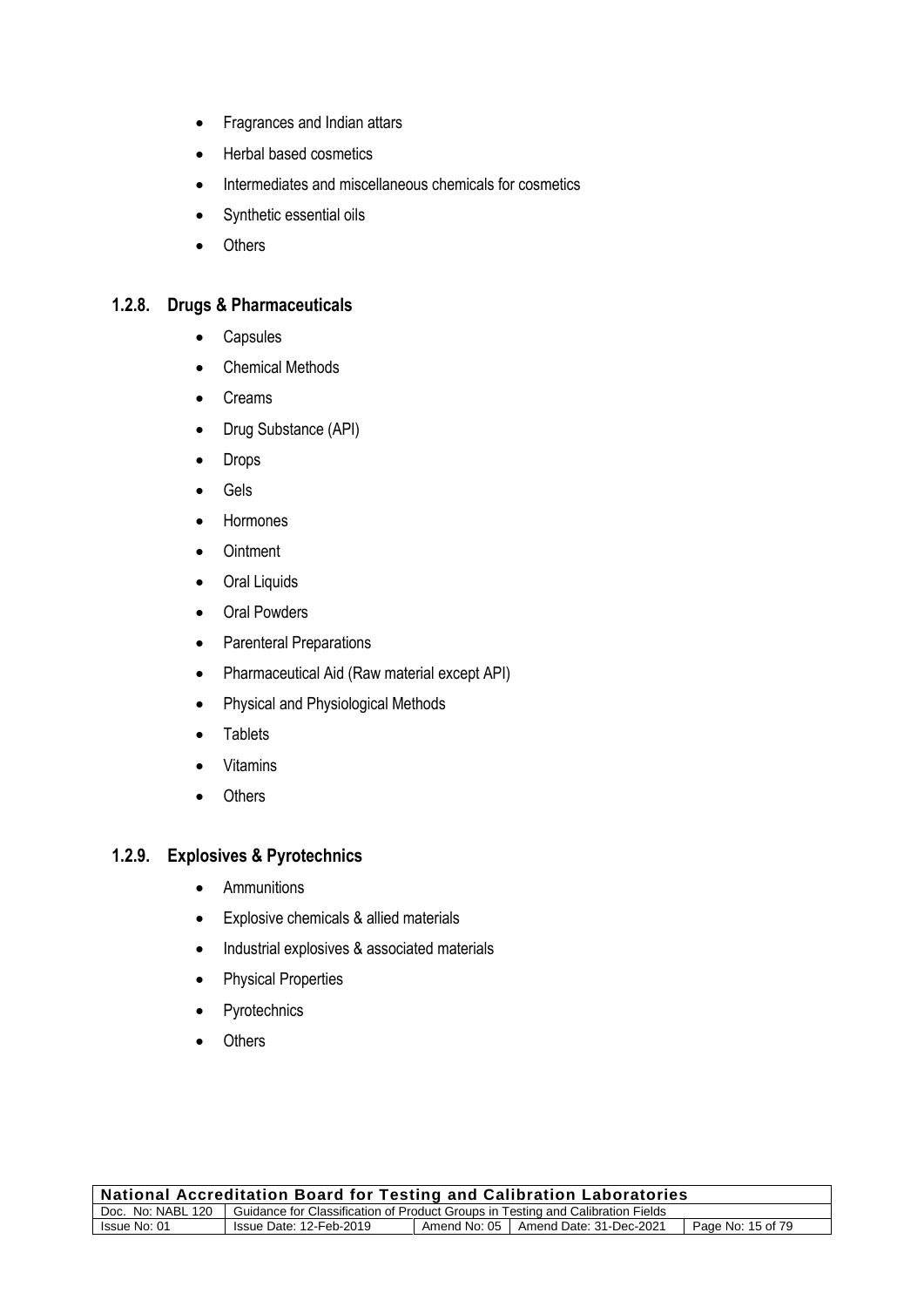- Fragrances and Indian attars
- Herbal based cosmetics
- Intermediates and miscellaneous chemicals for cosmetics
- Synthetic essential oils
- Others

### 1.2.8. Drugs & Pharmaceuticals

- Capsules
- Chemical Methods
- Creams
- Drug Substance (API)
- Drops
- Gels
- Hormones
- Ointment
- Oral Liquids
- Oral Powders
- Parenteral Preparations
- Pharmaceutical Aid (Raw material except API)
- Physical and Physiological Methods
- Tablets
- Vitamins
- Others

### 1.2.9. Explosives & Pyrotechnics

- Ammunitions
- Explosive chemicals & allied materials
- Industrial explosives & associated materials
- Physical Properties
- Pyrotechnics
- Others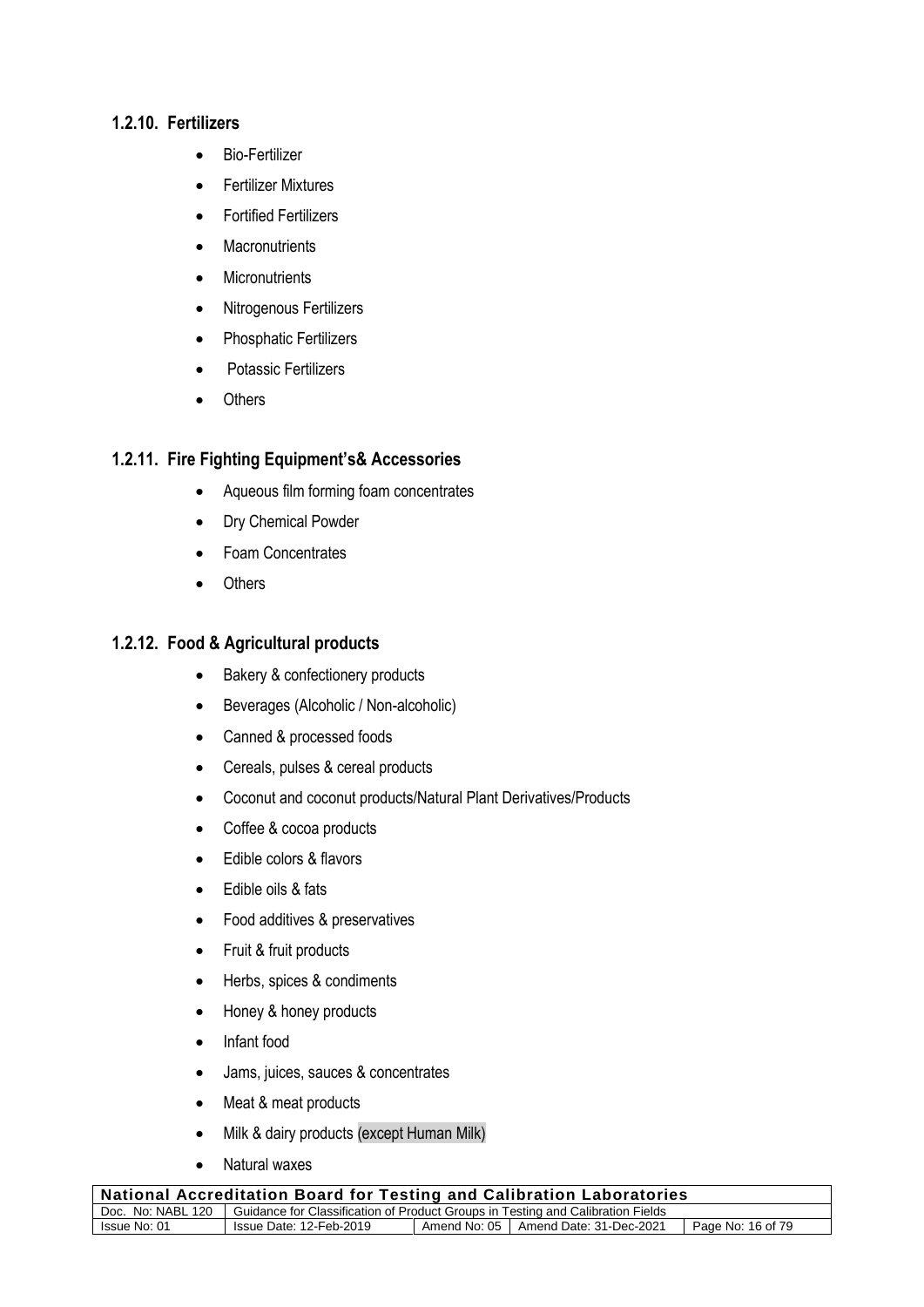### 1.2.10. Fertilizers

- Bio-Fertilizer
- Fertilizer Mixtures
- Fortified Fertilizers
- Macronutrients
- Micronutrients
- Nitrogenous Fertilizers
- Phosphatic Fertilizers
- Potassic Fertilizers
- Others

### 1.2.11. Fire Fighting Equipment's& Accessories

- Aqueous film forming foam concentrates
- Dry Chemical Powder
- Foam Concentrates
- Others

### 1.2.12. Food & Agricultural products

- Bakery & confectionery products
- Beverages (Alcoholic / Non-alcoholic)
- Canned & processed foods
- Cereals, pulses & cereal products
- Coconut and coconut products/Natural Plant Derivatives/Products
- Coffee & cocoa products
- Edible colors & flavors
- Edible oils & fats
- Food additives & preservatives
- Fruit & fruit products
- Herbs, spices & condiments
- Honey & honey products
- Infant food
- Jams, juices, sauces & concentrates
- Meat & meat products
- Milk & dairy products (except Human Milk)
- Natural waxes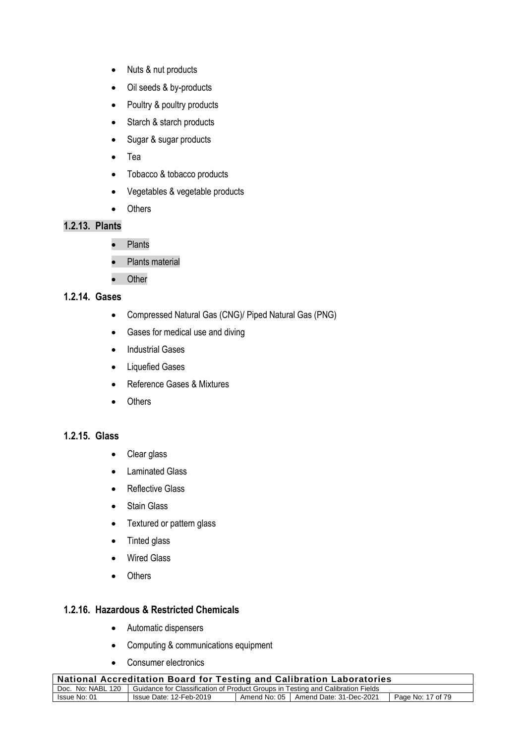- Nuts & nut products
- Oil seeds & by-products
- Poultry & poultry products
- Starch & starch products
- Sugar & sugar products
- Tea
- Tobacco & tobacco products
- Vegetables & vegetable products
- Others

### 1.2.13. Plants

- Plants
- Plants material
- Other

### 1.2.14. Gases

- Compressed Natural Gas (CNG)/ Piped Natural Gas (PNG)
- Gases for medical use and diving
- Industrial Gases
- Liquefied Gases
- Reference Gases & Mixtures
- Others

### 1.2.15. Glass

- Clear glass
- Laminated Glass
- Reflective Glass
- Stain Glass
- Textured or pattern glass
- Tinted glass
- Wired Glass
- Others

### 1.2.16. Hazardous & Restricted Chemicals

- Automatic dispensers
- Computing & communications equipment
- Consumer electronics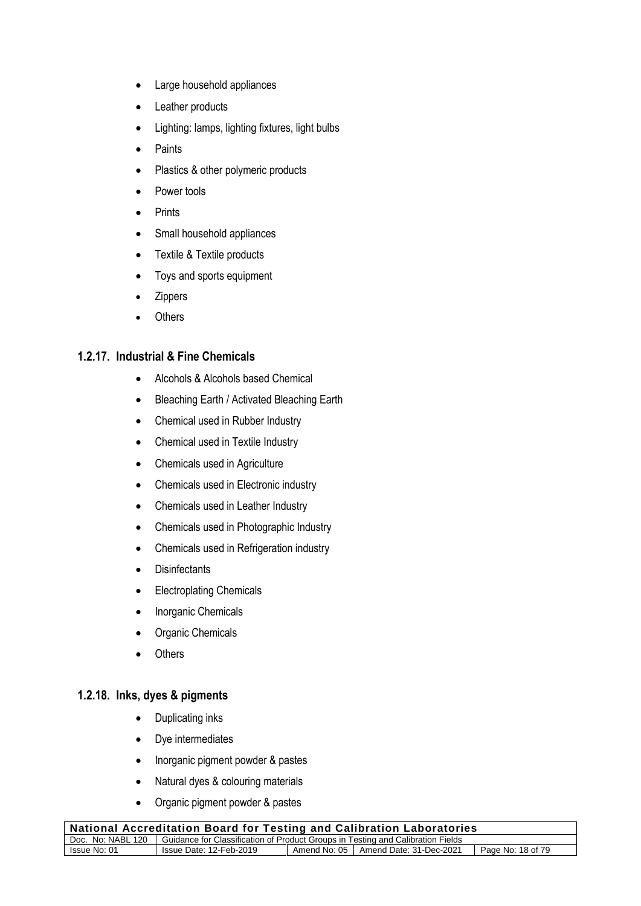- Large household appliances
- Leather products
- Lighting: lamps, lighting fixtures, light bulbs
- Paints
- Plastics & other polymeric products
- Power tools
- Prints
- Small household appliances
- Textile & Textile products
- Toys and sports equipment
- Zippers
- Others

### 1.2.17. Industrial & Fine Chemicals

- Alcohols & Alcohols based Chemical
- Bleaching Earth / Activated Bleaching Earth
- Chemical used in Rubber Industry
- Chemical used in Textile Industry
- Chemicals used in Agriculture
- Chemicals used in Electronic industry
- Chemicals used in Leather Industry
- Chemicals used in Photographic Industry
- Chemicals used in Refrigeration industry
- Disinfectants
- Electroplating Chemicals
- Inorganic Chemicals
- Organic Chemicals
- Others

### 1.2.18. Inks, dyes & pigments

- Duplicating inks
- Dye intermediates
- Inorganic pigment powder & pastes
- Natural dyes & colouring materials
- Organic pigment powder & pastes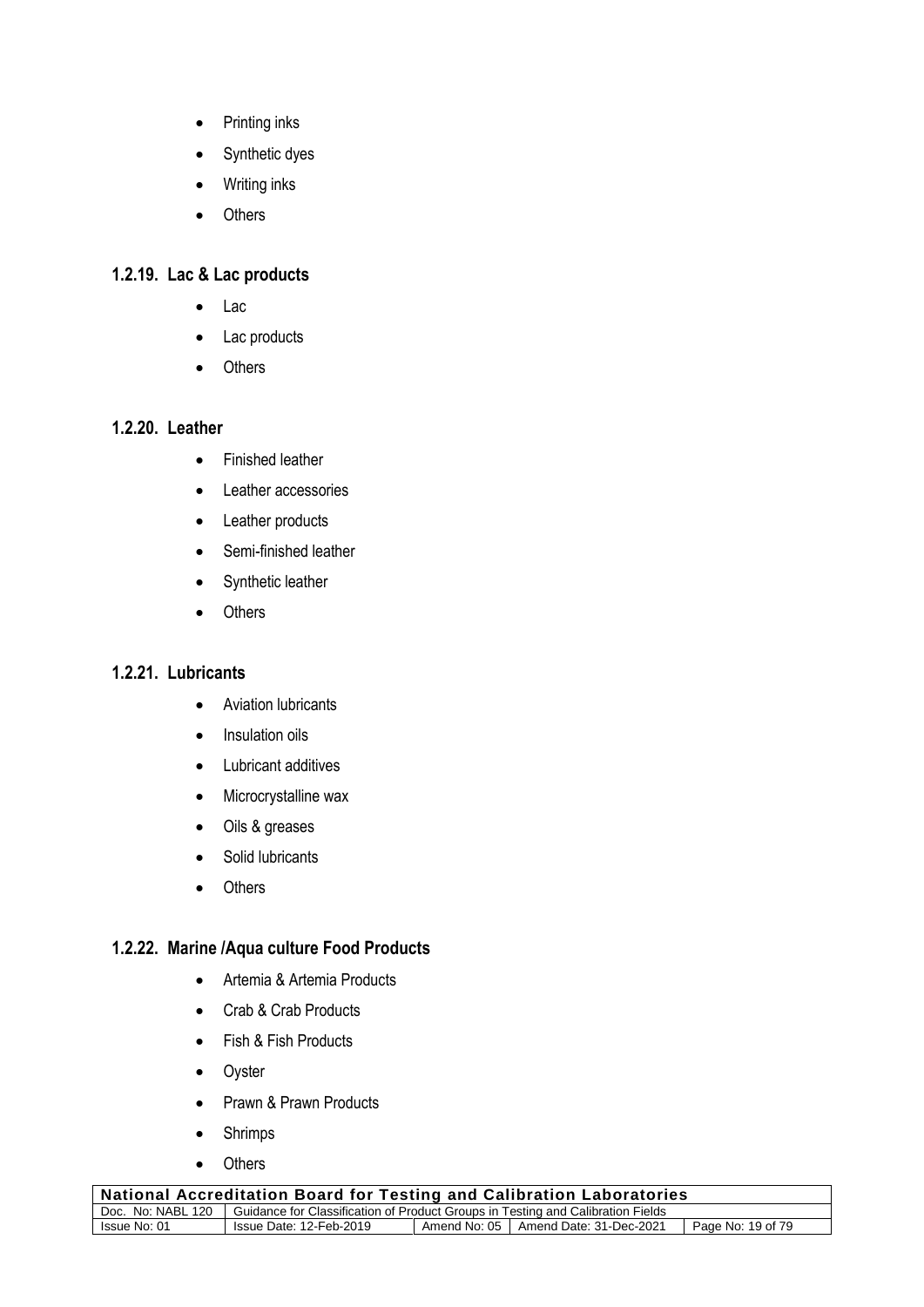- Printing inks
- Synthetic dyes
- Writing inks
- Others

### 1.2.19. Lac & Lac products

- Lac
- Lac products
- Others

### 1.2.20. Leather

- Finished leather
- Leather accessories
- Leather products
- Semi-finished leather
- Synthetic leather
- Others

### 1.2.21. Lubricants

- Aviation lubricants
- Insulation oils
- Lubricant additives
- Microcrystalline wax
- Oils & greases
- Solid lubricants
- Others

### 1.2.22. Marine /Aqua culture Food Products

- Artemia & Artemia Products
- Crab & Crab Products
- Fish & Fish Products
- Oyster
- Prawn & Prawn Products
- Shrimps
- Others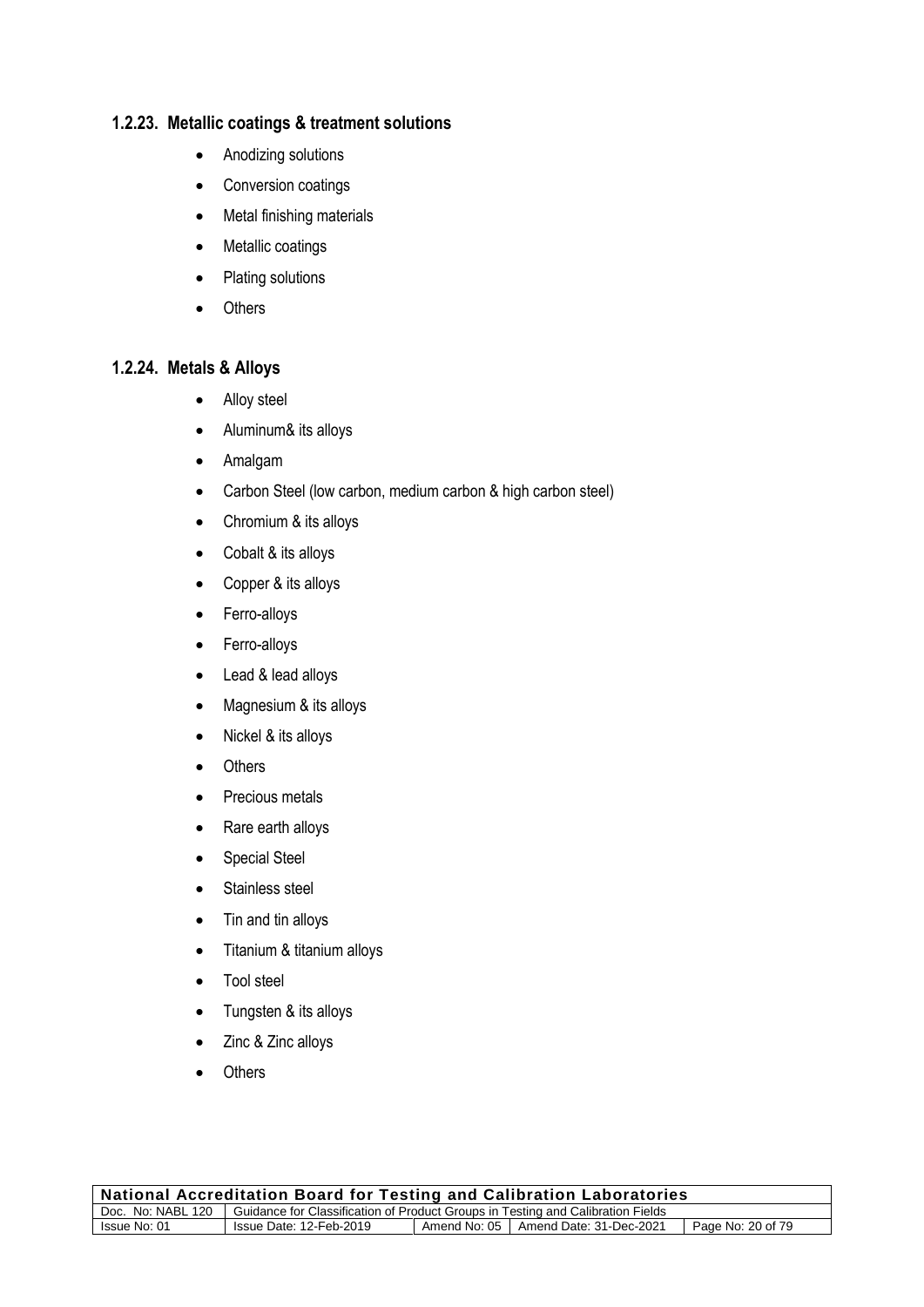### 1.2.23. Metallic coatings & treatment solutions

- Anodizing solutions
- Conversion coatings
- Metal finishing materials
- Metallic coatings
- Plating solutions
- Others

### 1.2.24. Metals & Alloys

- Alloy steel
- Aluminum& its alloys
- Amalgam
- Carbon Steel (low carbon, medium carbon & high carbon steel)
- Chromium & its alloys
- Cobalt & its alloys
- Copper & its alloys
- Ferro-alloys
- Ferro-alloys
- Lead & lead alloys
- Magnesium & its alloys
- Nickel & its alloys
- Others
- Precious metals
- Rare earth alloys
- Special Steel
- Stainless steel
- Tin and tin alloys
- Titanium & titanium alloys
- Tool steel
- Tungsten & its alloys
- Zinc & Zinc alloys
- Others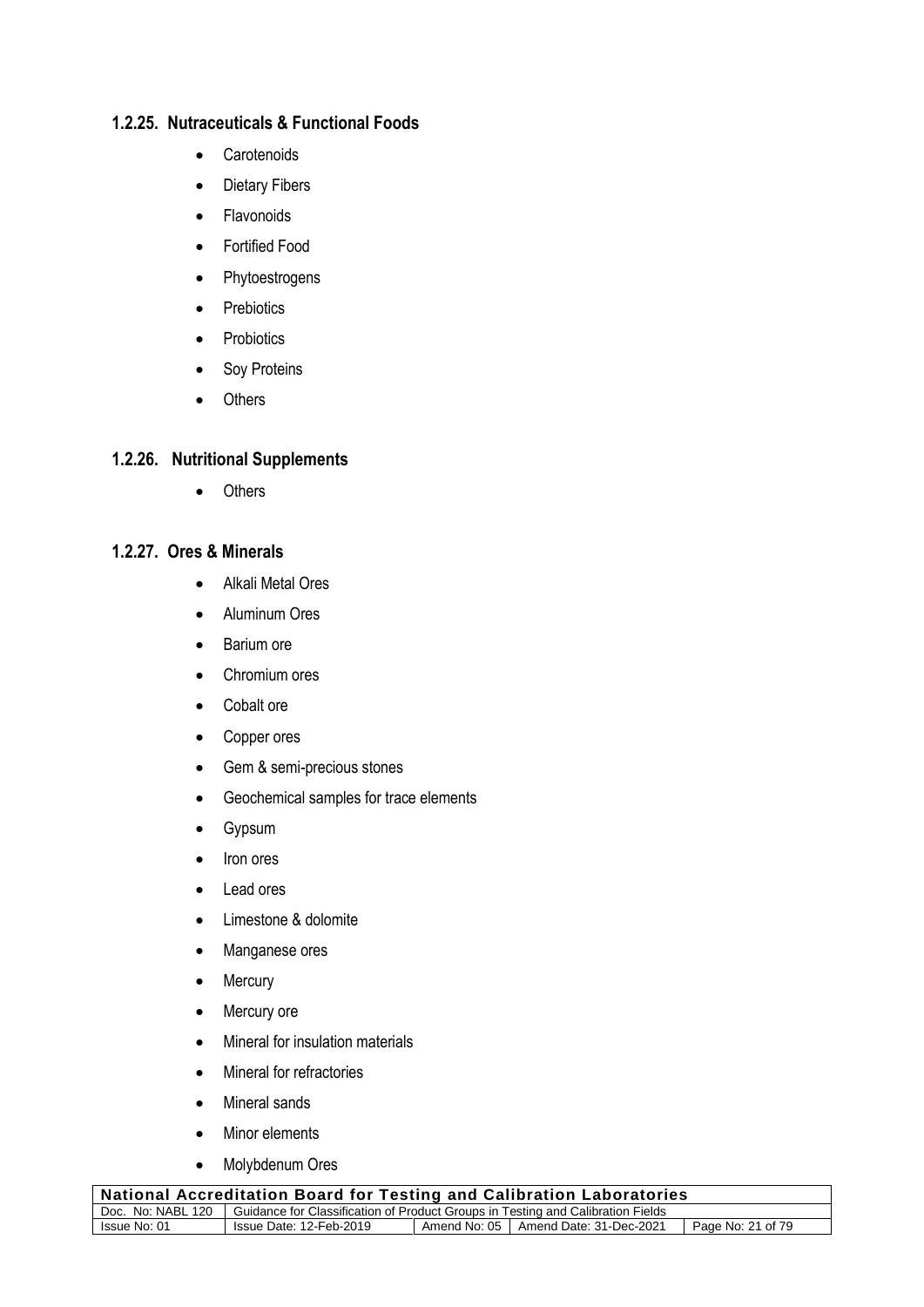### 1.2.25. Nutraceuticals & Functional Foods

- Carotenoids
- Dietary Fibers
- Flavonoids
- Fortified Food
- Phytoestrogens
- Prebiotics
- Probiotics
- Soy Proteins
- Others

### 1.2.26. Nutritional Supplements

- Others

### 1.2.27. Ores & Minerals

- Alkali Metal Ores
- Aluminum Ores
- Barium ore
- Chromium ores
- Cobalt ore
- Copper ores
- Gem & semi-precious stones
- Geochemical samples for trace elements
- Gypsum
- Iron ores
- Lead ores
- Limestone & dolomite
- Manganese ores
- Mercury
- Mercury ore
- Mineral for insulation materials
- Mineral for refractories
- Mineral sands
- Minor elements
- Molybdenum Ores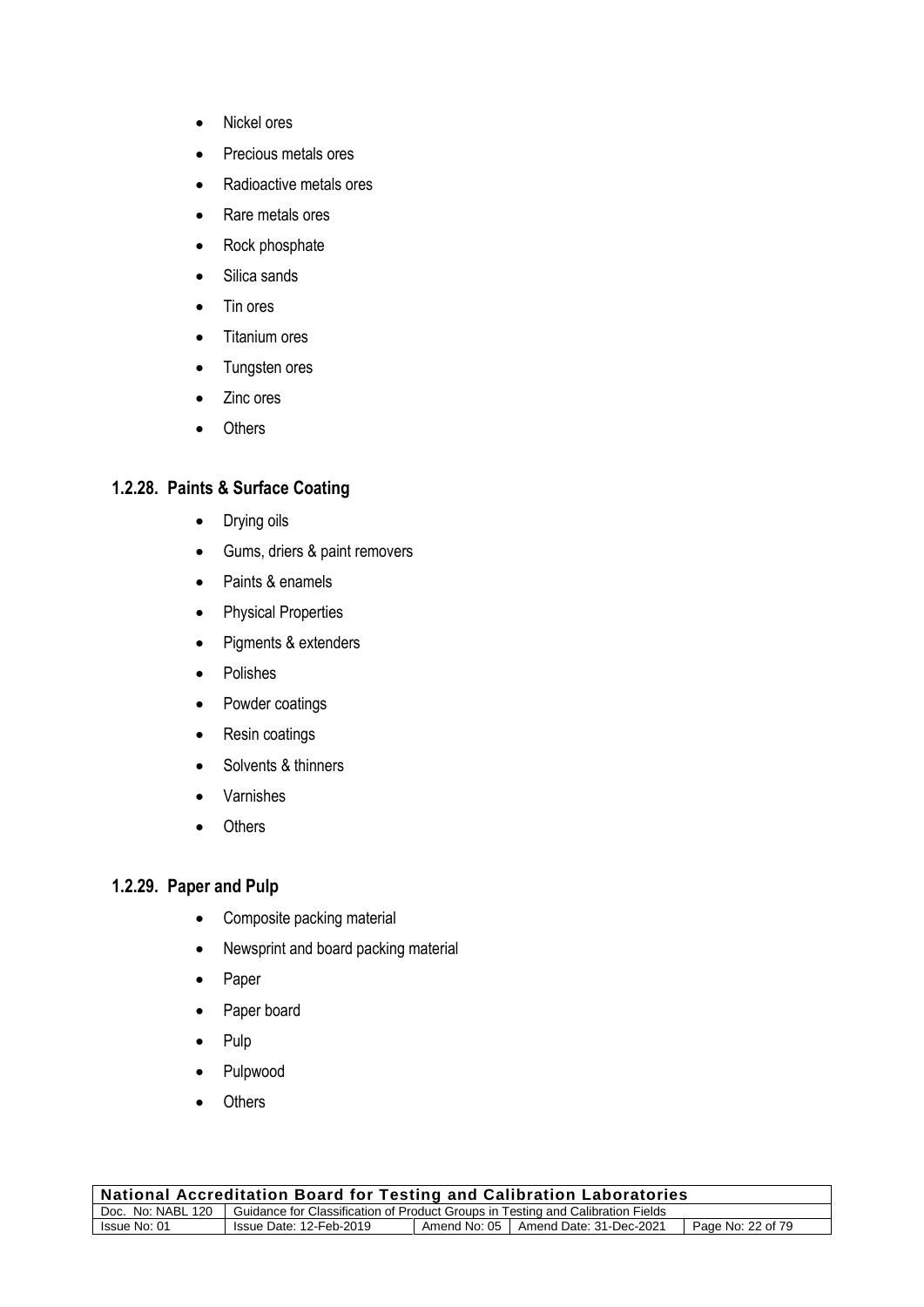- Nickel ores
- Precious metals ores
- Radioactive metals ores
- Rare metals ores
- Rock phosphate
- Silica sands
- Tin ores
- Titanium ores
- Tungsten ores
- Zinc ores
- Others

### 1.2.28. Paints & Surface Coating

- Drying oils
- Gums, driers & paint removers
- Paints & enamels
- Physical Properties
- Pigments & extenders
- Polishes
- Powder coatings
- Resin coatings
- Solvents & thinners
- Varnishes
- Others

### 1.2.29. Paper and Pulp

- Composite packing material
- Newsprint and board packing material
- Paper
- Paper board
- Pulp
- Pulpwood
- Others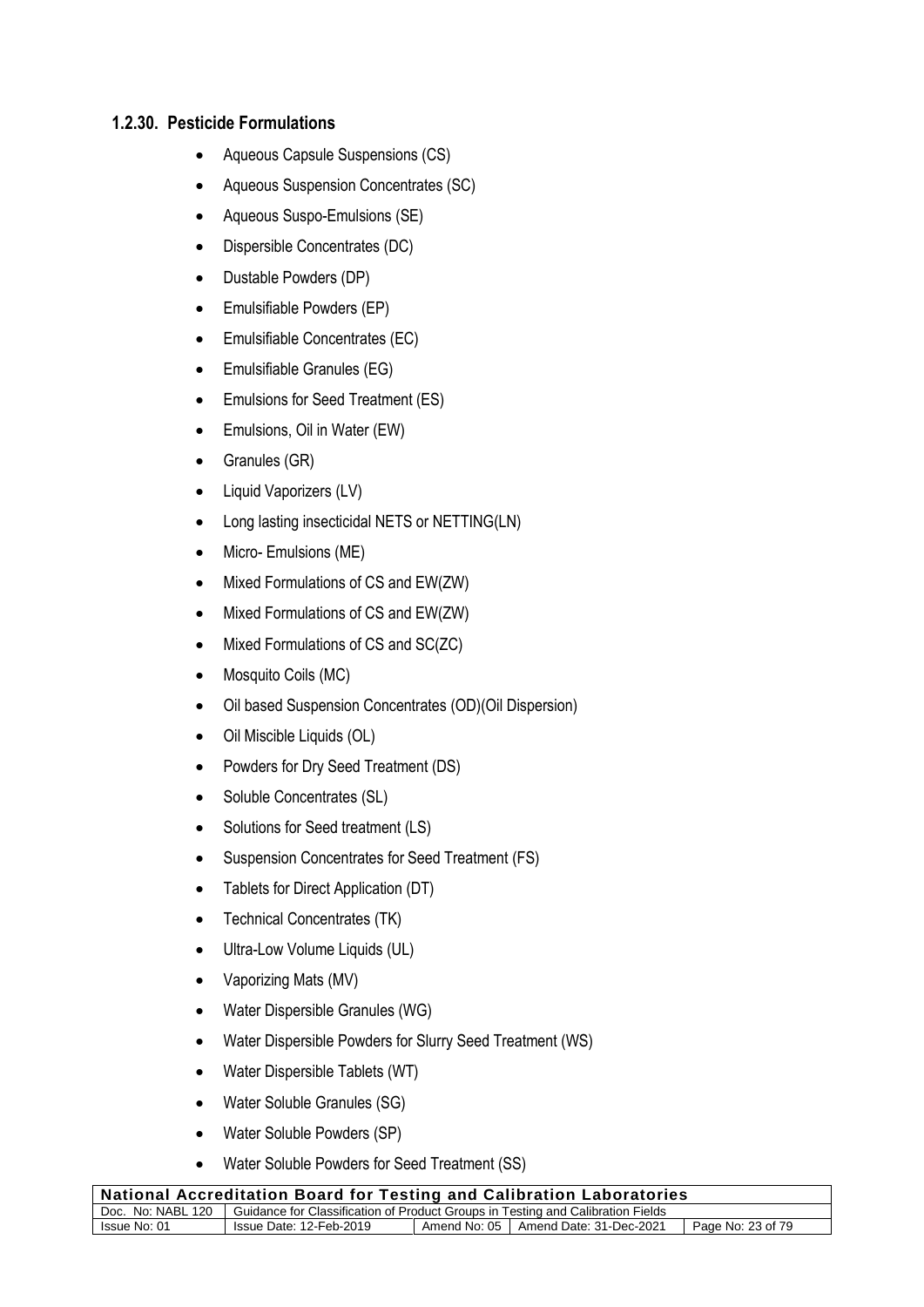### 1.2.30. Pesticide Formulations

- Aqueous Capsule Suspensions (CS)
- Aqueous Suspension Concentrates (SC)
- Aqueous Suspo-Emulsions (SE)
- Dispersible Concentrates (DC)
- Dustable Powders (DP)
- Emulsifiable Powders (EP)
- Emulsifiable Concentrates (EC)
- Emulsifiable Granules (EG)
- Emulsions for Seed Treatment (ES)
- Emulsions, Oil in Water (EW)
- Granules (GR)
- Liquid Vaporizers (LV)
- Long lasting insecticidal NETS or NETTING(LN)
- Micro- Emulsions (ME)
- Mixed Formulations of CS and EW(ZW)
- Mixed Formulations of CS and EW(ZW)
- Mixed Formulations of CS and SC(ZC)
- Mosquito Coils (MC)
- Oil based Suspension Concentrates (OD)(Oil Dispersion)
- Oil Miscible Liquids (OL)
- Powders for Dry Seed Treatment (DS)
- Soluble Concentrates (SL)
- Solutions for Seed treatment (LS)
- Suspension Concentrates for Seed Treatment (FS)
- Tablets for Direct Application (DT)
- Technical Concentrates (TK)
- Ultra-Low Volume Liquids (UL)
- Vaporizing Mats (MV)
- Water Dispersible Granules (WG)
- Water Dispersible Powders for Slurry Seed Treatment (WS)
- Water Dispersible Tablets (WT)
- Water Soluble Granules (SG)
- Water Soluble Powders (SP)
- Water Soluble Powders for Seed Treatment (SS)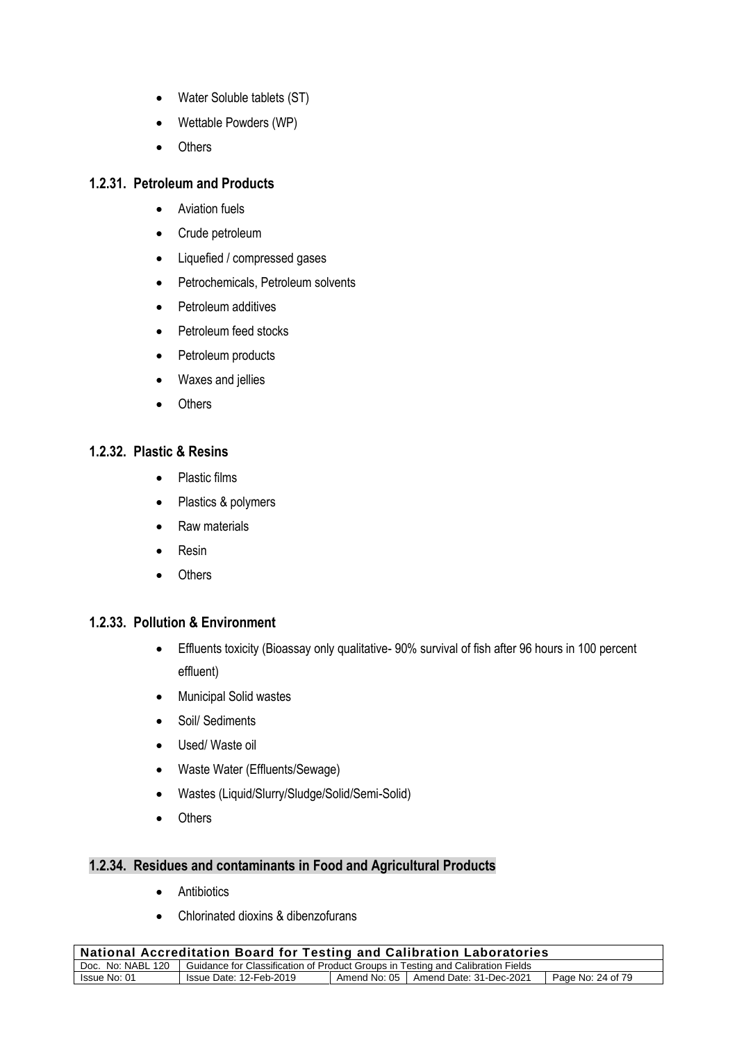- Water Soluble tablets (ST)
- Wettable Powders (WP)
- Others

### 1.2.31. Petroleum and Products

- Aviation fuels
- Crude petroleum
- Liquefied / compressed gases
- Petrochemicals, Petroleum solvents
- Petroleum additives
- Petroleum feed stocks
- Petroleum products
- Waxes and jellies
- Others

### 1.2.32. Plastic & Resins

- Plastic films
- Plastics & polymers
- Raw materials
- Resin
- Others

### 1.2.33. Pollution & Environment

- Effluents toxicity (Bioassay only qualitative- 90% survival of fish after 96 hours in 100 percent effluent)
- Municipal Solid wastes
- Soil/ Sediments
- Used/ Waste oil
- Waste Water (Effluents/Sewage)
- Wastes (Liquid/Slurry/Sludge/Solid/Semi-Solid)
- Others

### 1.2.34. Residues and contaminants in Food and Agricultural Products

- Antibiotics
- Chlorinated dioxins & dibenzofurans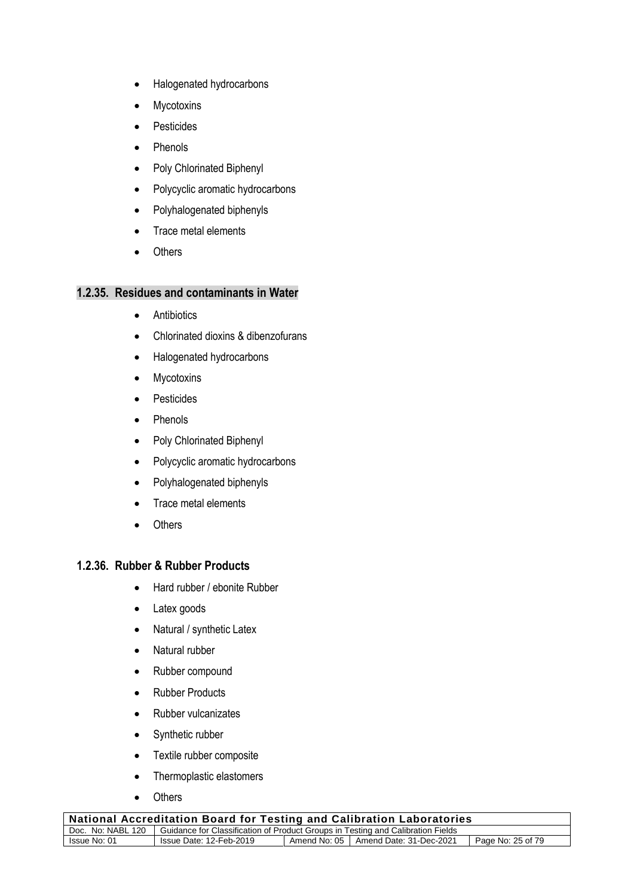- Halogenated hydrocarbons
- Mycotoxins
- Pesticides
- Phenols
- Poly Chlorinated Biphenyl
- Polycyclic aromatic hydrocarbons
- Polyhalogenated biphenyls
- Trace metal elements
- Others

### 1.2.35. Residues and contaminants in Water

- Antibiotics
- Chlorinated dioxins & dibenzofurans
- Halogenated hydrocarbons
- Mycotoxins
- Pesticides
- Phenols
- Poly Chlorinated Biphenyl
- Polycyclic aromatic hydrocarbons
- Polyhalogenated biphenyls
- Trace metal elements
- Others

### 1.2.36. Rubber & Rubber Products

- Hard rubber / ebonite Rubber
- Latex goods
- Natural / synthetic Latex
- Natural rubber
- Rubber compound
- Rubber Products
- Rubber vulcanizates
- Synthetic rubber
- Textile rubber composite
- Thermoplastic elastomers
- Others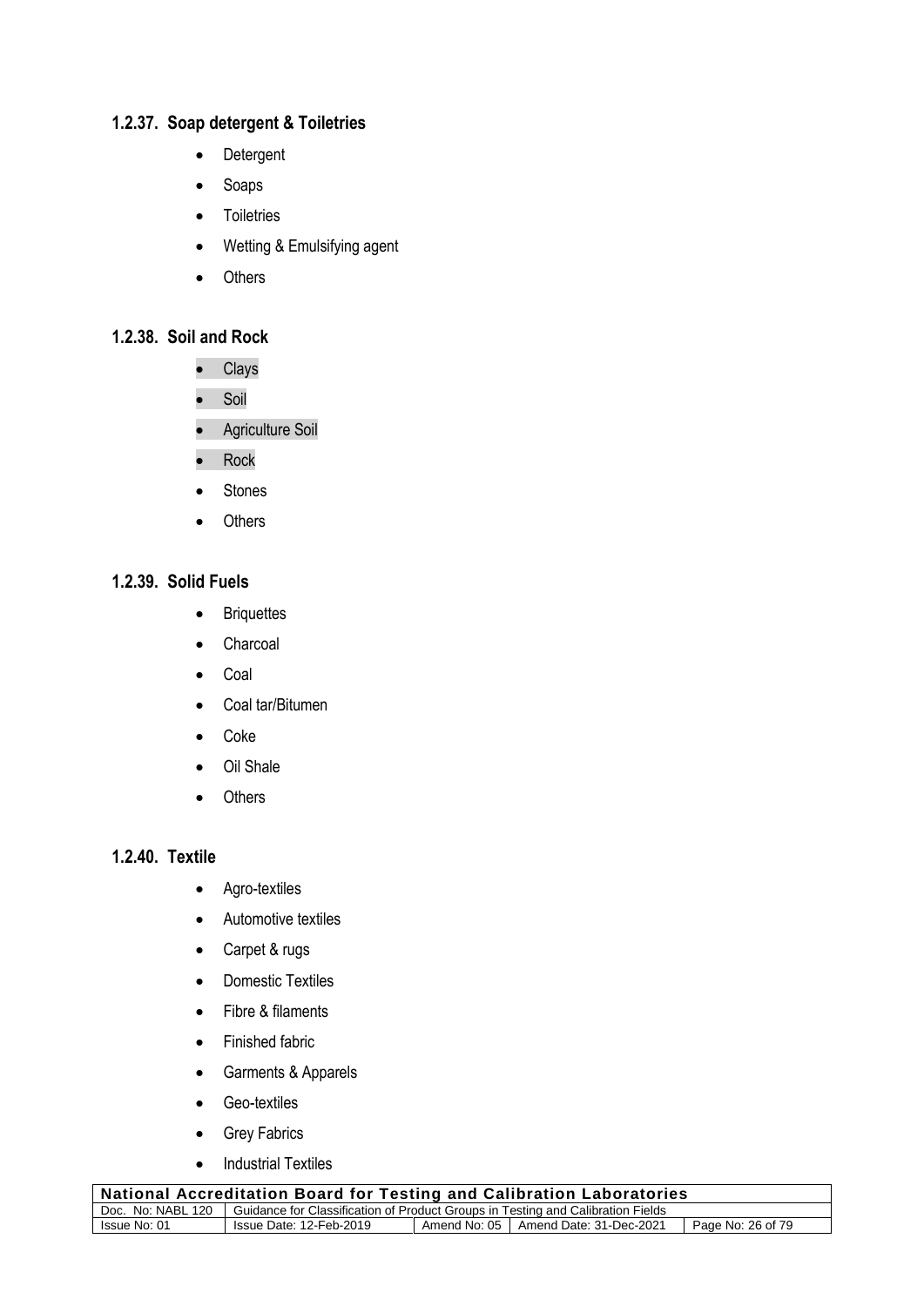### 1.2.37. Soap detergent & Toiletries

- Detergent
- Soaps
- Toiletries
- Wetting & Emulsifying agent
- Others

### 1.2.38. Soil and Rock

- Clays
- Soil
- Agriculture Soil
- Rock
- Stones
- Others

### 1.2.39. Solid Fuels

- Briquettes
- Charcoal
- Coal
- Coal tar/Bitumen
- Coke
- Oil Shale
- Others

### 1.2.40. Textile

- Agro-textiles
- Automotive textiles
- Carpet & rugs
- Domestic Textiles
- Fibre & filaments
- Finished fabric
- Garments & Apparels
- Geo-textiles
- Grey Fabrics
- Industrial Textiles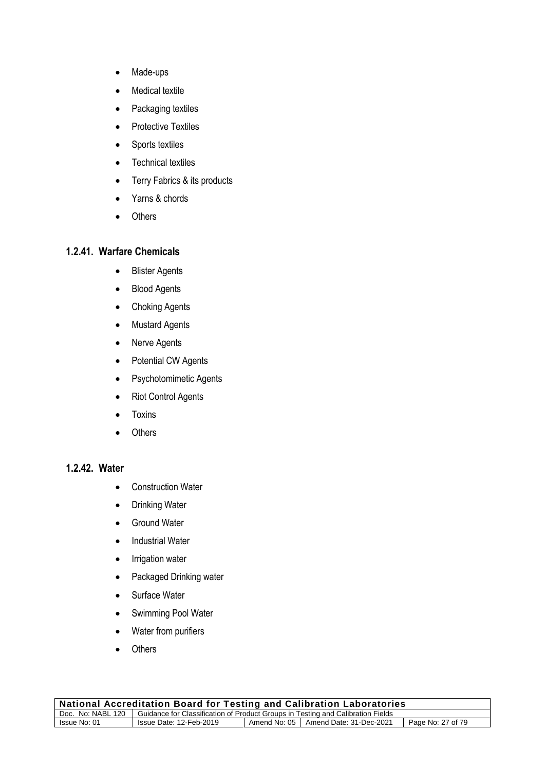- Made-ups
- Medical textile
- Packaging textiles
- Protective Textiles
- Sports textiles
- Technical textiles
- Terry Fabrics & its products
- Yarns & chords
- Others

### 1.2.41. Warfare Chemicals

- Blister Agents
- Blood Agents
- Choking Agents
- Mustard Agents
- Nerve Agents
- Potential CW Agents
- Psychotomimetic Agents
- Riot Control Agents
- Toxins
- Others

### 1.2.42. Water

- Construction Water
- Drinking Water
- Ground Water
- Industrial Water
- Irrigation water
- Packaged Drinking water
- Surface Water
- Swimming Pool Water
- Water from purifiers
- Others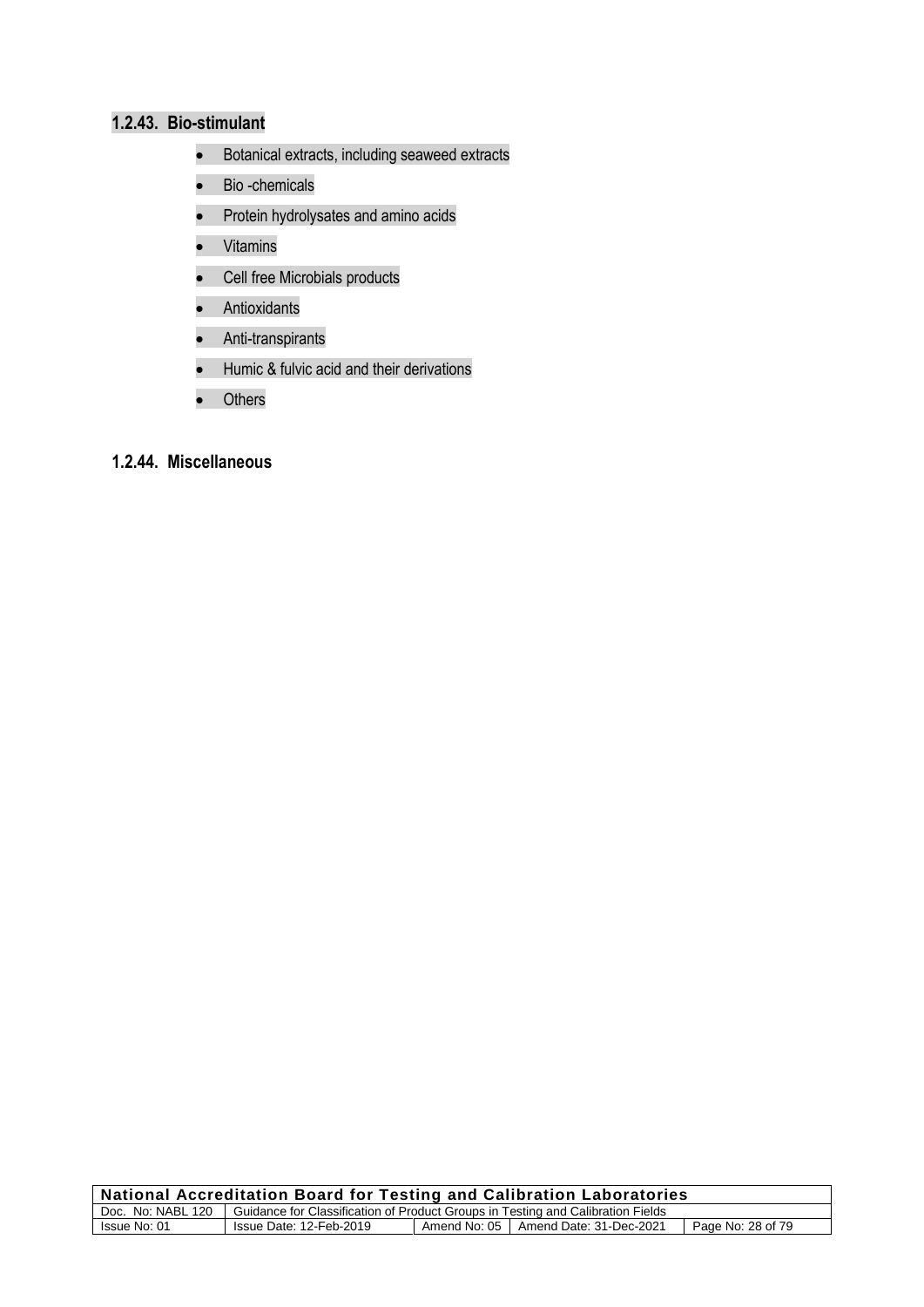#### 1.2.43. Bio-stimulant

- Botanical extracts, including seaweed extracts
- Bio -chemicals
- Protein hydrolysates and amino acids
- Vitamins
- Cell free Microbials products
- Antioxidants
- Anti-transpirants
- Humic & fulvic acid and their derivations
- Others

#### 1.2.44. Miscellaneous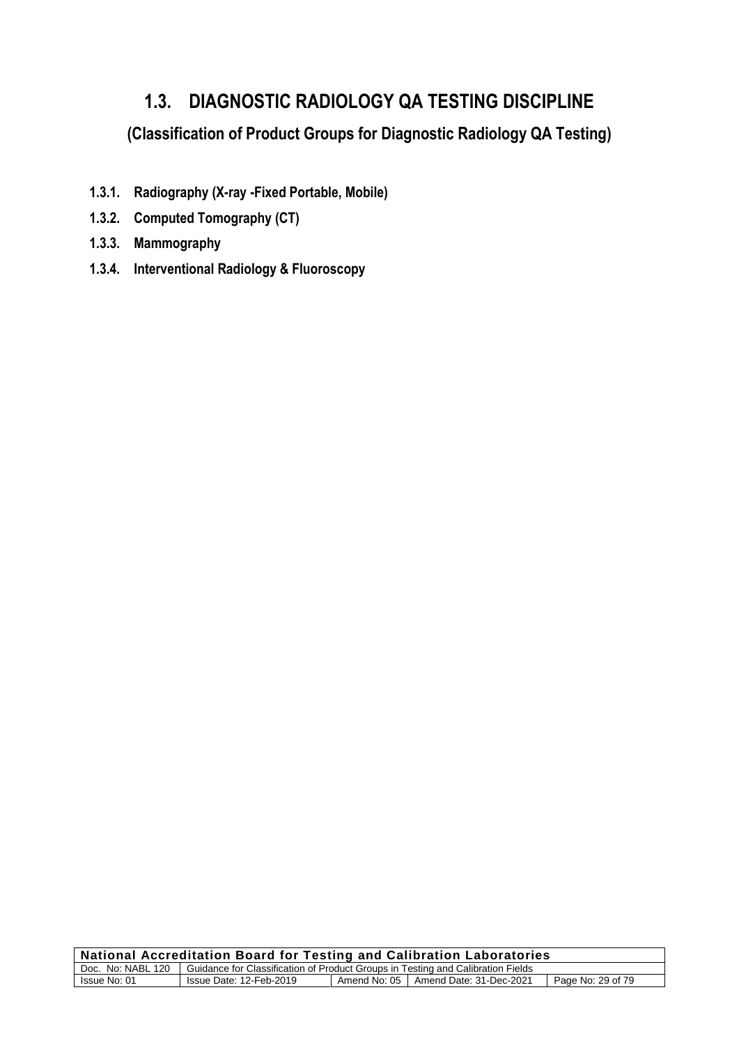# 1.3. DIAGNOSTIC RADIOLOGY QA TESTING DISCIPLINE

## (Classification of Product Groups for Diagnostic Radiology QA Testing)

**1.3.1. Radiography (X-ray -Fixed Portable, Mobile)**

**1.3.2. Computed Tomography (CT)**

**1.3.3. Mammography**

**1.3.4. Interventional Radiology & Fluoroscopy**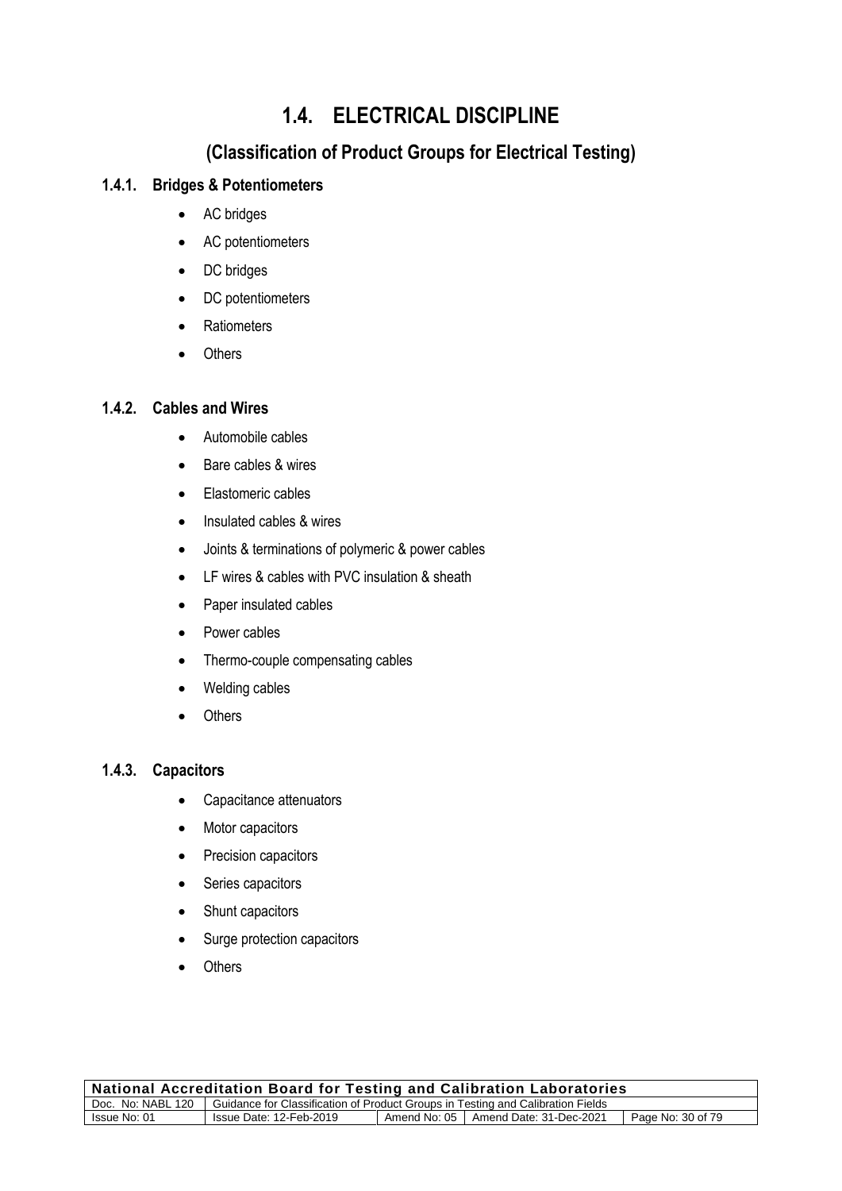# 1.4. ELECTRICAL DISCIPLINE

## (Classification of Product Groups for Electrical Testing)

### 1.4.1. Bridges & Potentiometers

- AC bridges
- AC potentiometers
- DC bridges
- DC potentiometers
- Ratiometers
- Others

### 1.4.2. Cables and Wires

- Automobile cables
- Bare cables & wires
- Elastomeric cables
- Insulated cables & wires
- Joints & terminations of polymeric & power cables
- LF wires & cables with PVC insulation & sheath
- Paper insulated cables
- Power cables
- Thermo-couple compensating cables
- Welding cables
- Others

### 1.4.3. Capacitors

- Capacitance attenuators
- Motor capacitors
- Precision capacitors
- Series capacitors
- Shunt capacitors
- Surge protection capacitors
- Others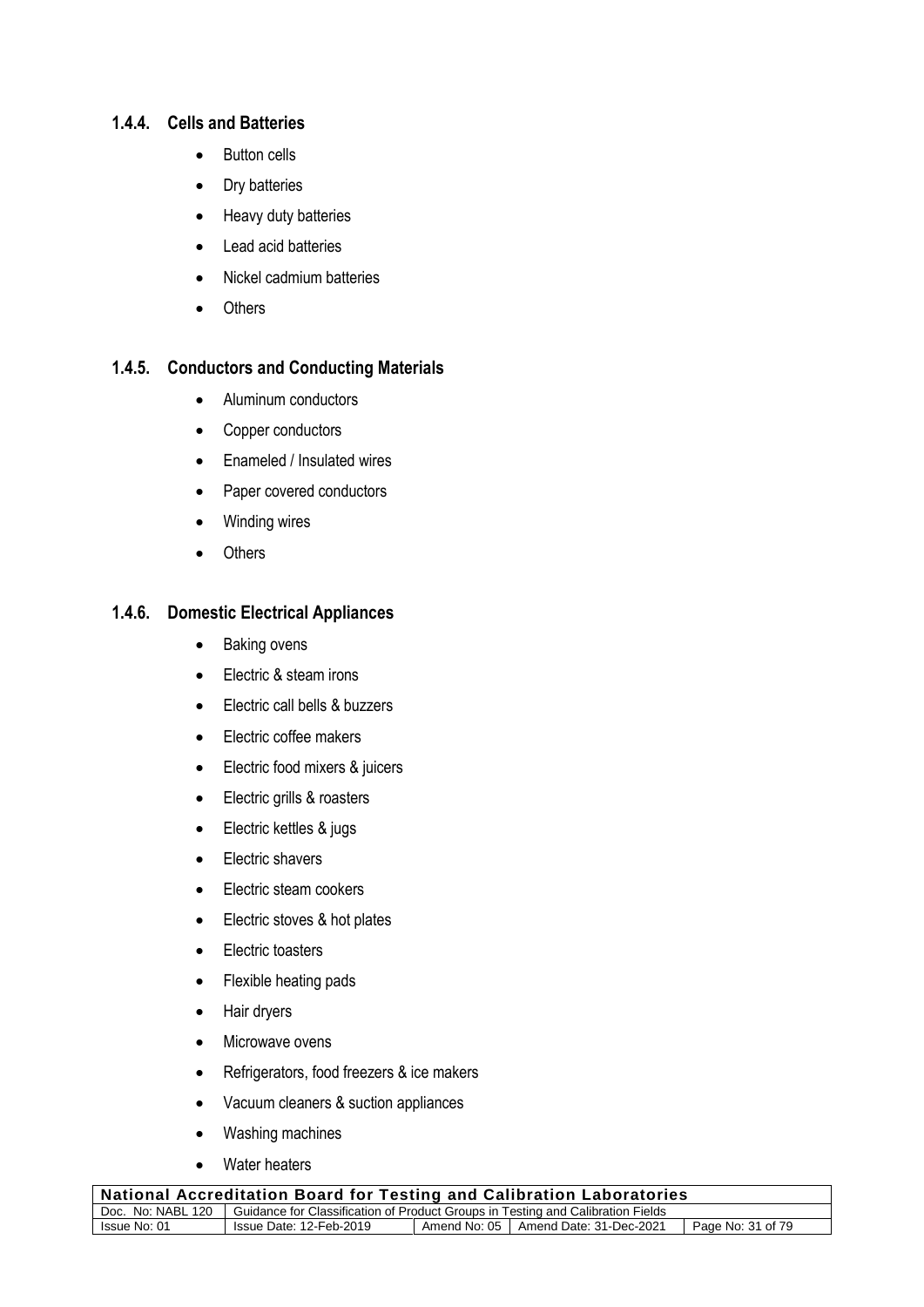### 1.4.4. Cells and Batteries

- Button cells
- Dry batteries
- Heavy duty batteries
- Lead acid batteries
- Nickel cadmium batteries
- Others

### 1.4.5. Conductors and Conducting Materials

- Aluminum conductors
- Copper conductors
- Enameled / Insulated wires
- Paper covered conductors
- Winding wires
- Others

### 1.4.6. Domestic Electrical Appliances

- Baking ovens
- Electric & steam irons
- Electric call bells & buzzers
- Electric coffee makers
- Electric food mixers & juicers
- Electric grills & roasters
- Electric kettles & jugs
- Electric shavers
- Electric steam cookers
- Electric stoves & hot plates
- Electric toasters
- Flexible heating pads
- Hair dryers
- Microwave ovens
- Refrigerators, food freezers & ice makers
- Vacuum cleaners & suction appliances
- Washing machines
- Water heaters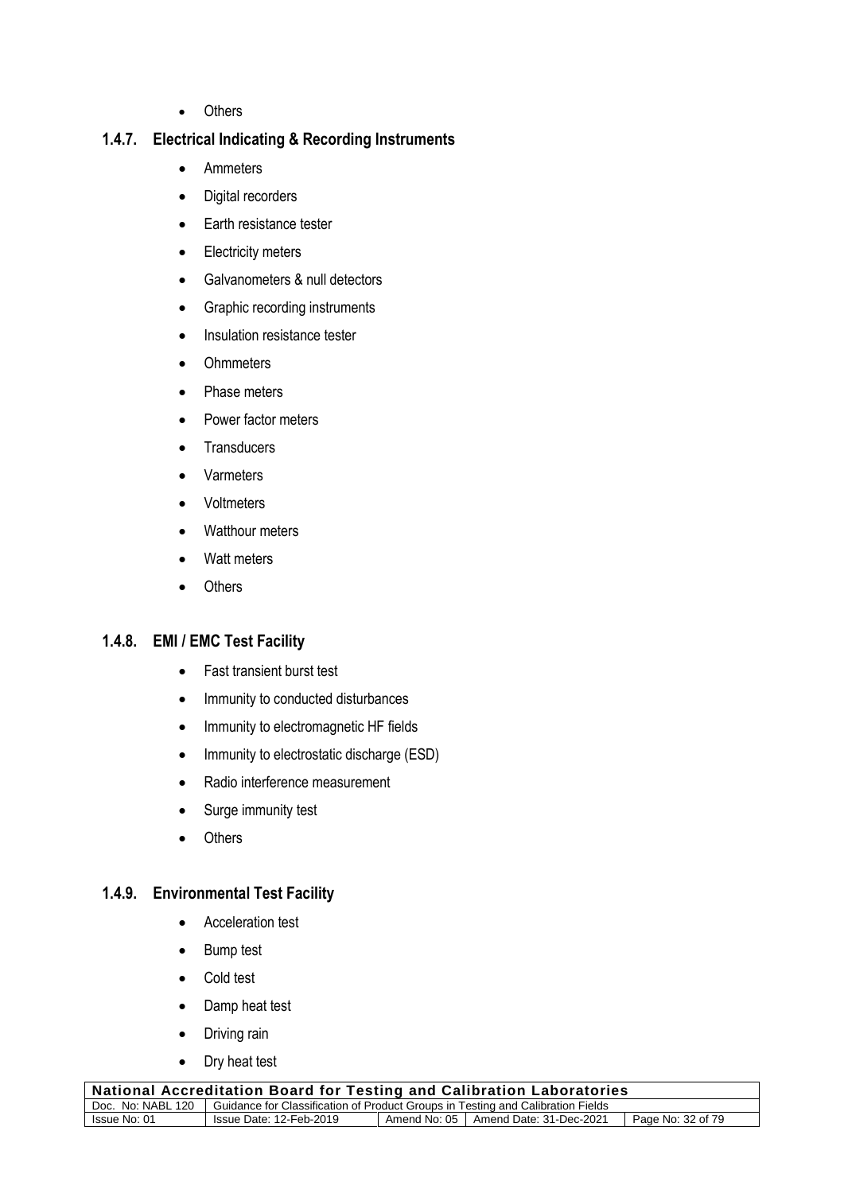- Others

### 1.4.7. Electrical Indicating & Recording Instruments

- Ammeters
- Digital recorders
- Earth resistance tester
- Electricity meters
- Galvanometers & null detectors
- Graphic recording instruments
- Insulation resistance tester
- Ohmmeters
- Phase meters
- Power factor meters
- Transducers
- Varmeters
- Voltmeters
- Watthour meters
- Watt meters
- Others

### 1.4.8. EMI / EMC Test Facility

- Fast transient burst test
- Immunity to conducted disturbances
- Immunity to electromagnetic HF fields
- Immunity to electrostatic discharge (ESD)
- Radio interference measurement
- Surge immunity test
- Others

### 1.4.9. Environmental Test Facility

- Acceleration test
- Bump test
- Cold test
- Damp heat test
- Driving rain
- Dry heat test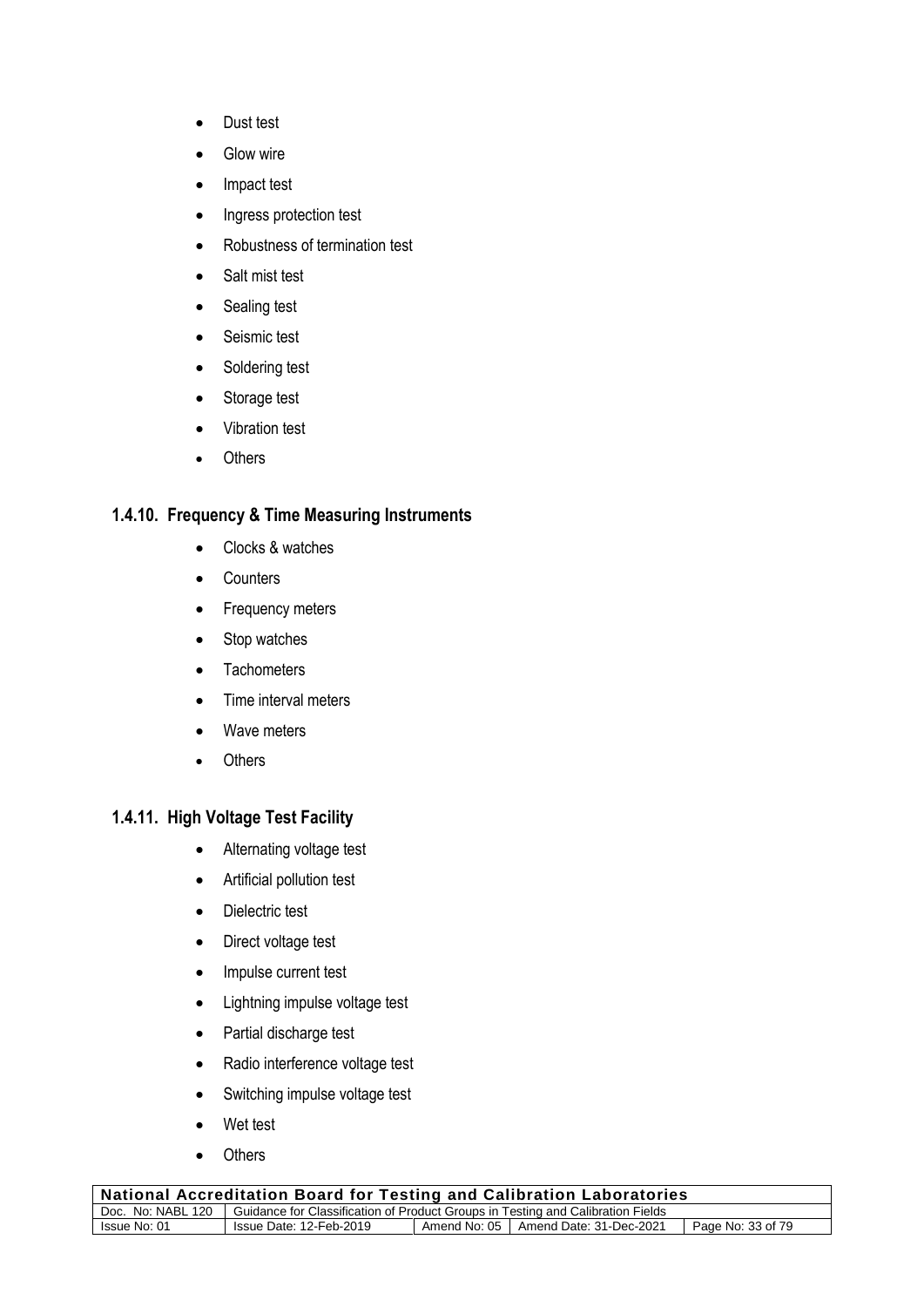- Dust test
- Glow wire
- Impact test
- Ingress protection test
- Robustness of termination test
- Salt mist test
- Sealing test
- Seismic test
- Soldering test
- Storage test
- Vibration test
- Others

### 1.4.10. Frequency & Time Measuring Instruments

- Clocks & watches
- Counters
- Frequency meters
- Stop watches
- Tachometers
- Time interval meters
- Wave meters
- Others

### 1.4.11. High Voltage Test Facility

- Alternating voltage test
- Artificial pollution test
- Dielectric test
- Direct voltage test
- Impulse current test
- Lightning impulse voltage test
- Partial discharge test
- Radio interference voltage test
- Switching impulse voltage test
- Wet test
- Others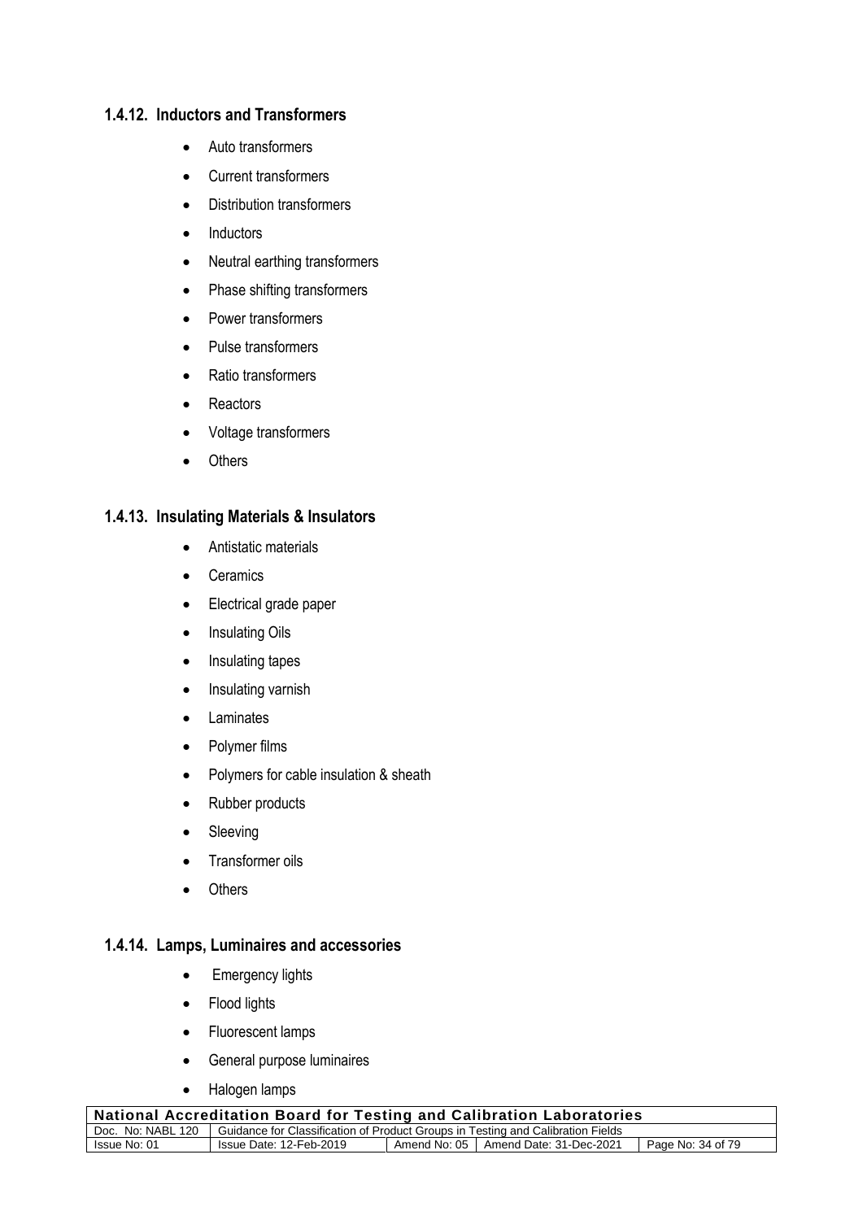### 1.4.12. Inductors and Transformers

- Auto transformers
- Current transformers
- Distribution transformers
- Inductors
- Neutral earthing transformers
- Phase shifting transformers
- Power transformers
- Pulse transformers
- Ratio transformers
- Reactors
- Voltage transformers
- Others

### 1.4.13. Insulating Materials & Insulators

- Antistatic materials
- Ceramics
- Electrical grade paper
- Insulating Oils
- Insulating tapes
- Insulating varnish
- Laminates
- Polymer films
- Polymers for cable insulation & sheath
- Rubber products
- Sleeving
- Transformer oils
- Others

### 1.4.14. Lamps, Luminaires and accessories

- Emergency lights
- Flood lights
- Fluorescent lamps
- General purpose luminaires
- Halogen lamps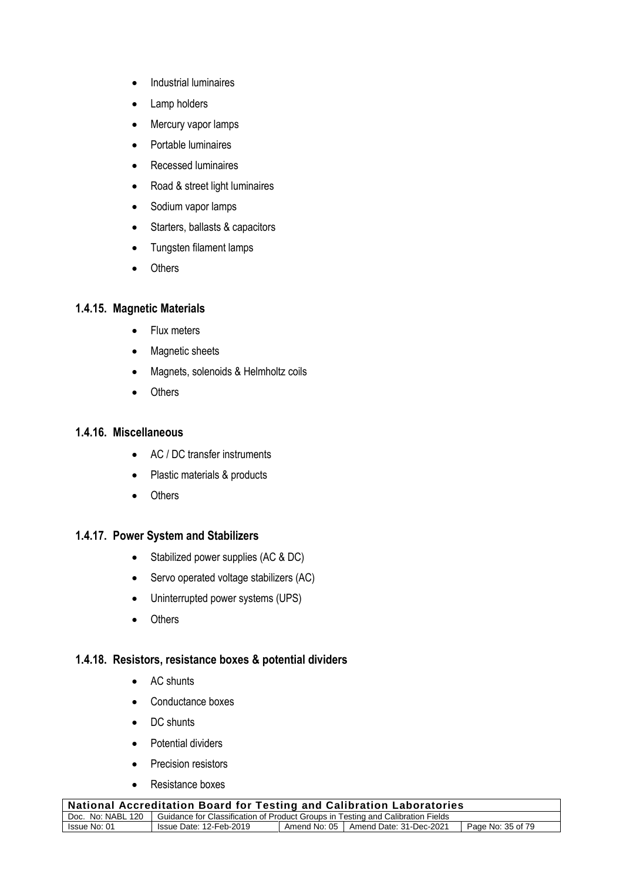- Industrial luminaires
- Lamp holders
- Mercury vapor lamps
- Portable luminaires
- Recessed luminaires
- Road & street light luminaires
- Sodium vapor lamps
- Starters, ballasts & capacitors
- Tungsten filament lamps
- Others

### 1.4.15. Magnetic Materials

- Flux meters
- Magnetic sheets
- Magnets, solenoids & Helmholtz coils
- Others

### 1.4.16. Miscellaneous

- AC / DC transfer instruments
- Plastic materials & products
- Others

### 1.4.17. Power System and Stabilizers

- Stabilized power supplies (AC & DC)
- Servo operated voltage stabilizers (AC)
- Uninterrupted power systems (UPS)
- Others

### 1.4.18. Resistors, resistance boxes & potential dividers

- AC shunts
- Conductance boxes
- DC shunts
- Potential dividers
- Precision resistors
- Resistance boxes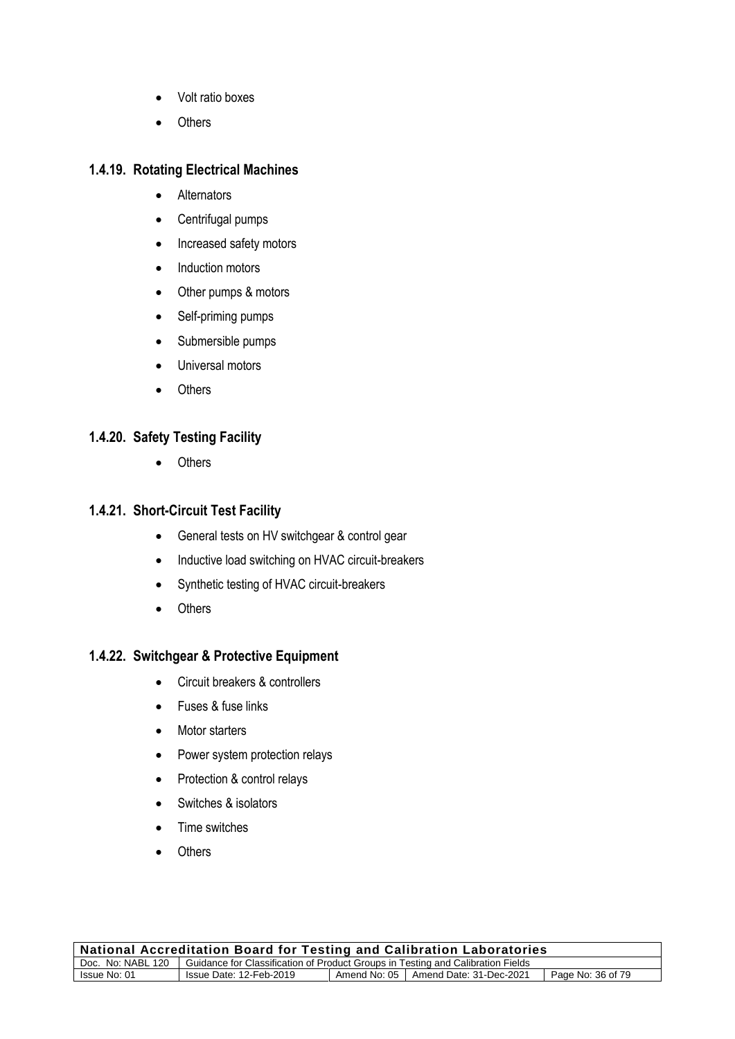- Volt ratio boxes
- Others

### 1.4.19. Rotating Electrical Machines

- Alternators
- Centrifugal pumps
- Increased safety motors
- Induction motors
- Other pumps & motors
- Self-priming pumps
- Submersible pumps
- Universal motors
- Others

### 1.4.20. Safety Testing Facility

- Others

### 1.4.21. Short-Circuit Test Facility

- General tests on HV switchgear & control gear
- Inductive load switching on HVAC circuit-breakers
- Synthetic testing of HVAC circuit-breakers
- Others

### 1.4.22. Switchgear & Protective Equipment

- Circuit breakers & controllers
- Fuses & fuse links
- Motor starters
- Power system protection relays
- Protection & control relays
- Switches & isolators
- Time switches
- Others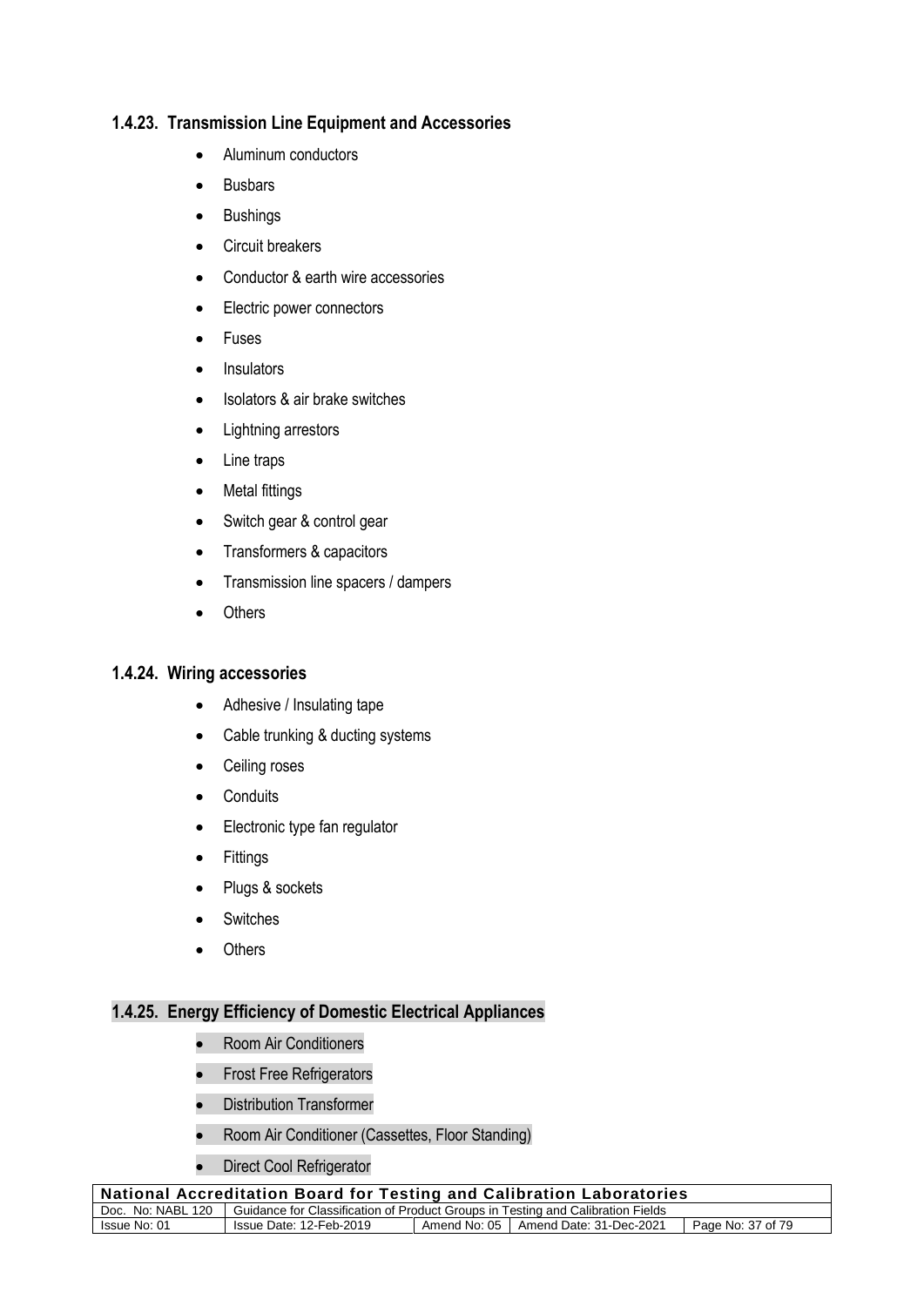### 1.4.23. Transmission Line Equipment and Accessories

- Aluminum conductors
- Busbars
- Bushings
- Circuit breakers
- Conductor & earth wire accessories
- Electric power connectors
- Fuses
- Insulators
- Isolators & air brake switches
- Lightning arrestors
- Line traps
- Metal fittings
- Switch gear & control gear
- Transformers & capacitors
- Transmission line spacers / dampers
- Others

### 1.4.24. Wiring accessories

- Adhesive / Insulating tape
- Cable trunking & ducting systems
- Ceiling roses
- Conduits
- Electronic type fan regulator
- Fittings
- Plugs & sockets
- Switches
- Others

### 1.4.25. Energy Efficiency of Domestic Electrical Appliances

- Room Air Conditioners
- Frost Free Refrigerators
- Distribution Transformer
- Room Air Conditioner (Cassettes, Floor Standing)
- Direct Cool Refrigerator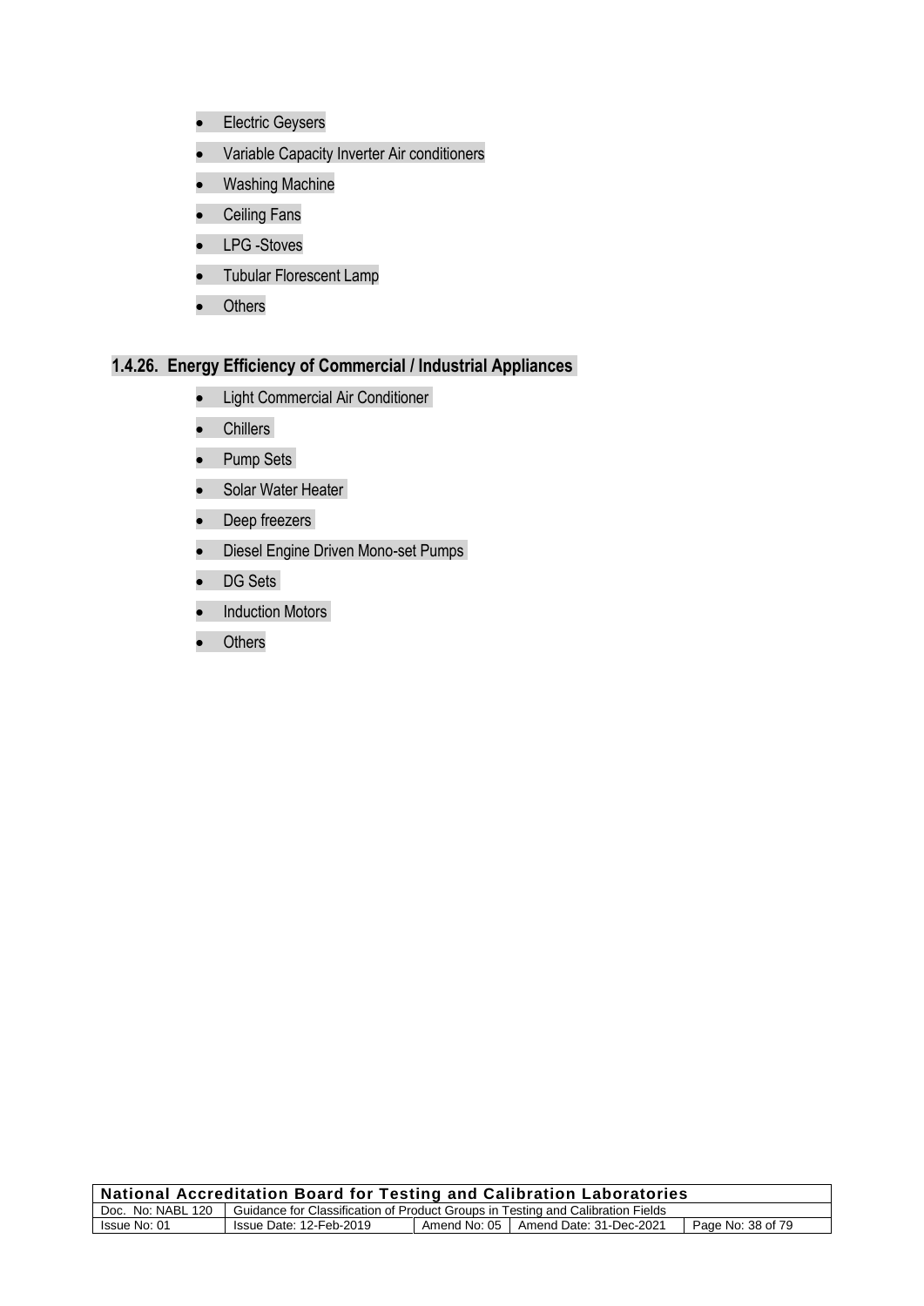- Electric Geysers
- Variable Capacity Inverter Air conditioners
- Washing Machine
- Ceiling Fans
- LPG -Stoves
- Tubular Florescent Lamp
- Others

### 1.4.26. Energy Efficiency of Commercial / Industrial Appliances

- Light Commercial Air Conditioner
- Chillers
- Pump Sets
- Solar Water Heater
- Deep freezers
- Diesel Engine Driven Mono-set Pumps
- DG Sets
- Induction Motors
- Others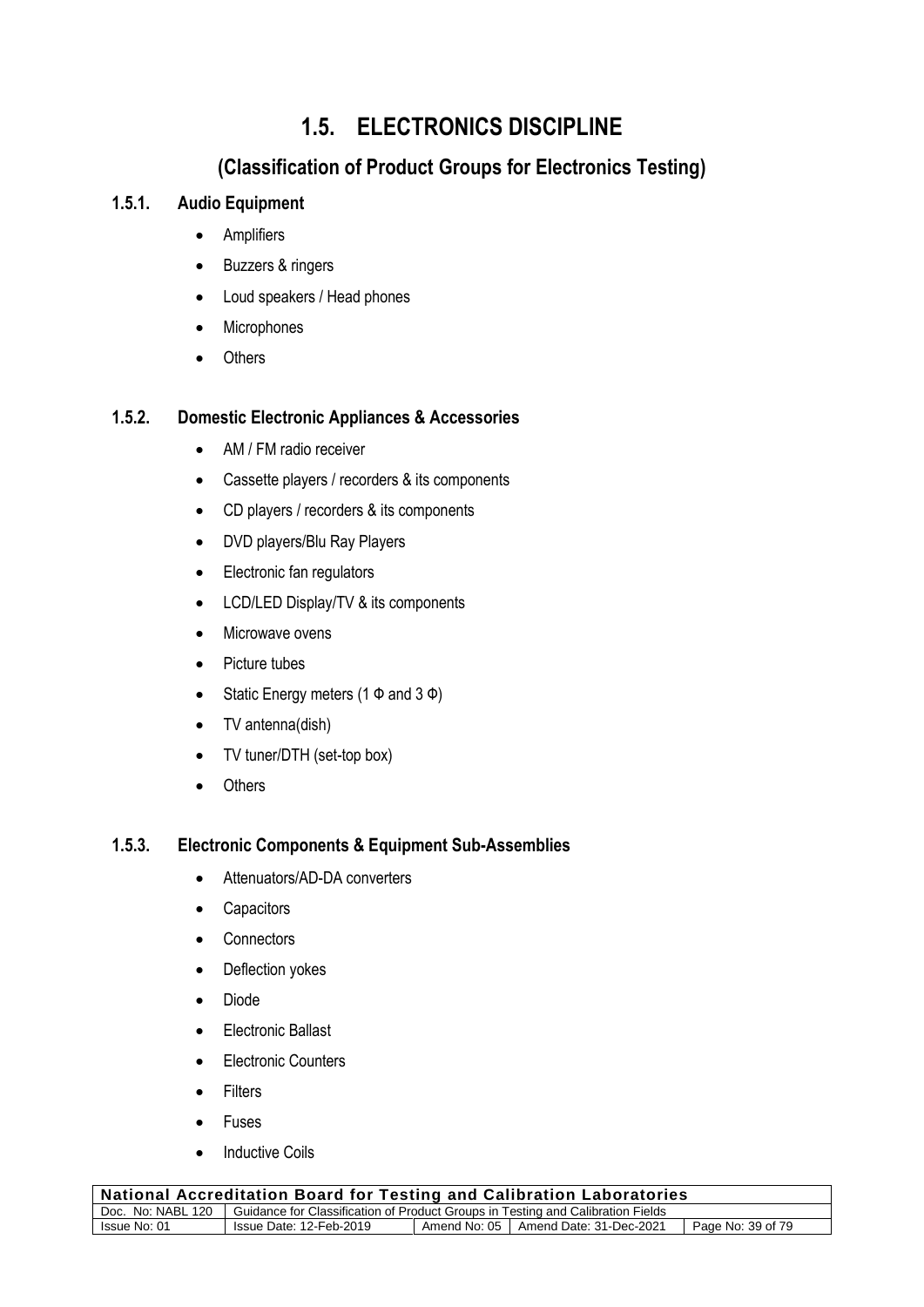# 1.5. ELECTRONICS DISCIPLINE

## (Classification of Product Groups for Electronics Testing)

### 1.5.1. Audio Equipment

- Amplifiers
- Buzzers & ringers
- Loud speakers / Head phones
- Microphones
- Others

### 1.5.2. Domestic Electronic Appliances & Accessories

- AM / FM radio receiver
- Cassette players / recorders & its components
- CD players / recorders & its components
- DVD players/Blu Ray Players
- Electronic fan regulators
- LCD/LED Display/TV & its components
- Microwave ovens
- Picture tubes
- Static Energy meters (1 Φ and 3 Φ)
- TV antenna(dish)
- TV tuner/DTH (set-top box)
- Others

### 1.5.3. Electronic Components & Equipment Sub-Assemblies

- Attenuators/AD-DA converters
- Capacitors
- Connectors
- Deflection yokes
- Diode
- Electronic Ballast
- Electronic Counters
- Filters
- Fuses
- Inductive Coils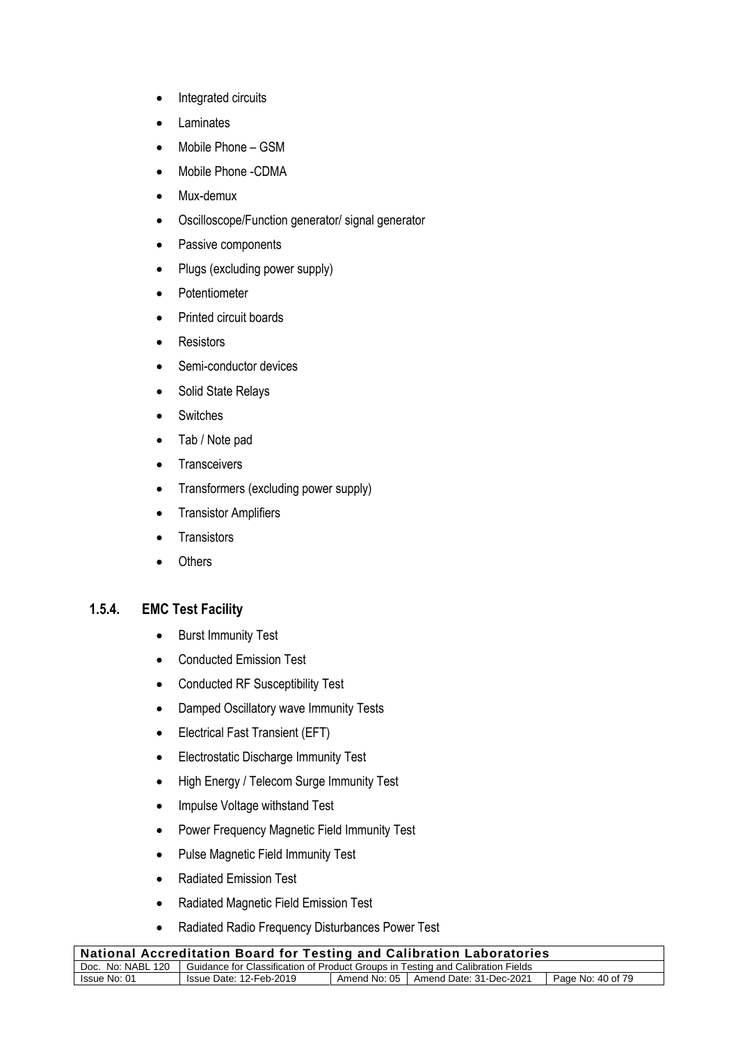- Integrated circuits
- Laminates
- Mobile Phone – GSM
- Mobile Phone -CDMA
- Mux-demux
- Oscilloscope/Function generator/ signal generator
- Passive components
- Plugs (excluding power supply)
- Potentiometer
- Printed circuit boards
- Resistors
- Semi-conductor devices
- Solid State Relays
- Switches
- Tab / Note pad
- Transceivers
- Transformers (excluding power supply)
- Transistor Amplifiers
- Transistors
- Others

### 1.5.4. EMC Test Facility

- Burst Immunity Test
- Conducted Emission Test
- Conducted RF Susceptibility Test
- Damped Oscillatory wave Immunity Tests
- Electrical Fast Transient (EFT)
- Electrostatic Discharge Immunity Test
- High Energy / Telecom Surge Immunity Test
- Impulse Voltage withstand Test
- Power Frequency Magnetic Field Immunity Test
- Pulse Magnetic Field Immunity Test
- Radiated Emission Test
- Radiated Magnetic Field Emission Test
- Radiated Radio Frequency Disturbances Power Test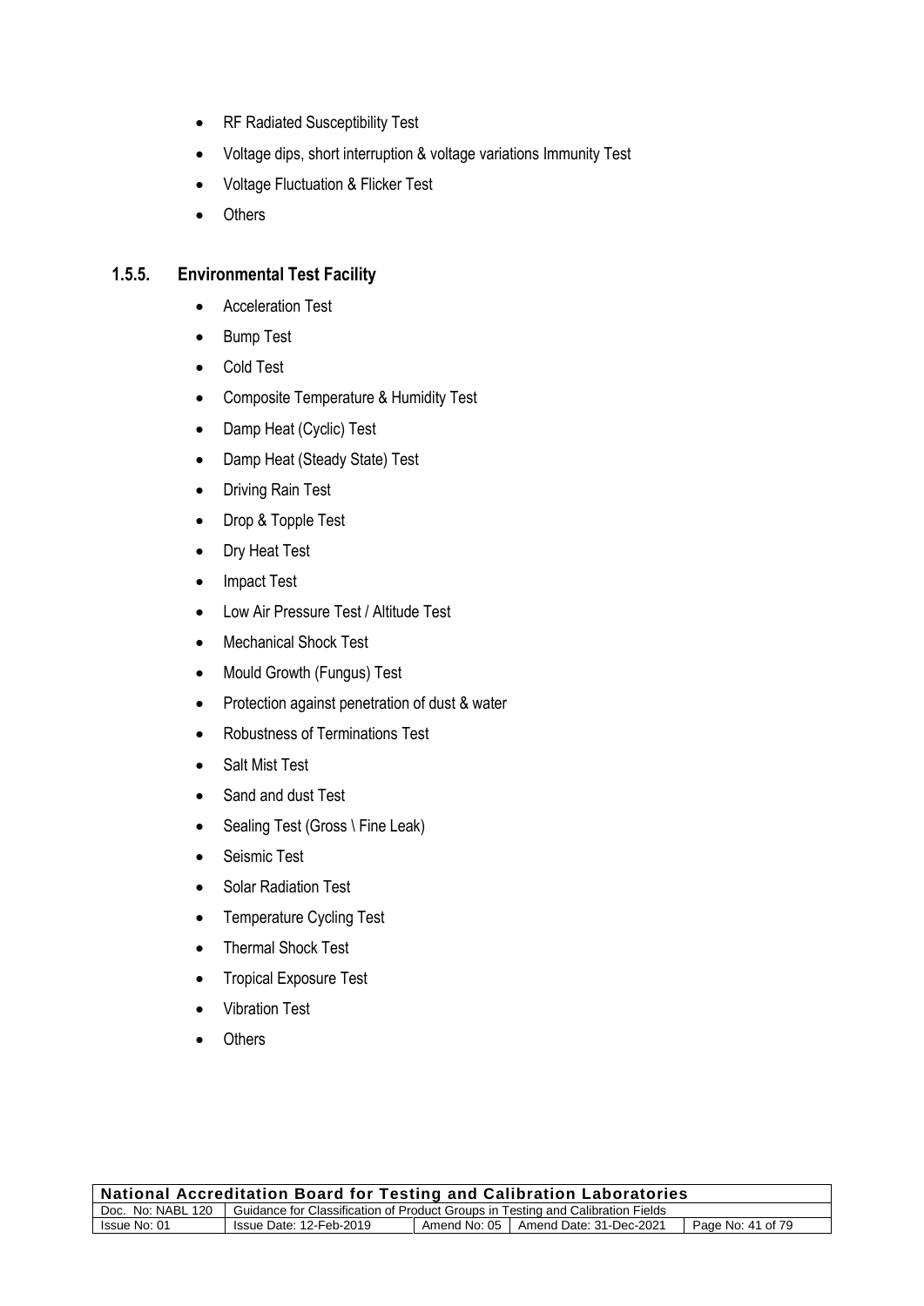- RF Radiated Susceptibility Test
- Voltage dips, short interruption & voltage variations Immunity Test
- Voltage Fluctuation & Flicker Test
- Others

### 1.5.5. Environmental Test Facility

- Acceleration Test
- Bump Test
- Cold Test
- Composite Temperature & Humidity Test
- Damp Heat (Cyclic) Test
- Damp Heat (Steady State) Test
- Driving Rain Test
- Drop & Topple Test
- Dry Heat Test
- Impact Test
- Low Air Pressure Test / Altitude Test
- Mechanical Shock Test
- Mould Growth (Fungus) Test
- Protection against penetration of dust & water
- Robustness of Terminations Test
- Salt Mist Test
- Sand and dust Test
- Sealing Test (Gross \ Fine Leak)
- Seismic Test
- Solar Radiation Test
- Temperature Cycling Test
- Thermal Shock Test
- Tropical Exposure Test
- Vibration Test
- Others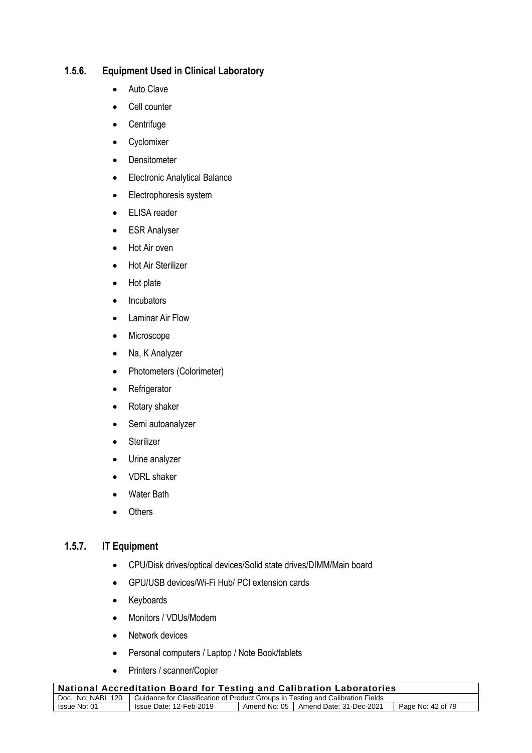### 1.5.6. Equipment Used in Clinical Laboratory

- Auto Clave
- Cell counter
- Centrifuge
- Cyclomixer
- Densitometer
- Electronic Analytical Balance
- Electrophoresis system
- ELISA reader
- ESR Analyser
- Hot Air oven
- Hot Air Sterilizer
- Hot plate
- Incubators
- Laminar Air Flow
- Microscope
- Na, K Analyzer
- Photometers (Colorimeter)
- Refrigerator
- Rotary shaker
- Semi autoanalyzer
- Sterilizer
- Urine analyzer
- VDRL shaker
- Water Bath
- Others

### 1.5.7. IT Equipment

- CPU/Disk drives/optical devices/Solid state drives/DIMM/Main board
- GPU/USB devices/Wi-Fi Hub/ PCI extension cards
- Keyboards
- Monitors / VDUs/Modem
- Network devices
- Personal computers / Laptop / Note Book/tablets
- Printers / scanner/Copier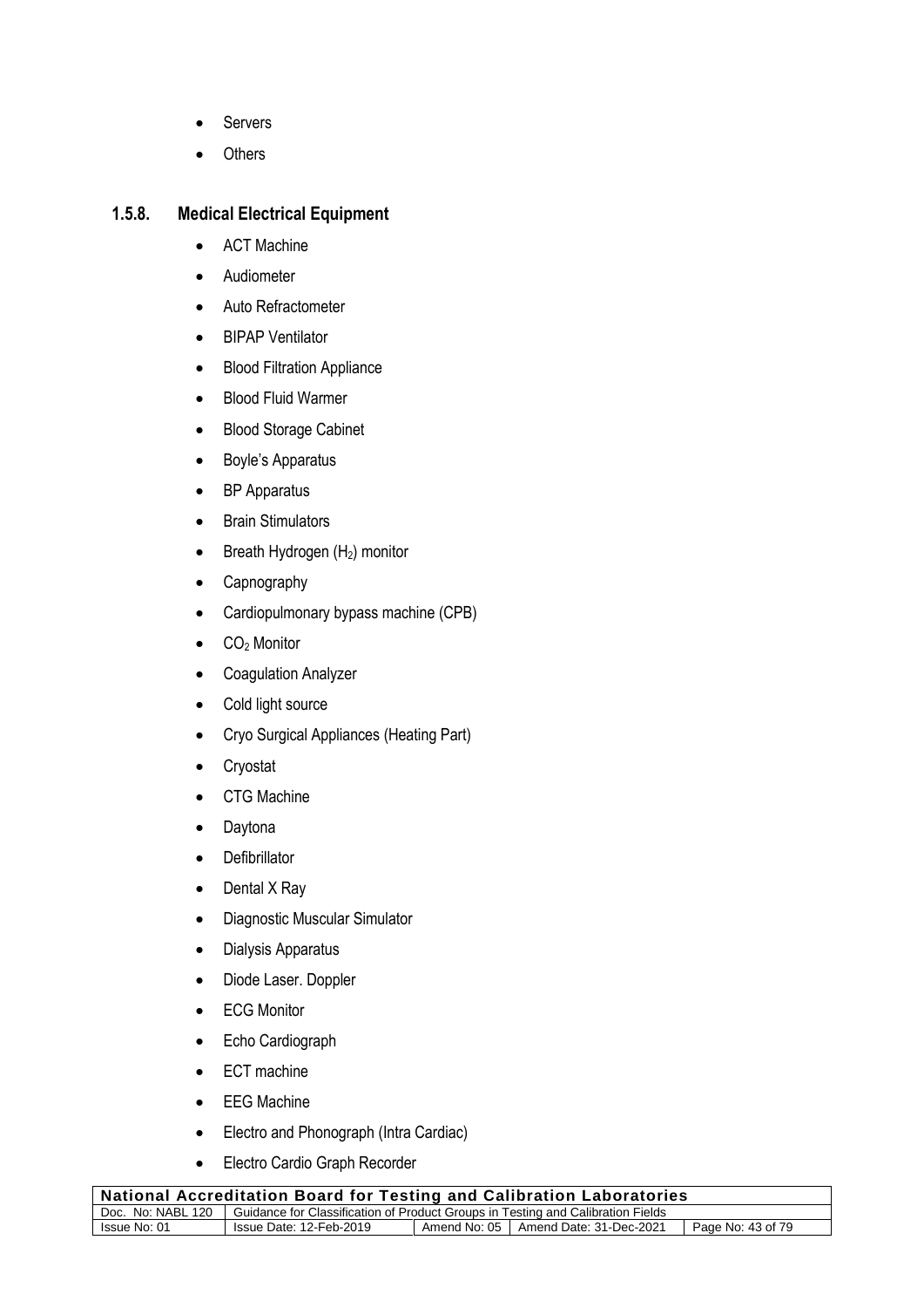- Servers
- Others

### 1.5.8. Medical Electrical Equipment

- ACT Machine
- Audiometer
- Auto Refractometer
- BIPAP Ventilator
- Blood Filtration Appliance
- Blood Fluid Warmer
- Blood Storage Cabinet
- Boyle's Apparatus
- BP Apparatus
- Brain Stimulators
- Breath Hydrogen ($H_2$) monitor
- Capnography
- Cardiopulmonary bypass machine (CPB)
- $CO_2$ Monitor
- Coagulation Analyzer
- Cold light source
- Cryo Surgical Appliances (Heating Part)
- Cryostat
- CTG Machine
- Daytona
- Defibrillator
- Dental X Ray
- Diagnostic Muscular Simulator
- Dialysis Apparatus
- Diode Laser. Doppler
- ECG Monitor
- Echo Cardiograph
- ECT machine
- EEG Machine
- Electro and Phonograph (Intra Cardiac)
- Electro Cardio Graph Recorder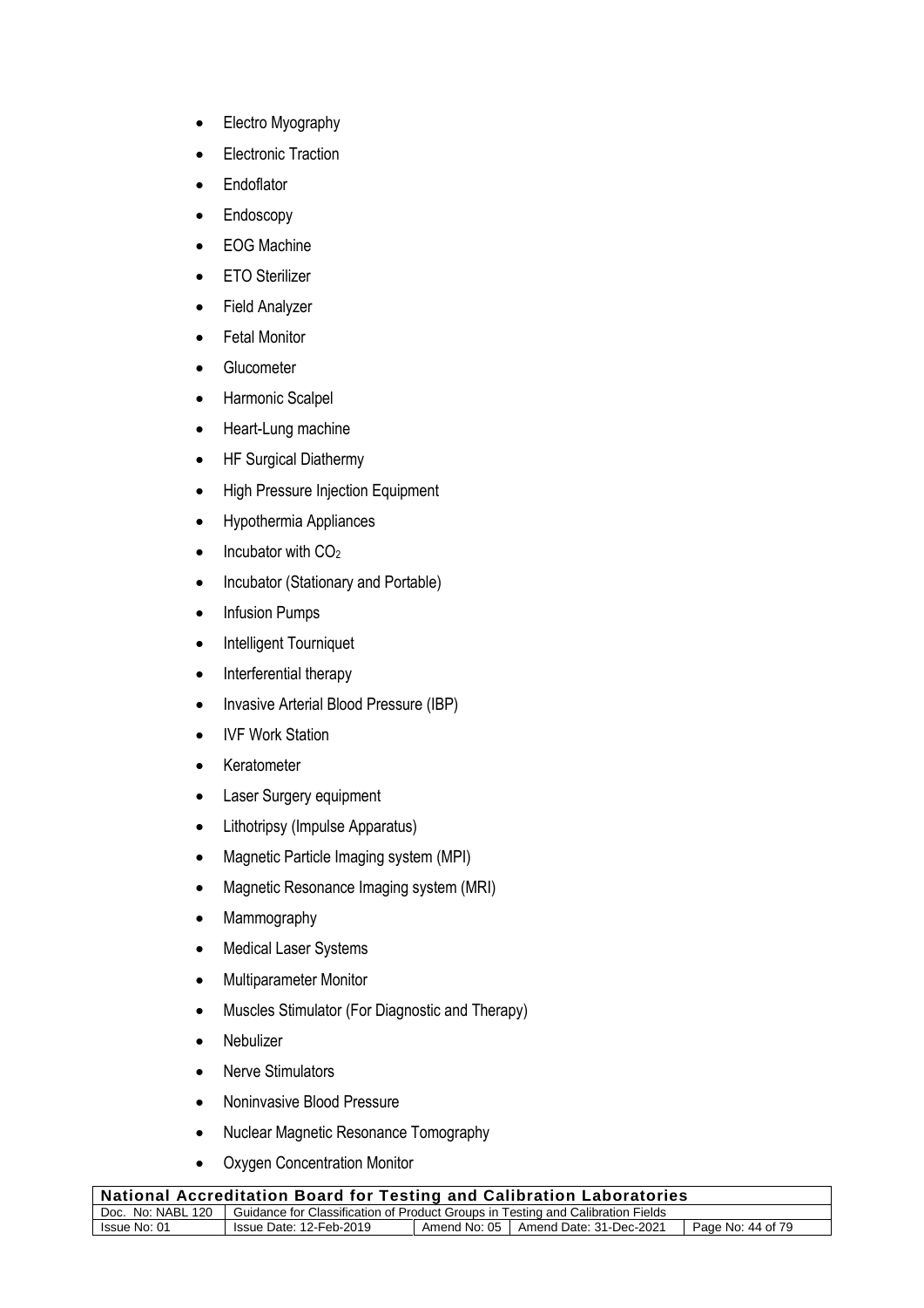- Electro Myography
- Electronic Traction
- Endoflator
- Endoscopy
- EOG Machine
- ETO Sterilizer
- Field Analyzer
- Fetal Monitor
- Glucometer
- Harmonic Scalpel
- Heart-Lung machine
- HF Surgical Diathermy
- High Pressure Injection Equipment
- Hypothermia Appliances
- Incubator with $CO_2$
- Incubator (Stationary and Portable)
- Infusion Pumps
- Intelligent Tourniquet
- Interferential therapy
- Invasive Arterial Blood Pressure (IBP)
- IVF Work Station
- Keratometer
- Laser Surgery equipment
- Lithotripsy (Impulse Apparatus)
- Magnetic Particle Imaging system (MPI)
- Magnetic Resonance Imaging system (MRI)
- Mammography
- Medical Laser Systems
- Multiparameter Monitor
- Muscles Stimulator (For Diagnostic and Therapy)
- Nebulizer
- Nerve Stimulators
- Noninvasive Blood Pressure
- Nuclear Magnetic Resonance Tomography
- Oxygen Concentration Monitor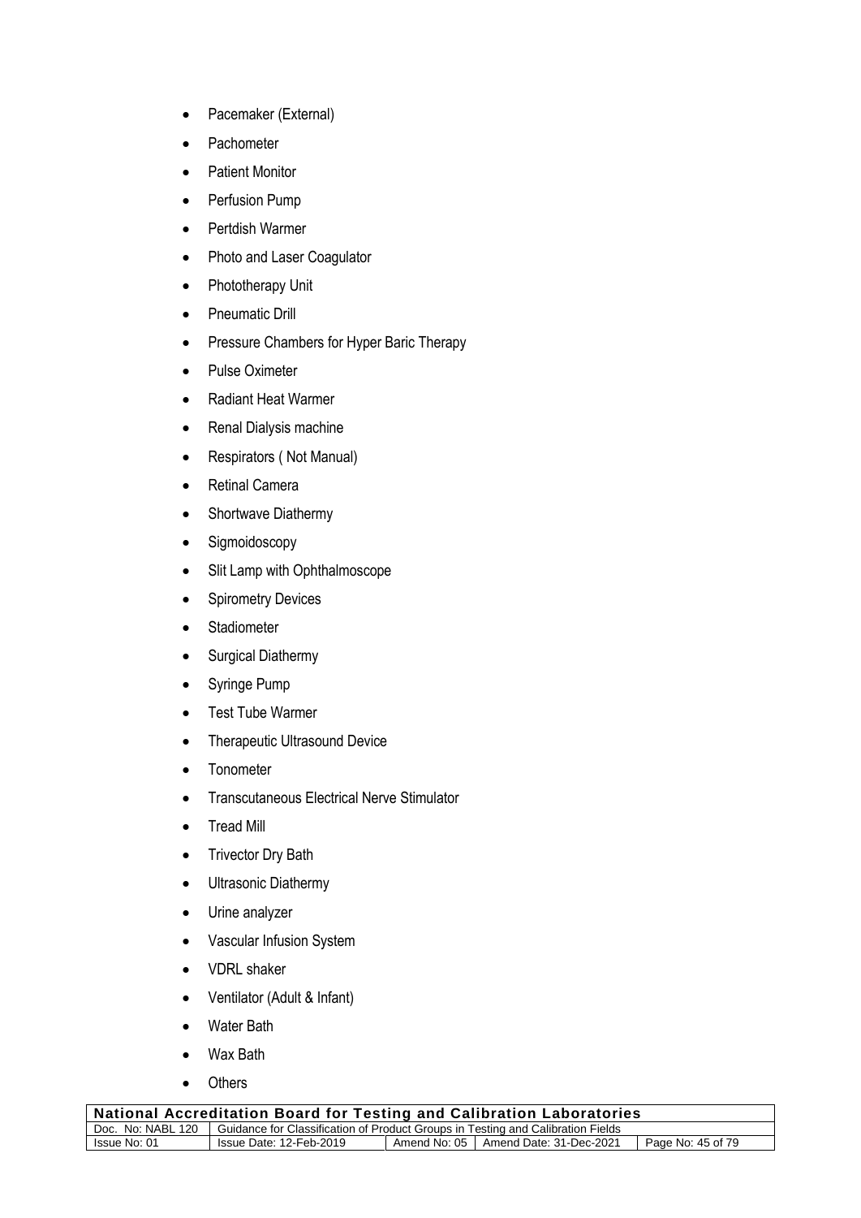- Pacemaker (External)
- Pachometer
- Patient Monitor
- Perfusion Pump
- Pertdish Warmer
- Photo and Laser Coagulator
- Phototherapy Unit
- Pneumatic Drill
- Pressure Chambers for Hyper Baric Therapy
- Pulse Oximeter
- Radiant Heat Warmer
- Renal Dialysis machine
- Respirators ( Not Manual)
- Retinal Camera
- Shortwave Diathermy
- Sigmoidoscopy
- Slit Lamp with Ophthalmoscope
- Spirometry Devices
- Stadiometer
- Surgical Diathermy
- Syringe Pump
- Test Tube Warmer
- Therapeutic Ultrasound Device
- Tonometer
- Transcutaneous Electrical Nerve Stimulator
- Tread Mill
- Trivector Dry Bath
- Ultrasonic Diathermy
- Urine analyzer
- Vascular Infusion System
- VDRL shaker
- Ventilator (Adult & Infant)
- Water Bath
- Wax Bath
- Others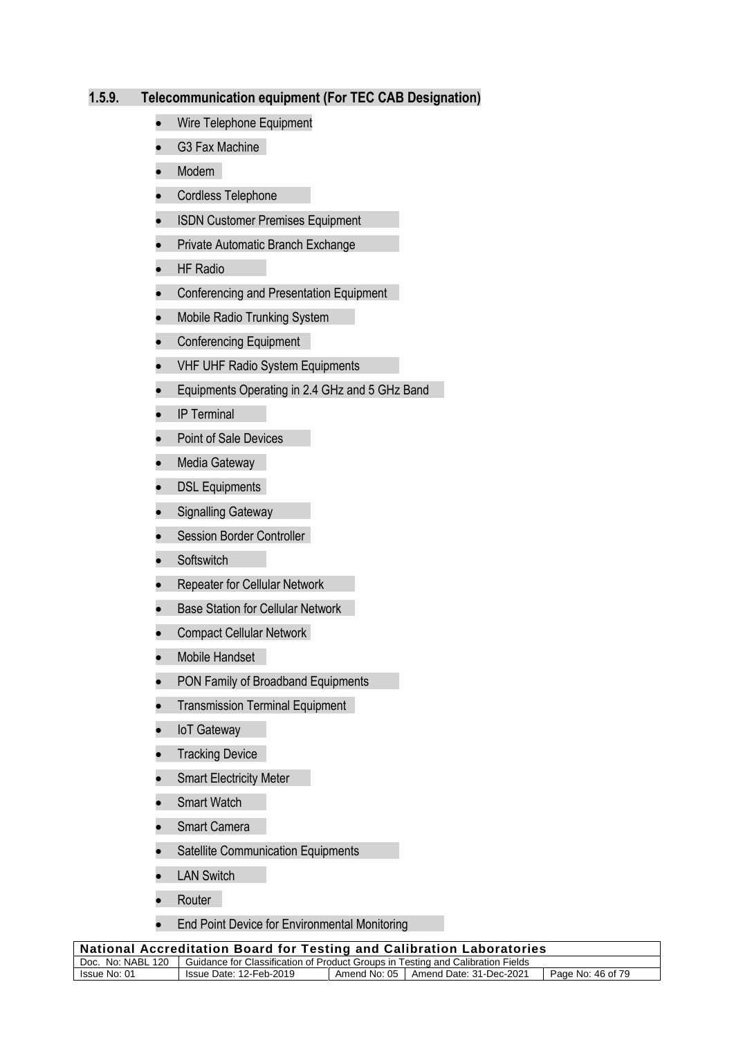### 1.5.9. Telecommunication equipment (For TEC CAB Designation)

- Wire Telephone Equipment
- G3 Fax Machine
- Modem
- Cordless Telephone
- ISDN Customer Premises Equipment
- Private Automatic Branch Exchange
- HF Radio
- Conferencing and Presentation Equipment
- Mobile Radio Trunking System
- Conferencing Equipment
- VHF UHF Radio System Equipments
- Equipments Operating in 2.4 GHz and 5 GHz Band
- IP Terminal
- Point of Sale Devices
- Media Gateway
- DSL Equipments
- Signalling Gateway
- Session Border Controller
- Softswitch
- Repeater for Cellular Network
- Base Station for Cellular Network
- Compact Cellular Network
- Mobile Handset
- PON Family of Broadband Equipments
- Transmission Terminal Equipment
- IoT Gateway
- Tracking Device
- Smart Electricity Meter
- Smart Watch
- Smart Camera
- Satellite Communication Equipments
- LAN Switch
- Router
- End Point Device for Environmental Monitoring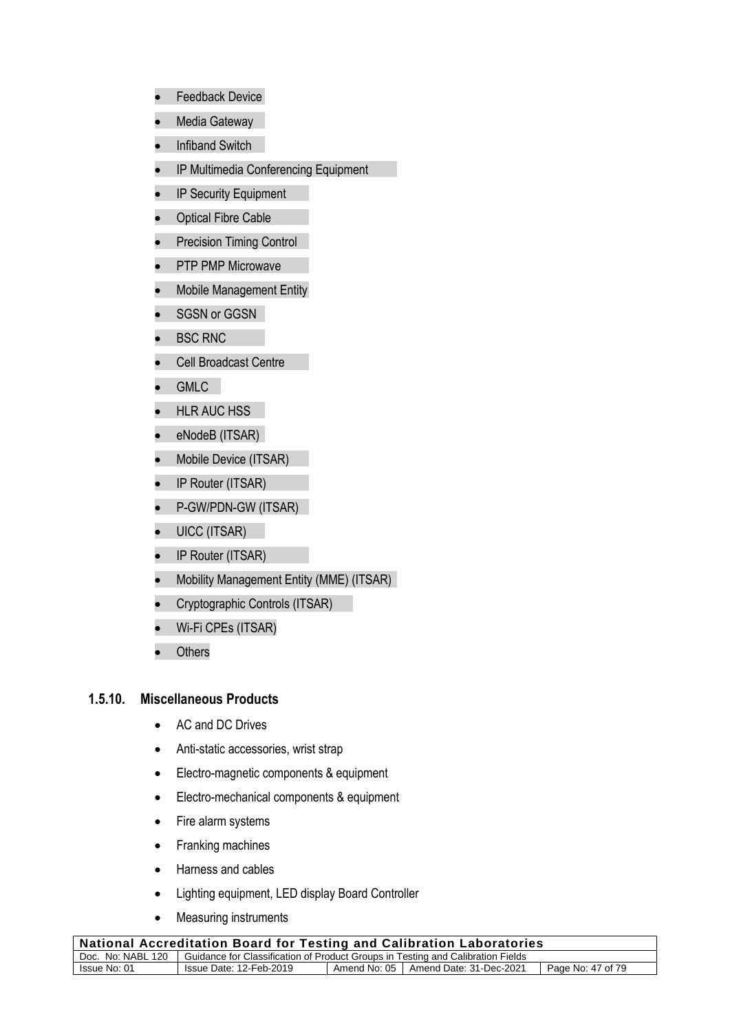- Feedback Device
- Media Gateway
- Infiband Switch
- IP Multimedia Conferencing Equipment
- IP Security Equipment
- Optical Fibre Cable
- Precision Timing Control
- PTP PMP Microwave
- Mobile Management Entity
- SGSN or GGSN
- BSC RNC
- Cell Broadcast Centre
- GMLC
- HLR AUC HSS
- eNodeB (ITSAR)
- Mobile Device (ITSAR)
- IP Router (ITSAR)
- P-GW/PDN-GW (ITSAR)
- UICC (ITSAR)
- IP Router (ITSAR)
- Mobility Management Entity (MME) (ITSAR)
- Cryptographic Controls (ITSAR)
- Wi-Fi CPEs (ITSAR)
- Others

### 1.5.10. Miscellaneous Products

- AC and DC Drives
- Anti-static accessories, wrist strap
- Electro-magnetic components & equipment
- Electro-mechanical components & equipment
- Fire alarm systems
- Franking machines
- Harness and cables
- Lighting equipment, LED display Board Controller
- Measuring instruments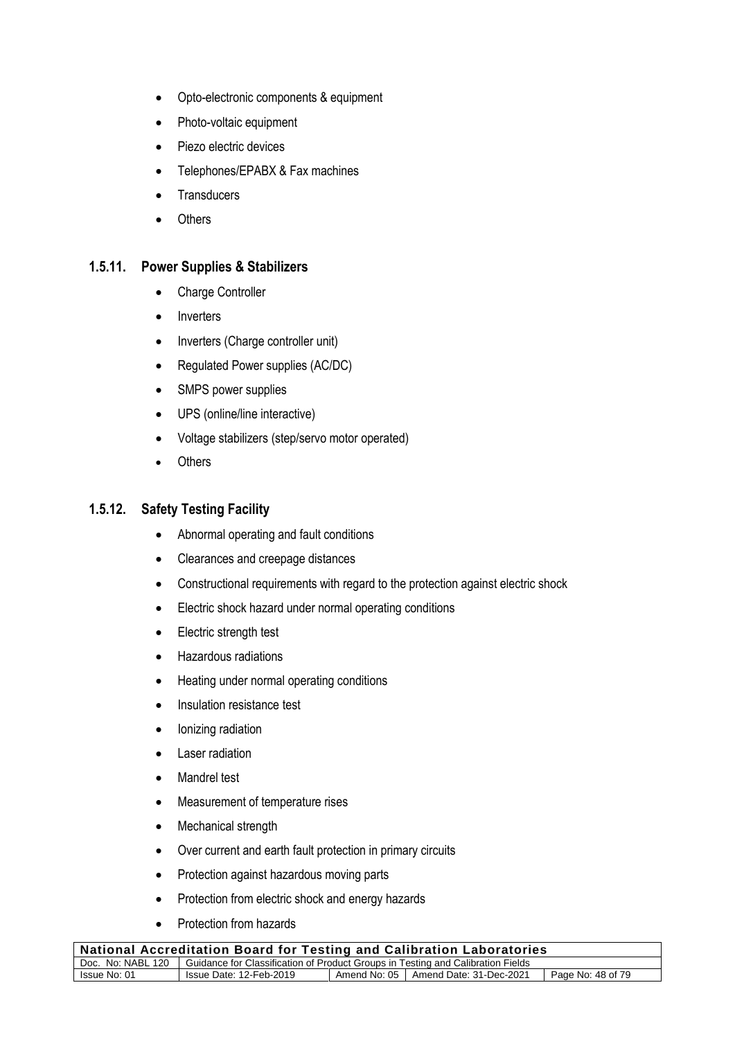- Opto-electronic components & equipment
- Photo-voltaic equipment
- Piezo electric devices
- Telephones/EPABX & Fax machines
- Transducers
- Others

### 1.5.11. Power Supplies & Stabilizers

- Charge Controller
- Inverters
- Inverters (Charge controller unit)
- Regulated Power supplies (AC/DC)
- SMPS power supplies
- UPS (online/line interactive)
- Voltage stabilizers (step/servo motor operated)
- Others

### 1.5.12. Safety Testing Facility

- Abnormal operating and fault conditions
- Clearances and creepage distances
- Constructional requirements with regard to the protection against electric shock
- Electric shock hazard under normal operating conditions
- Electric strength test
- Hazardous radiations
- Heating under normal operating conditions
- Insulation resistance test
- Ionizing radiation
- Laser radiation
- Mandrel test
- Measurement of temperature rises
- Mechanical strength
- Over current and earth fault protection in primary circuits
- Protection against hazardous moving parts
- Protection from electric shock and energy hazards
- Protection from hazards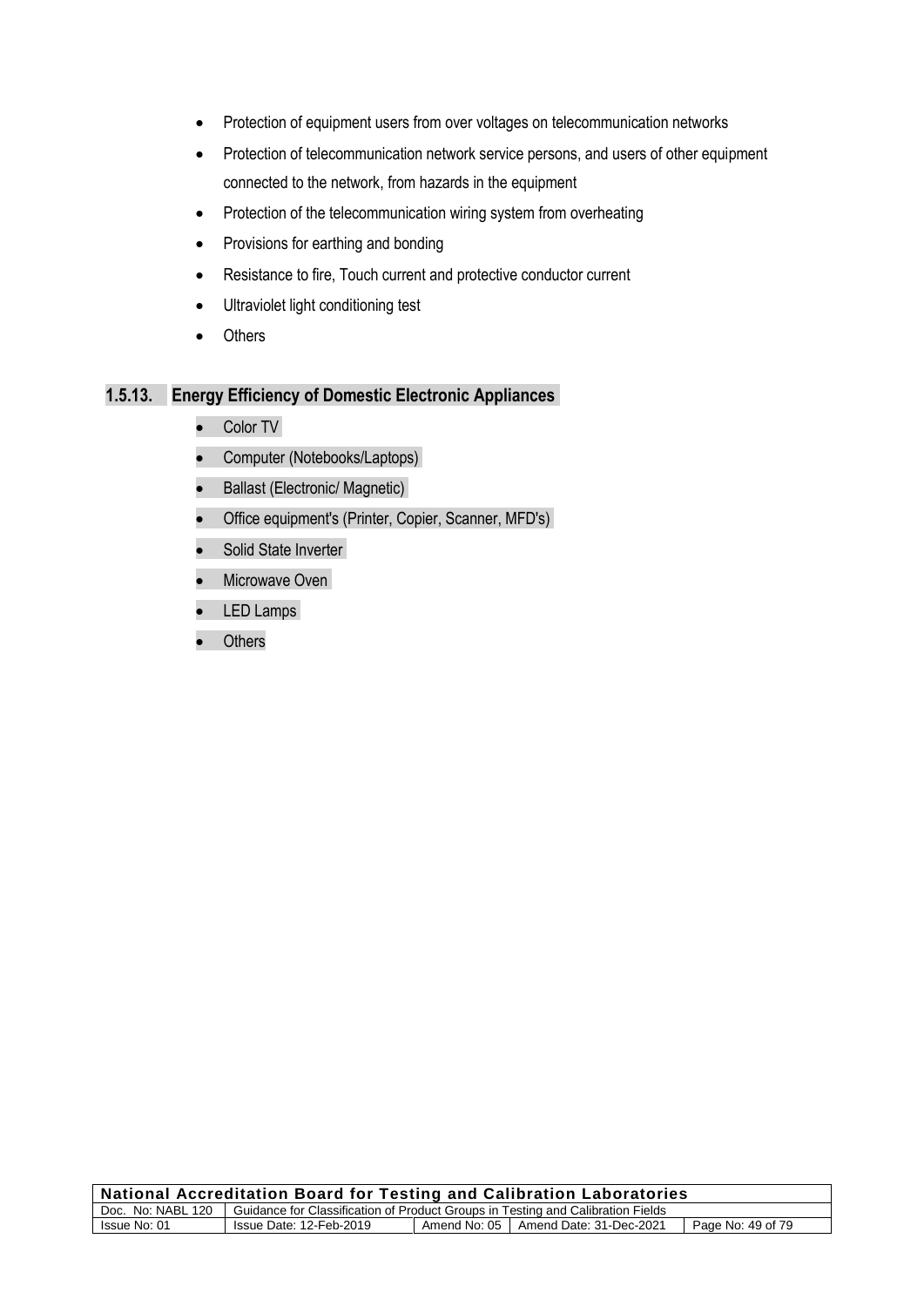- Protection of equipment users from over voltages on telecommunication networks
- Protection of telecommunication network service persons, and users of other equipment connected to the network, from hazards in the equipment
- Protection of the telecommunication wiring system from overheating
- Provisions for earthing and bonding
- Resistance to fire, Touch current and protective conductor current
- Ultraviolet light conditioning test
- Others

### 1.5.13. Energy Efficiency of Domestic Electronic Appliances

- Color TV
- Computer (Notebooks/Laptops)
- Ballast (Electronic/ Magnetic)
- Office equipment's (Printer, Copier, Scanner, MFD's)
- Solid State Inverter
- Microwave Oven
- LED Lamps
- Others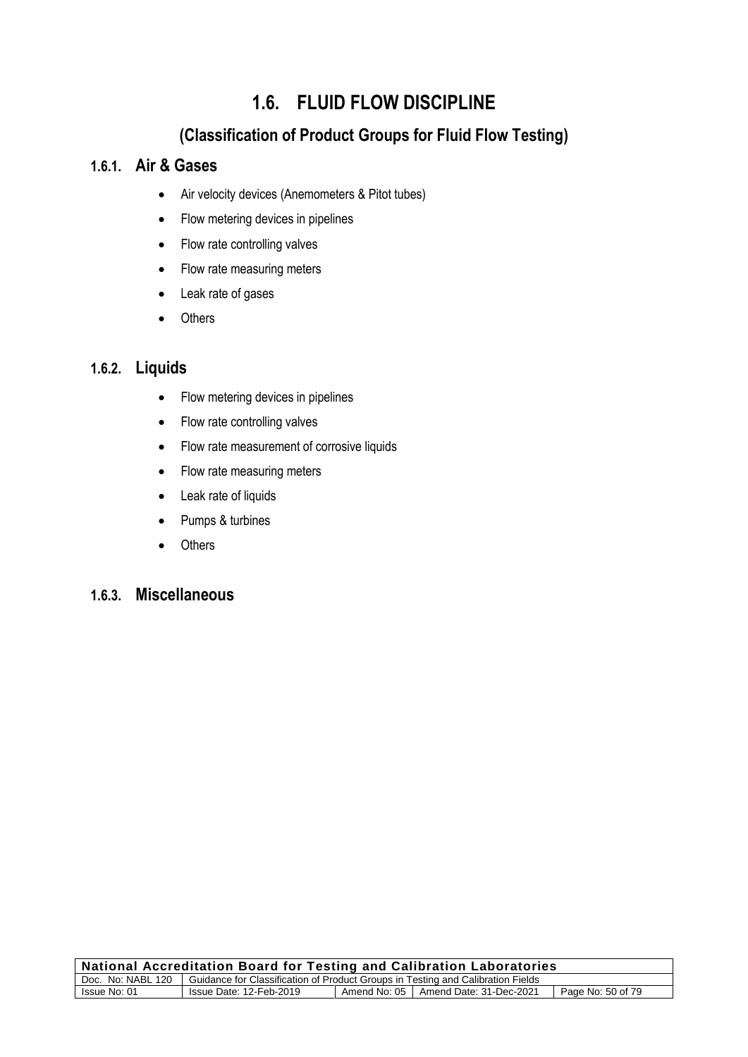# 1.6. FLUID FLOW DISCIPLINE

## (Classification of Product Groups for Fluid Flow Testing)

### 1.6.1. Air & Gases

- Air velocity devices (Anemometers & Pitot tubes)
- Flow metering devices in pipelines
- Flow rate controlling valves
- Flow rate measuring meters
- Leak rate of gases
- Others

### 1.6.2. Liquids

- Flow metering devices in pipelines
- Flow rate controlling valves
- Flow rate measurement of corrosive liquids
- Flow rate measuring meters
- Leak rate of liquids
- Pumps & turbines
- Others

### 1.6.3. Miscellaneous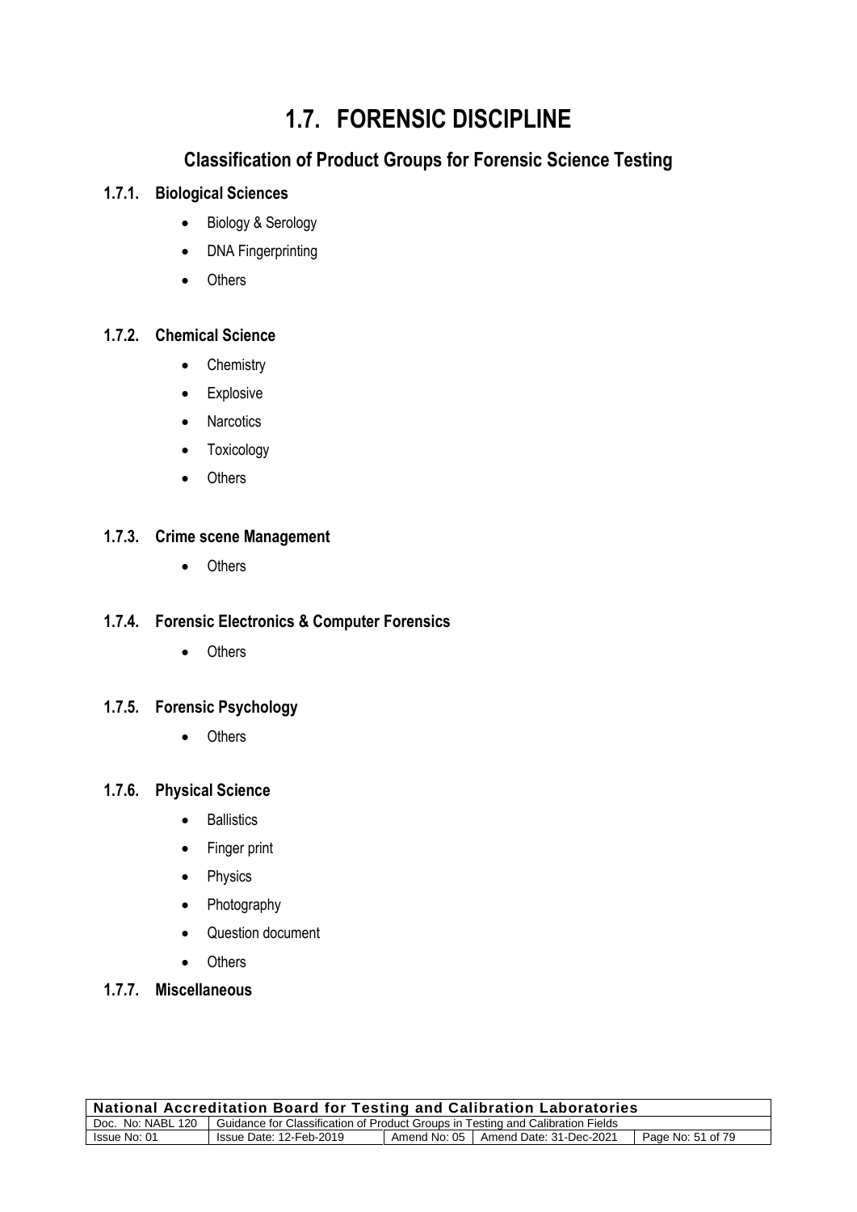# 1.7. FORENSIC DISCIPLINE

## Classification of Product Groups for Forensic Science Testing

### 1.7.1. Biological Sciences

- Biology & Serology
- DNA Fingerprinting
- Others

### 1.7.2. Chemical Science

- Chemistry
- Explosive
- Narcotics
- Toxicology
- Others

### 1.7.3. Crime scene Management

- Others

### 1.7.4. Forensic Electronics & Computer Forensics

- Others

### 1.7.5. Forensic Psychology

- Others

### 1.7.6. Physical Science

- Ballistics
- Finger print
- Physics
- Photography
- Question document
- Others

### 1.7.7. Miscellaneous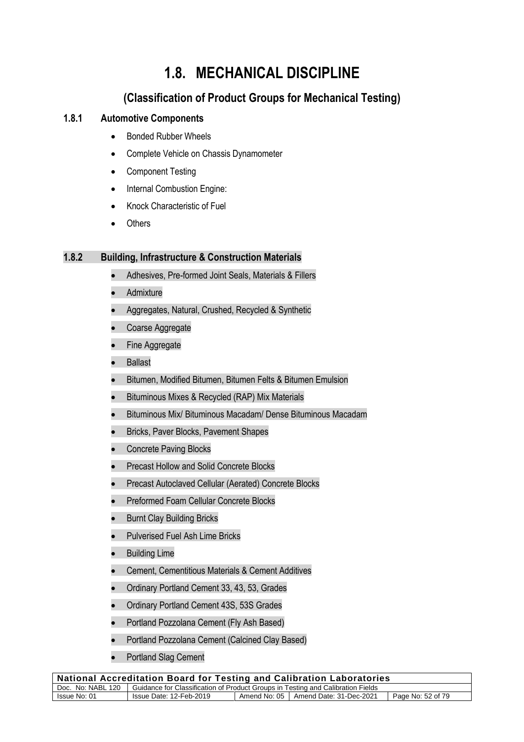# 1.8. MECHANICAL DISCIPLINE

## (Classification of Product Groups for Mechanical Testing)

### 1.8.1 Automotive Components

- Bonded Rubber Wheels
- Complete Vehicle on Chassis Dynamometer
- Component Testing
- Internal Combustion Engine:
- Knock Characteristic of Fuel
- Others

### 1.8.2 Building, Infrastructure & Construction Materials

- Adhesives, Pre-formed Joint Seals, Materials & Fillers
- Admixture
- Aggregates, Natural, Crushed, Recycled & Synthetic
- Coarse Aggregate
- Fine Aggregate
- Ballast
- Bitumen, Modified Bitumen, Bitumen Felts & Bitumen Emulsion
- Bituminous Mixes & Recycled (RAP) Mix Materials
- Bituminous Mix/ Bituminous Macadam/ Dense Bituminous Macadam
- Bricks, Paver Blocks, Pavement Shapes
- Concrete Paving Blocks
- Precast Hollow and Solid Concrete Blocks
- Precast Autoclaved Cellular (Aerated) Concrete Blocks
- Preformed Foam Cellular Concrete Blocks
- Burnt Clay Building Bricks
- Pulverised Fuel Ash Lime Bricks
- Building Lime
- Cement, Cementitious Materials & Cement Additives
- Ordinary Portland Cement 33, 43, 53, Grades
- Ordinary Portland Cement 43S, 53S Grades
- Portland Pozzolana Cement (Fly Ash Based)
- Portland Pozzolana Cement (Calcined Clay Based)
- Portland Slag Cement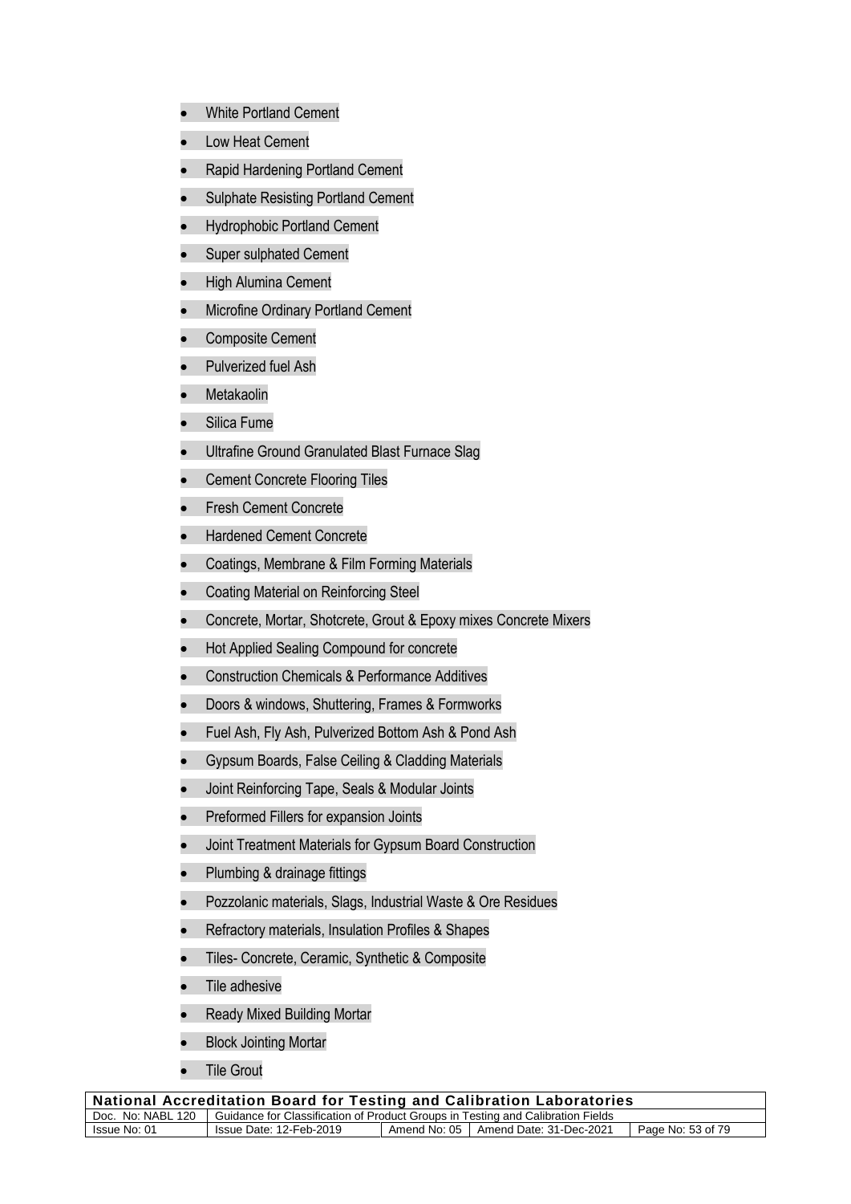- White Portland Cement
- Low Heat Cement
- Rapid Hardening Portland Cement
- Sulphate Resisting Portland Cement
- Hydrophobic Portland Cement
- Super sulphated Cement
- High Alumina Cement
- Microfine Ordinary Portland Cement
- Composite Cement
- Pulverized fuel Ash
- Metakaolin
- Silica Fume
- Ultrafine Ground Granulated Blast Furnace Slag
- Cement Concrete Flooring Tiles
- Fresh Cement Concrete
- Hardened Cement Concrete
- Coatings, Membrane & Film Forming Materials
- Coating Material on Reinforcing Steel
- Concrete, Mortar, Shotcrete, Grout & Epoxy mixes Concrete Mixers
- Hot Applied Sealing Compound for concrete
- Construction Chemicals & Performance Additives
- Doors & windows, Shuttering, Frames & Formworks
- Fuel Ash, Fly Ash, Pulverized Bottom Ash & Pond Ash
- Gypsum Boards, False Ceiling & Cladding Materials
- Joint Reinforcing Tape, Seals & Modular Joints
- Preformed Fillers for expansion Joints
- Joint Treatment Materials for Gypsum Board Construction
- Plumbing & drainage fittings
- Pozzolanic materials, Slags, Industrial Waste & Ore Residues
- Refractory materials, Insulation Profiles & Shapes
- Tiles- Concrete, Ceramic, Synthetic & Composite
- Tile adhesive
- Ready Mixed Building Mortar
- Block Jointing Mortar
- Tile Grout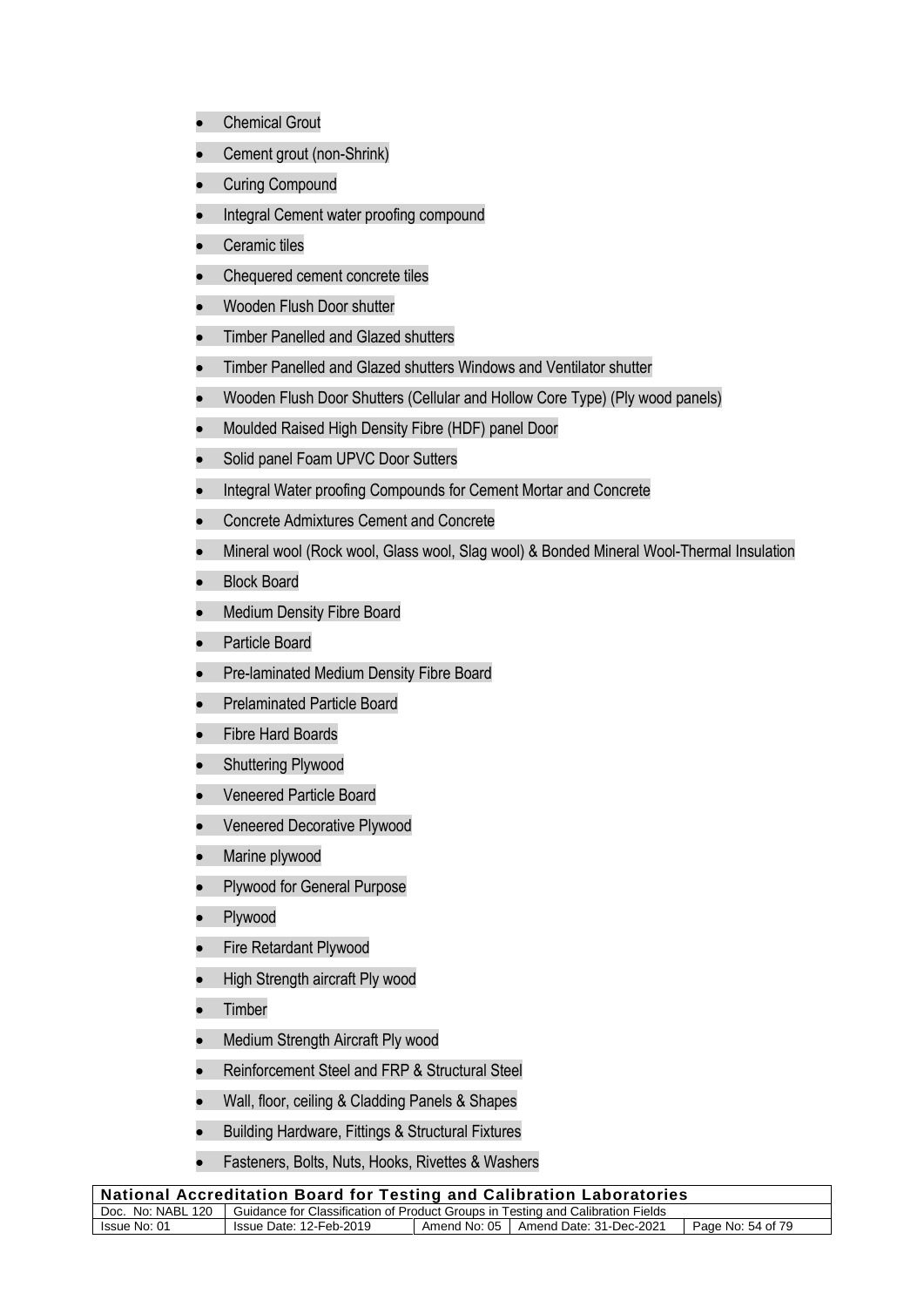- Chemical Grout
- Cement grout (non-Shrink)
- Curing Compound
- Integral Cement water proofing compound
- Ceramic tiles
- Chequered cement concrete tiles
- Wooden Flush Door shutter
- Timber Panelled and Glazed shutters
- Timber Panelled and Glazed shutters Windows and Ventilator shutter
- Wooden Flush Door Shutters (Cellular and Hollow Core Type) (Ply wood panels)
- Moulded Raised High Density Fibre (HDF) panel Door
- Solid panel Foam UPVC Door Sutters
- Integral Water proofing Compounds for Cement Mortar and Concrete
- Concrete Admixtures Cement and Concrete
- Mineral wool (Rock wool, Glass wool, Slag wool) & Bonded Mineral Wool-Thermal Insulation
- Block Board
- Medium Density Fibre Board
- Particle Board
- Pre-laminated Medium Density Fibre Board
- Prelaminated Particle Board
- Fibre Hard Boards
- Shuttering Plywood
- Veneered Particle Board
- Veneered Decorative Plywood
- Marine plywood
- Plywood for General Purpose
- Plywood
- Fire Retardant Plywood
- High Strength aircraft Ply wood
- Timber
- Medium Strength Aircraft Ply wood
- Reinforcement Steel and FRP & Structural Steel
- Wall, floor, ceiling & Cladding Panels & Shapes
- Building Hardware, Fittings & Structural Fixtures
- Fasteners, Bolts, Nuts, Hooks, Rivettes & Washers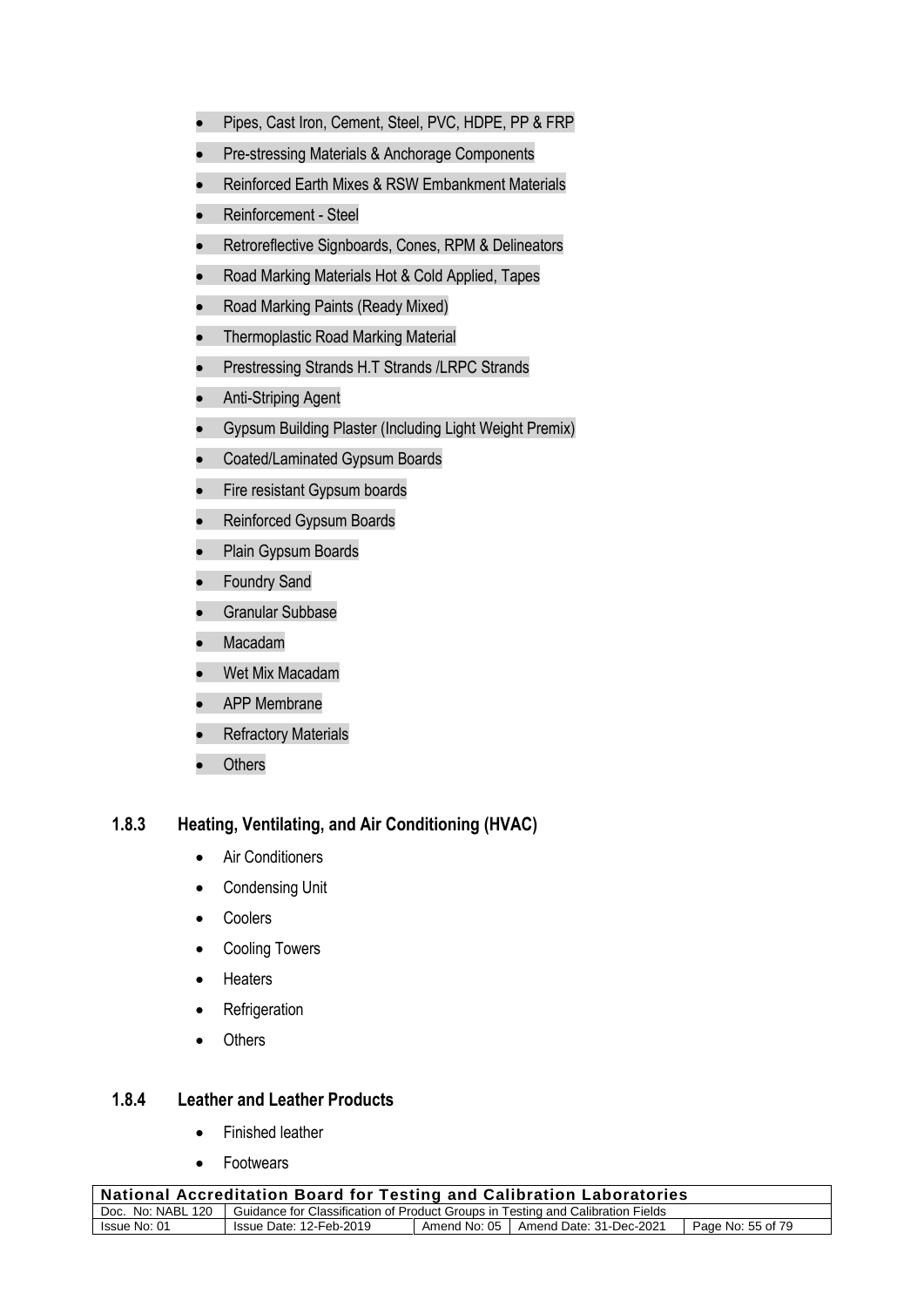- Pipes, Cast Iron, Cement, Steel, PVC, HDPE, PP & FRP
- Pre-stressing Materials & Anchorage Components
- Reinforced Earth Mixes & RSW Embankment Materials
- Reinforcement - Steel
- Retroreflective Signboards, Cones, RPM & Delineators
- Road Marking Materials Hot & Cold Applied, Tapes
- Road Marking Paints (Ready Mixed)
- Thermoplastic Road Marking Material
- Prestressing Strands H.T Strands /LRPC Strands
- Anti-Striping Agent
- Gypsum Building Plaster (Including Light Weight Premix)
- Coated/Laminated Gypsum Boards
- Fire resistant Gypsum boards
- Reinforced Gypsum Boards
- Plain Gypsum Boards
- Foundry Sand
- Granular Subbase
- Macadam
- Wet Mix Macadam
- APP Membrane
- Refractory Materials
- Others

### 1.8.3 Heating, Ventilating, and Air Conditioning (HVAC)

- Air Conditioners
- Condensing Unit
- Coolers
- Cooling Towers
- Heaters
- Refrigeration
- Others

### 1.8.4 Leather and Leather Products

- Finished leather
- Footwears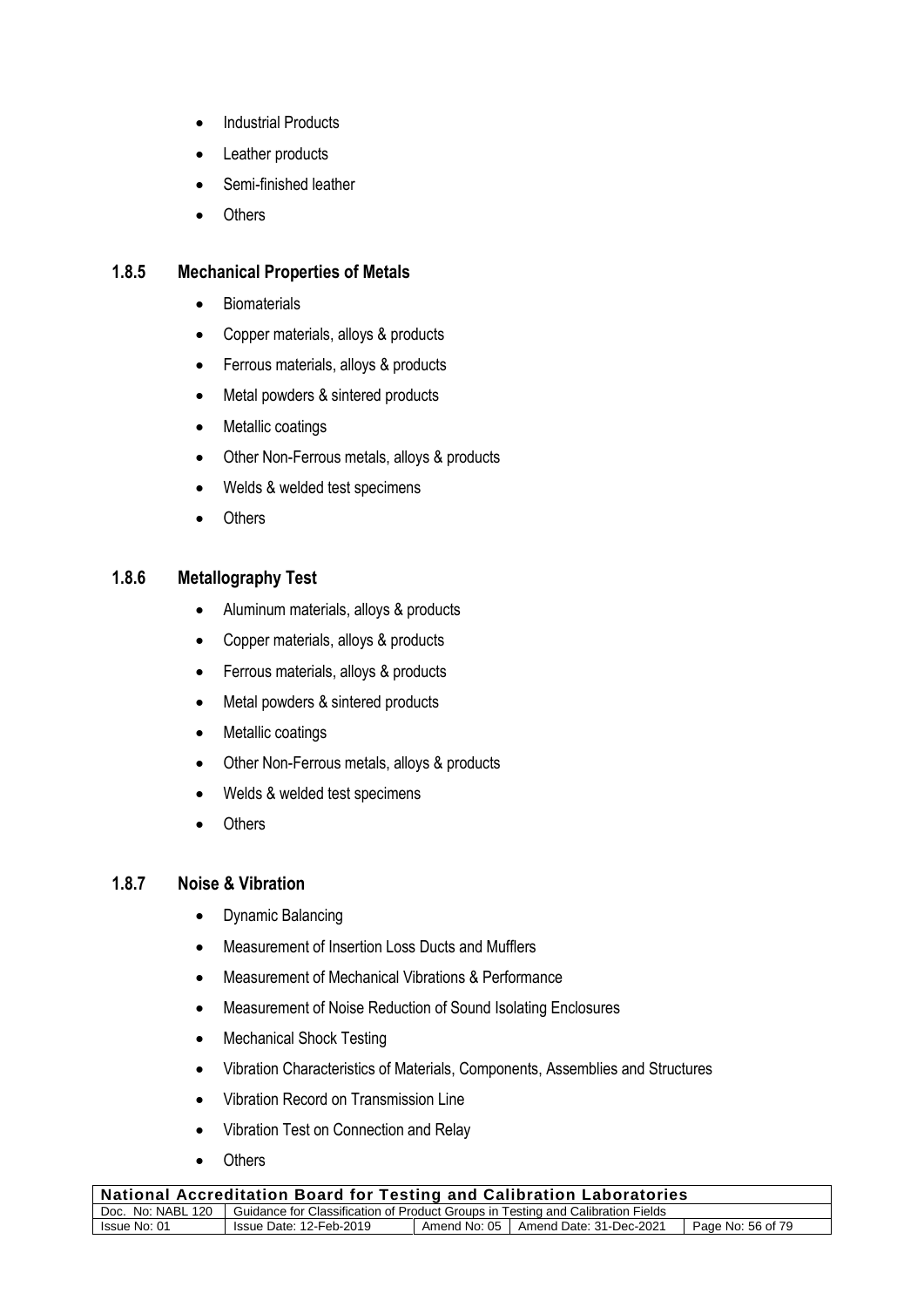- Industrial Products
- Leather products
- Semi-finished leather
- Others

### 1.8.5 Mechanical Properties of Metals

- Biomaterials
- Copper materials, alloys & products
- Ferrous materials, alloys & products
- Metal powders & sintered products
- Metallic coatings
- Other Non-Ferrous metals, alloys & products
- Welds & welded test specimens
- Others

### 1.8.6 Metallography Test

- Aluminum materials, alloys & products
- Copper materials, alloys & products
- Ferrous materials, alloys & products
- Metal powders & sintered products
- Metallic coatings
- Other Non-Ferrous metals, alloys & products
- Welds & welded test specimens
- Others

### 1.8.7 Noise & Vibration

- Dynamic Balancing
- Measurement of Insertion Loss Ducts and Mufflers
- Measurement of Mechanical Vibrations & Performance
- Measurement of Noise Reduction of Sound Isolating Enclosures
- Mechanical Shock Testing
- Vibration Characteristics of Materials, Components, Assemblies and Structures
- Vibration Record on Transmission Line
- Vibration Test on Connection and Relay
- Others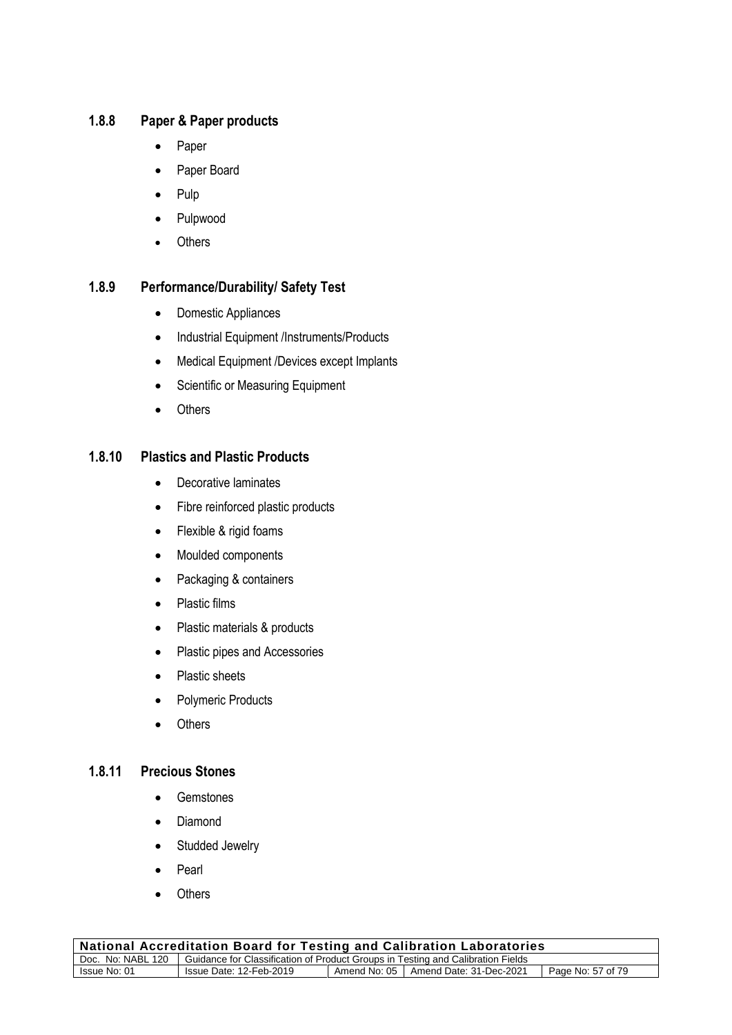### 1.8.8 Paper & Paper products

- Paper
- Paper Board
- Pulp
- Pulpwood
- Others

### 1.8.9 Performance/Durability/ Safety Test

- Domestic Appliances
- Industrial Equipment /Instruments/Products
- Medical Equipment /Devices except Implants
- Scientific or Measuring Equipment
- Others

### 1.8.10 Plastics and Plastic Products

- Decorative laminates
- Fibre reinforced plastic products
- Flexible & rigid foams
- Moulded components
- Packaging & containers
- Plastic films
- Plastic materials & products
- Plastic pipes and Accessories
- Plastic sheets
- Polymeric Products
- Others

### 1.8.11 Precious Stones

- Gemstones
- Diamond
- Studded Jewelry
- Pearl
- Others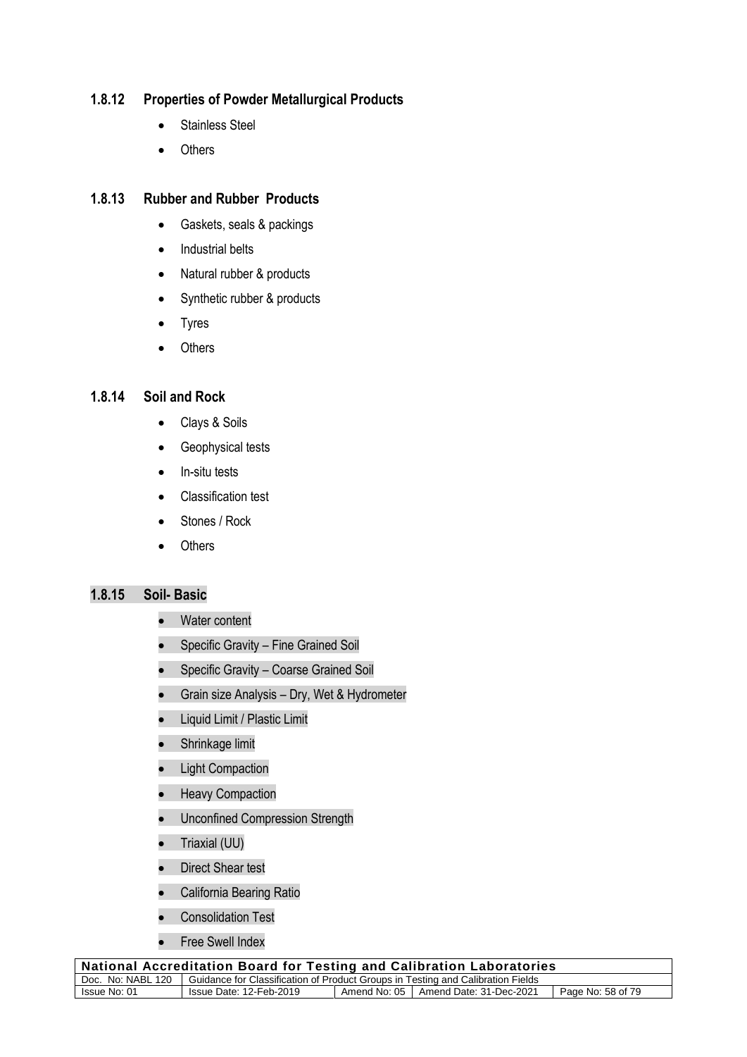### 1.8.12 Properties of Powder Metallurgical Products

- Stainless Steel
- Others

### 1.8.13 Rubber and Rubber Products

- Gaskets, seals & packings
- Industrial belts
- Natural rubber & products
- Synthetic rubber & products
- Tyres
- Others

### 1.8.14 Soil and Rock

- Clays & Soils
- Geophysical tests
- In-situ tests
- Classification test
- Stones / Rock
- Others

### 1.8.15 Soil- Basic

- Water content
- Specific Gravity – Fine Grained Soil
- Specific Gravity – Coarse Grained Soil
- Grain size Analysis – Dry, Wet & Hydrometer
- Liquid Limit / Plastic Limit
- Shrinkage limit
- Light Compaction
- Heavy Compaction
- Unconfined Compression Strength
- Triaxial (UU)
- Direct Shear test
- California Bearing Ratio
- Consolidation Test
- Free Swell Index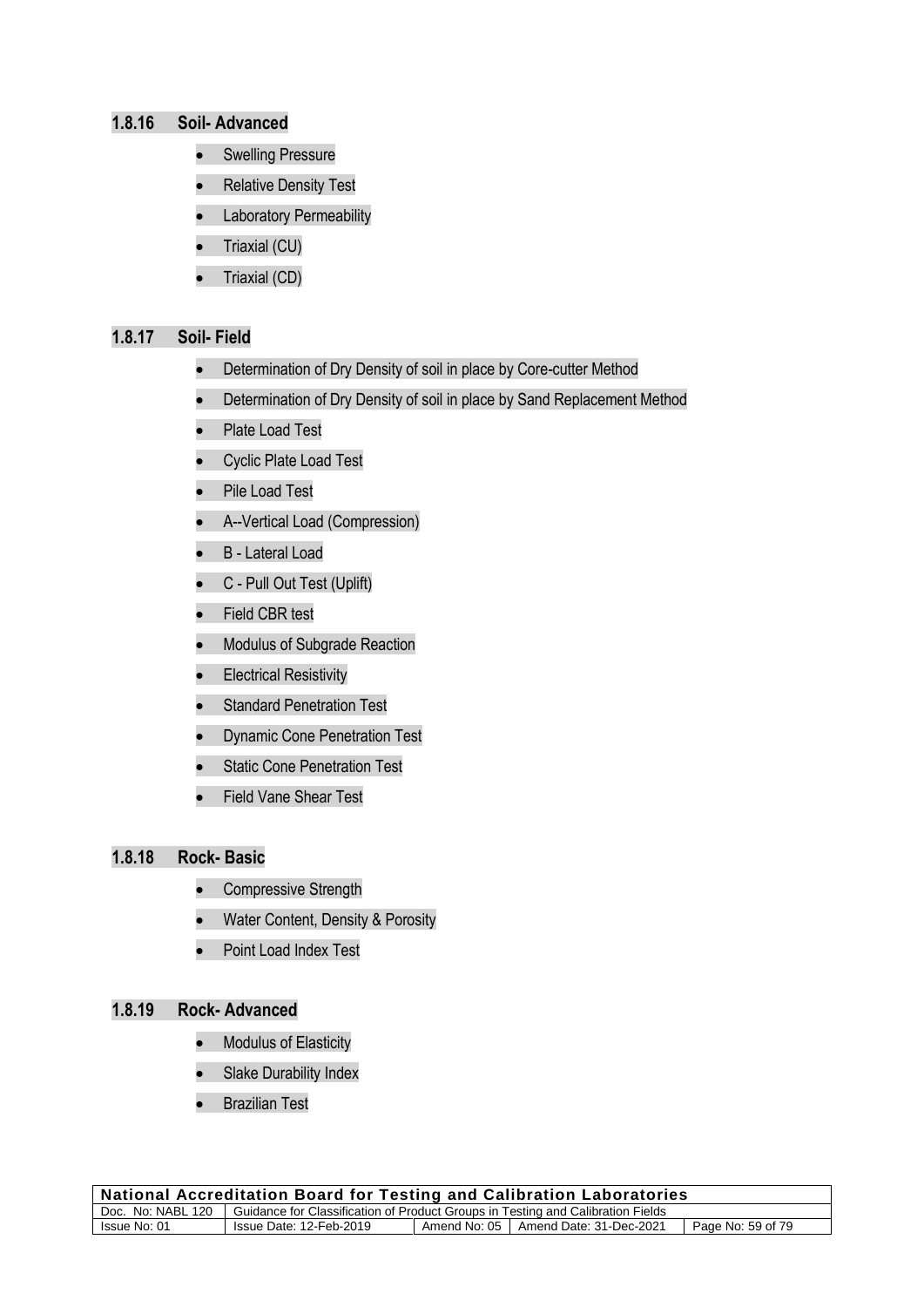### 1.8.16 Soil- Advanced

- Swelling Pressure
- Relative Density Test
- Laboratory Permeability
- Triaxial (CU)
- Triaxial (CD)

### 1.8.17 Soil- Field

- Determination of Dry Density of soil in place by Core-cutter Method
- Determination of Dry Density of soil in place by Sand Replacement Method
- Plate Load Test
- Cyclic Plate Load Test
- Pile Load Test
- A--Vertical Load (Compression)
- B - Lateral Load
- C - Pull Out Test (Uplift)
- Field CBR test
- Modulus of Subgrade Reaction
- Electrical Resistivity
- Standard Penetration Test
- Dynamic Cone Penetration Test
- Static Cone Penetration Test
- Field Vane Shear Test

### 1.8.18 Rock- Basic

- Compressive Strength
- Water Content, Density & Porosity
- Point Load Index Test

### 1.8.19 Rock- Advanced

- Modulus of Elasticity
- Slake Durability Index
- Brazilian Test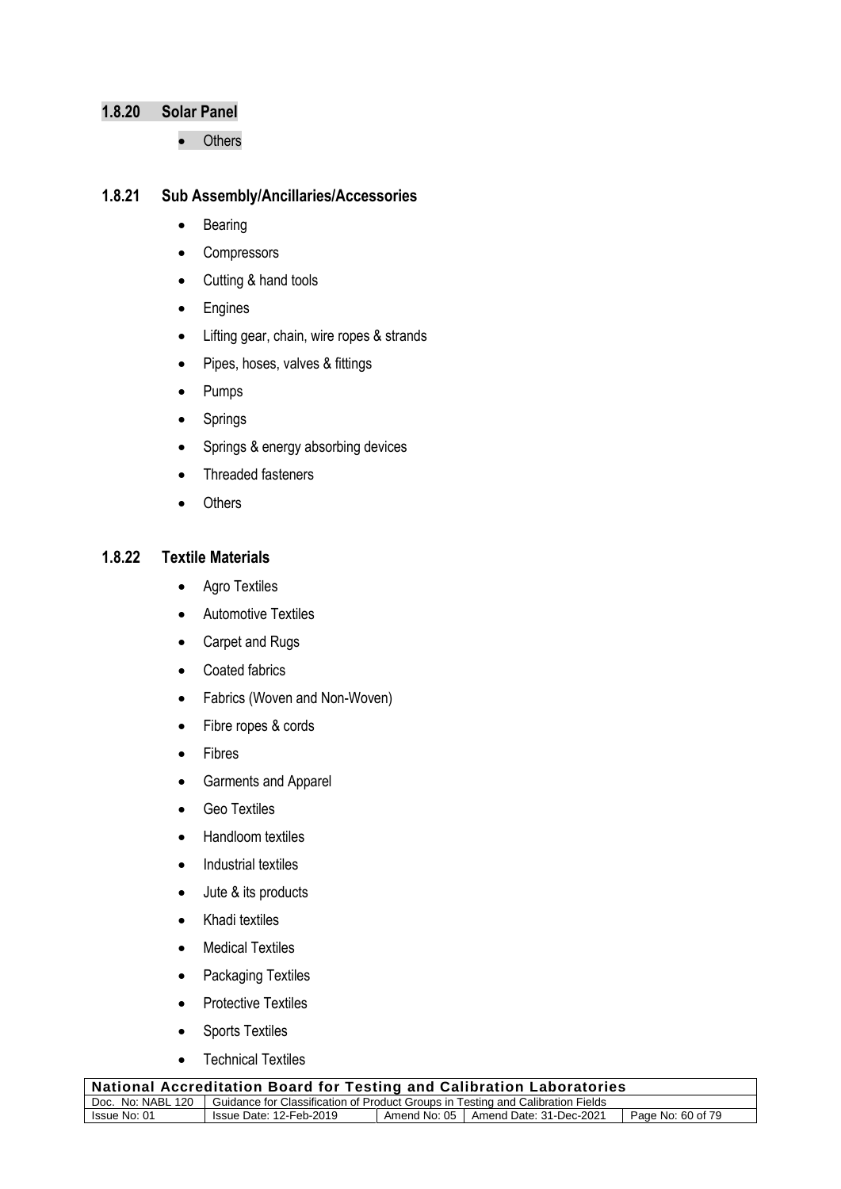### 1.8.20 Solar Panel

- Others

### 1.8.21 Sub Assembly/Ancillaries/Accessories

- Bearing
- Compressors
- Cutting & hand tools
- Engines
- Lifting gear, chain, wire ropes & strands
- Pipes, hoses, valves & fittings
- Pumps
- Springs
- Springs & energy absorbing devices
- Threaded fasteners
- Others

### 1.8.22 Textile Materials

- Agro Textiles
- Automotive Textiles
- Carpet and Rugs
- Coated fabrics
- Fabrics (Woven and Non-Woven)
- Fibre ropes & cords
- Fibres
- Garments and Apparel
- Geo Textiles
- Handloom textiles
- Industrial textiles
- Jute & its products
- Khadi textiles
- Medical Textiles
- Packaging Textiles
- Protective Textiles
- Sports Textiles
- Technical Textiles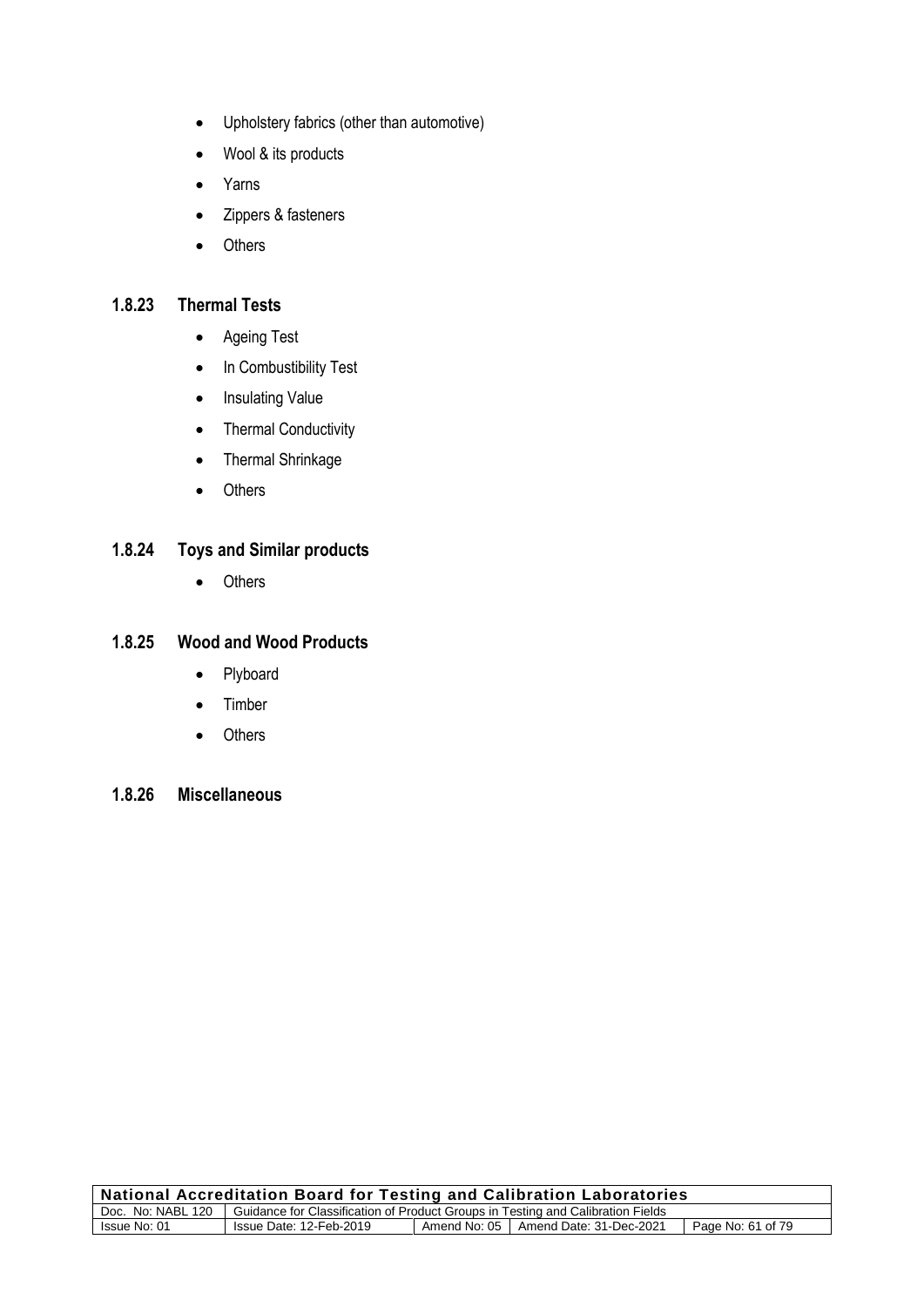- Upholstery fabrics (other than automotive)
- Wool & its products
- Yarns
- Zippers & fasteners
- Others

### 1.8.23 Thermal Tests

- Ageing Test
- In Combustibility Test
- Insulating Value
- Thermal Conductivity
- Thermal Shrinkage
- Others

### 1.8.24 Toys and Similar products

- Others

### 1.8.25 Wood and Wood Products

- Plyboard
- Timber
- Others

### 1.8.26 Miscellaneous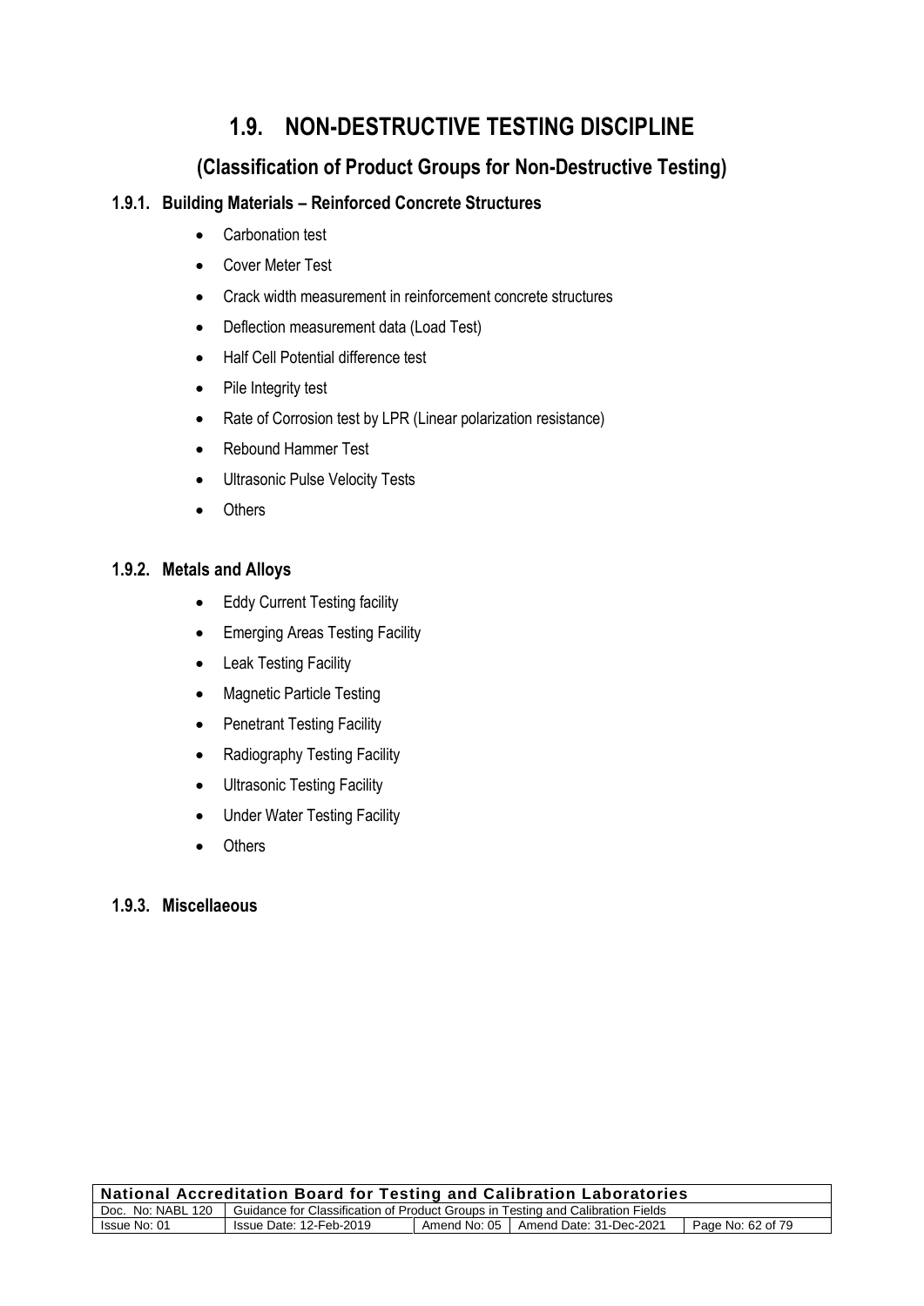# 1.9. NON-DESTRUCTIVE TESTING DISCIPLINE

## (Classification of Product Groups for Non-Destructive Testing)

### 1.9.1. Building Materials – Reinforced Concrete Structures

- Carbonation test
- Cover Meter Test
- Crack width measurement in reinforcement concrete structures
- Deflection measurement data (Load Test)
- Half Cell Potential difference test
- Pile Integrity test
- Rate of Corrosion test by LPR (Linear polarization resistance)
- Rebound Hammer Test
- Ultrasonic Pulse Velocity Tests
- Others

### 1.9.2. Metals and Alloys

- Eddy Current Testing facility
- Emerging Areas Testing Facility
- Leak Testing Facility
- Magnetic Particle Testing
- Penetrant Testing Facility
- Radiography Testing Facility
- Ultrasonic Testing Facility
- Under Water Testing Facility
- Others

### 1.9.3. Miscellaeous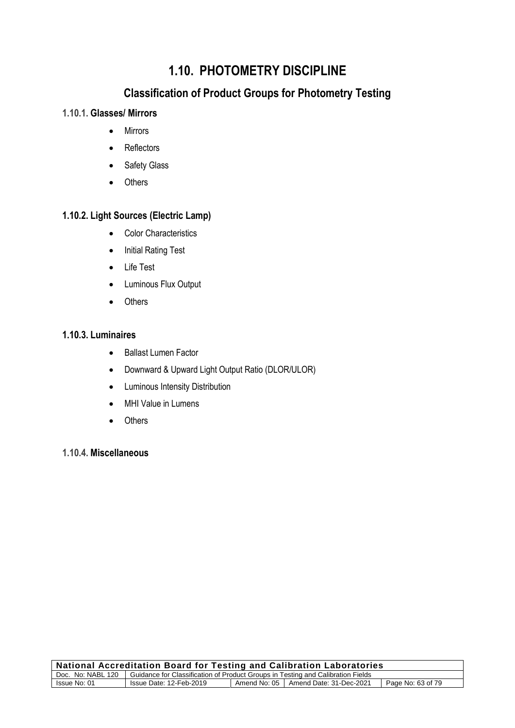# 1.10. PHOTOMETRY DISCIPLINE

## Classification of Product Groups for Photometry Testing

### 1.10.1. Glasses/ Mirrors

- Mirrors
- Reflectors
- Safety Glass
- Others

### 1.10.2. Light Sources (Electric Lamp)

- Color Characteristics
- Initial Rating Test
- Life Test
- Luminous Flux Output
- Others

### 1.10.3. Luminaires

- Ballast Lumen Factor
- Downward & Upward Light Output Ratio (DLOR/ULOR)
- Luminous Intensity Distribution
- MHI Value in Lumens
- Others

### 1.10.4. Miscellaneous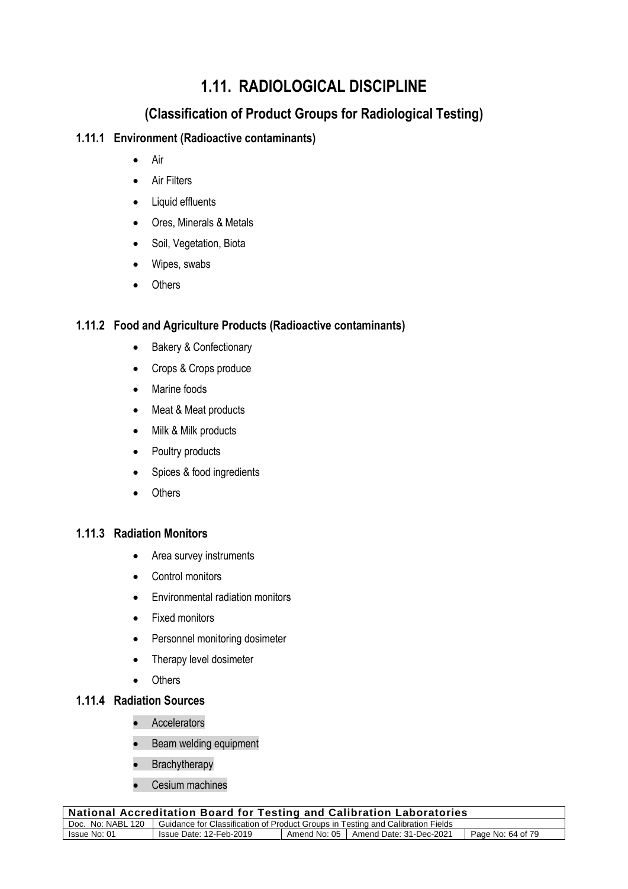# 1.11. RADIOLOGICAL DISCIPLINE

## (Classification of Product Groups for Radiological Testing)

### 1.11.1 Environment (Radioactive contaminants)

- Air
- Air Filters
- Liquid effluents
- Ores, Minerals & Metals
- Soil, Vegetation, Biota
- Wipes, swabs
- Others

### 1.11.2 Food and Agriculture Products (Radioactive contaminants)

- Bakery & Confectionary
- Crops & Crops produce
- Marine foods
- Meat & Meat products
- Milk & Milk products
- Poultry products
- Spices & food ingredients
- Others

### 1.11.3 Radiation Monitors

- Area survey instruments
- Control monitors
- Environmental radiation monitors
- Fixed monitors
- Personnel monitoring dosimeter
- Therapy level dosimeter
- Others

### 1.11.4 Radiation Sources

- Accelerators
- Beam welding equipment
- Brachytherapy
- Cesium machines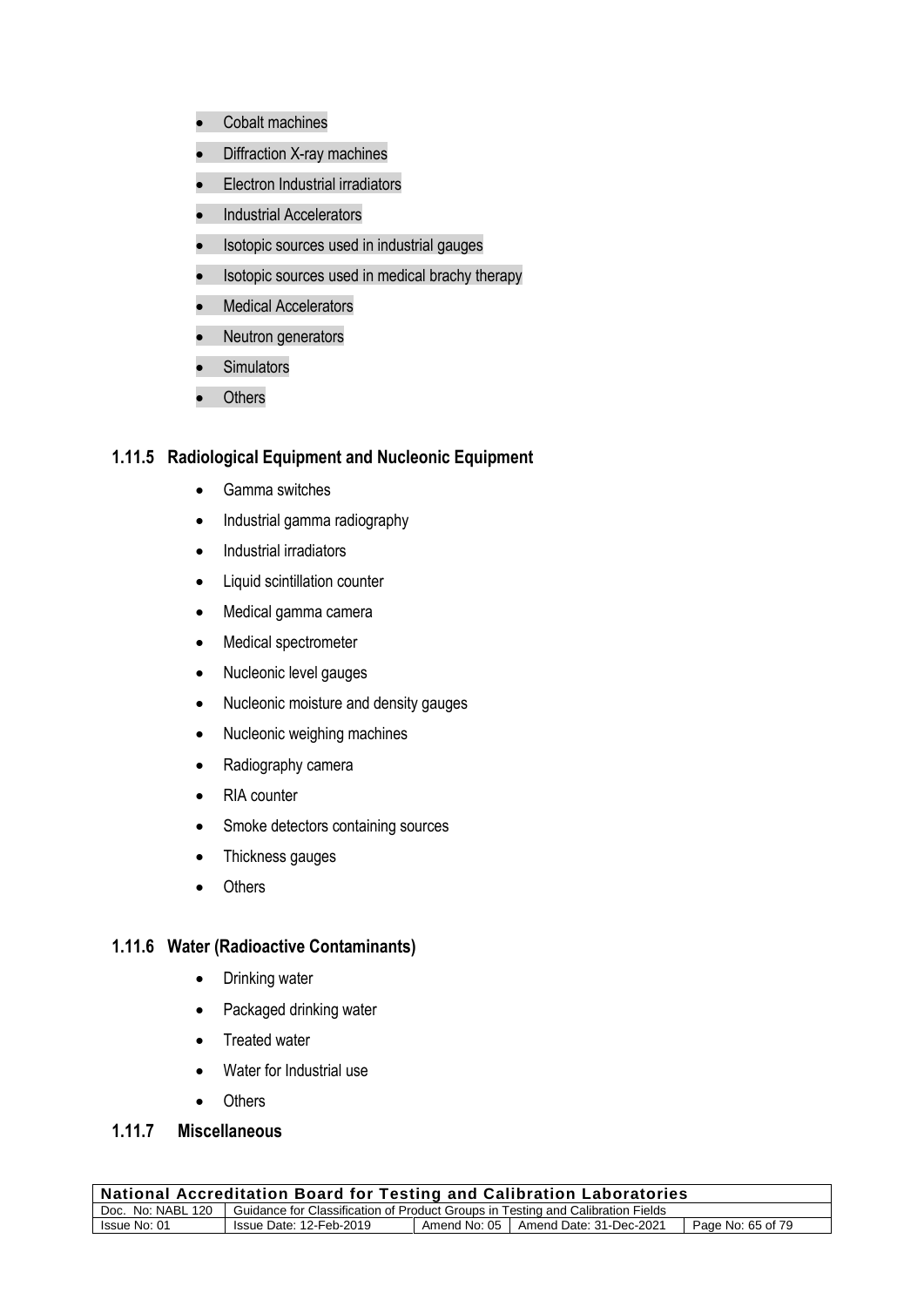- Cobalt machines
- Diffraction X-ray machines
- Electron Industrial irradiators
- Industrial Accelerators
- Isotopic sources used in industrial gauges
- Isotopic sources used in medical brachy therapy
- Medical Accelerators
- Neutron generators
- Simulators
- Others

### 1.11.5 Radiological Equipment and Nucleonic Equipment

- Gamma switches
- Industrial gamma radiography
- Industrial irradiators
- Liquid scintillation counter
- Medical gamma camera
- Medical spectrometer
- Nucleonic level gauges
- Nucleonic moisture and density gauges
- Nucleonic weighing machines
- Radiography camera
- RIA counter
- Smoke detectors containing sources
- Thickness gauges
- Others

### 1.11.6 Water (Radioactive Contaminants)

- Drinking water
- Packaged drinking water
- Treated water
- Water for Industrial use
- Others

### 1.11.7 Miscellaneous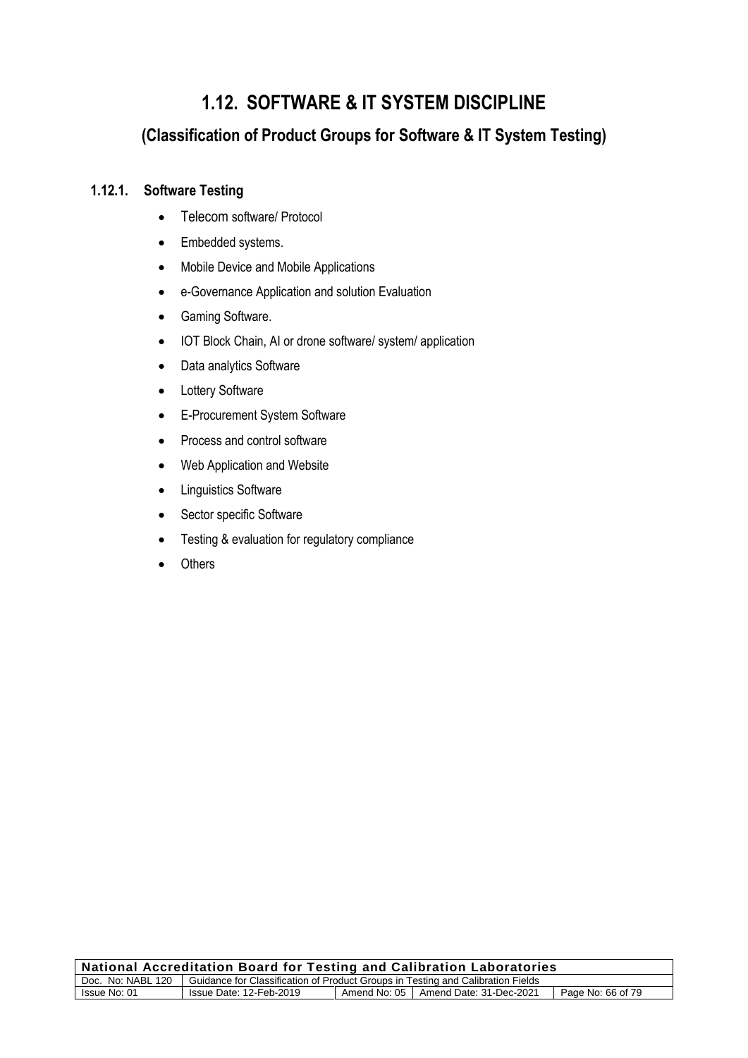# 1.12. SOFTWARE & IT SYSTEM DISCIPLINE

## (Classification of Product Groups for Software & IT System Testing)

### 1.12.1. Software Testing

- Telecom software/ Protocol
- Embedded systems.
- Mobile Device and Mobile Applications
- e-Governance Application and solution Evaluation
- Gaming Software.
- IOT Block Chain, AI or drone software/ system/ application
- Data analytics Software
- Lottery Software
- E-Procurement System Software
- Process and control software
- Web Application and Website
- Linguistics Software
- Sector specific Software
- Testing & evaluation for regulatory compliance
- Others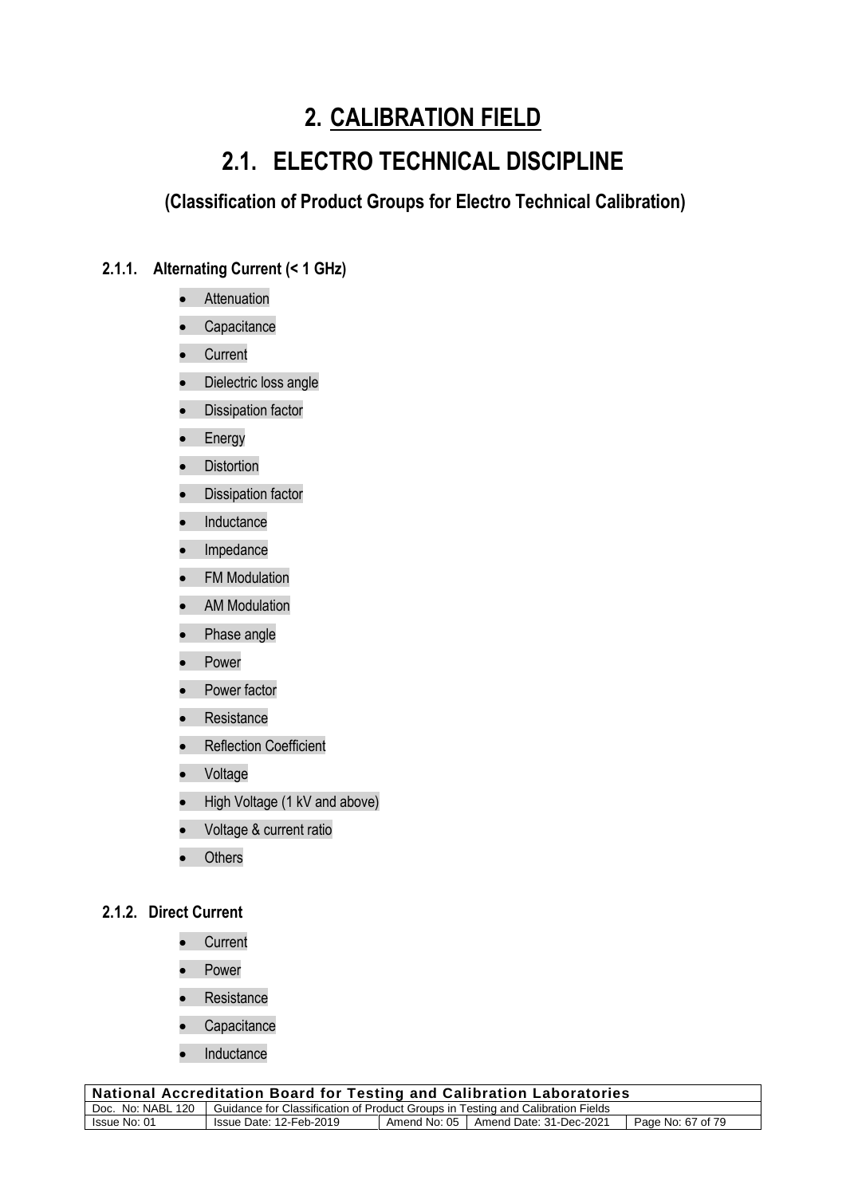# 2. CALIBRATION FIELD

# 2.1. ELECTRO TECHNICAL DISCIPLINE

### (Classification of Product Groups for Electro Technical Calibration)

#### 2.1.1. Alternating Current (< 1 GHz)

- Attenuation
- Capacitance
- Current
- Dielectric loss angle
- Dissipation factor
- Energy
- Distortion
- Dissipation factor
- Inductance
- Impedance
- FM Modulation
- AM Modulation
- Phase angle
- Power
- Power factor
- Resistance
- Reflection Coefficient
- Voltage
- High Voltage (1 kV and above)
- Voltage & current ratio
- Others

#### 2.1.2. Direct Current

- Current
- Power
- Resistance
- Capacitance
- Inductance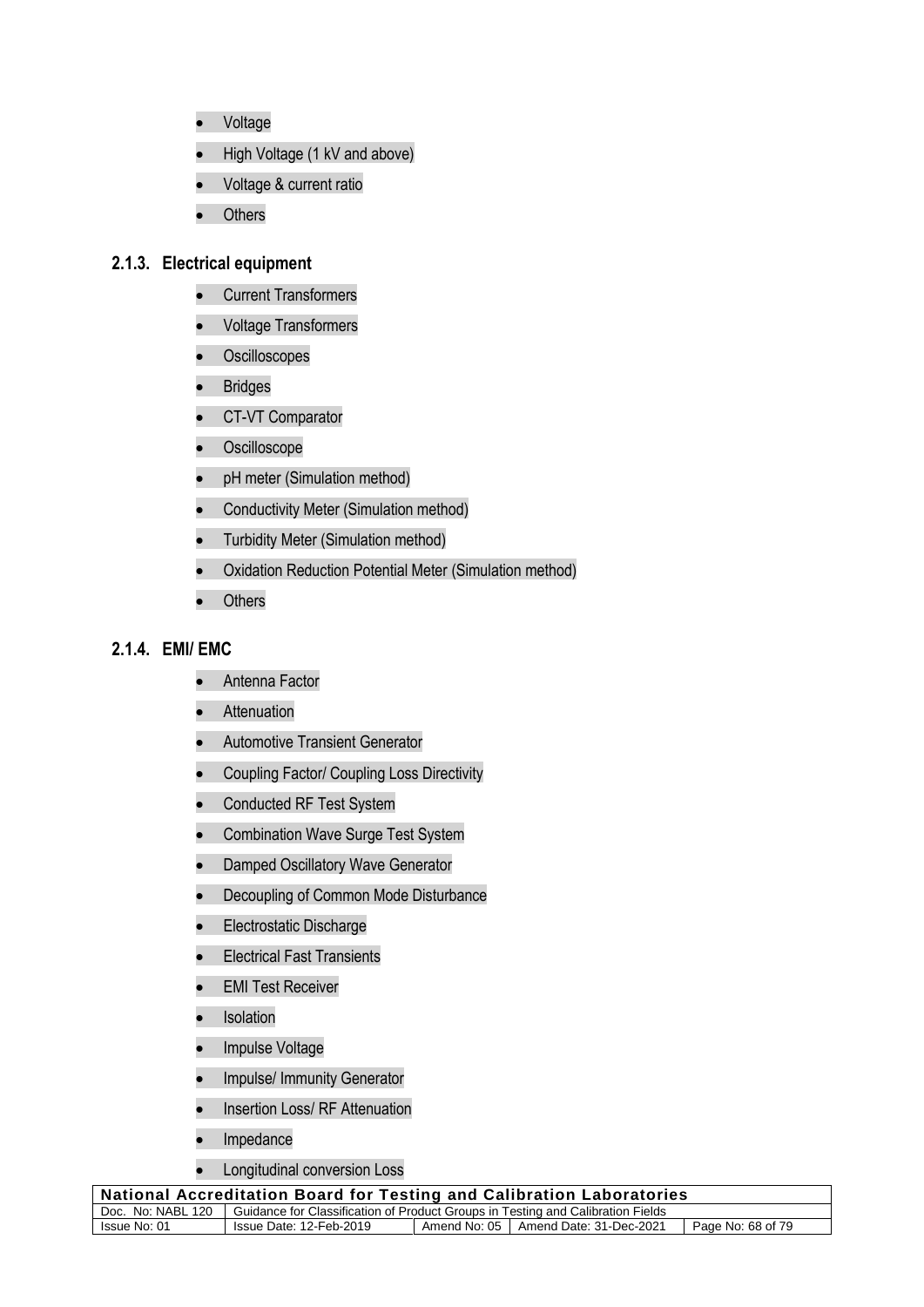- Voltage
- High Voltage (1 kV and above)
- Voltage & current ratio
- Others

### 2.1.3. Electrical equipment

- Current Transformers
- Voltage Transformers
- Oscilloscopes
- Bridges
- CT-VT Comparator
- Oscilloscope
- pH meter (Simulation method)
- Conductivity Meter (Simulation method)
- Turbidity Meter (Simulation method)
- Oxidation Reduction Potential Meter (Simulation method)
- Others

### 2.1.4. EMI/ EMC

- Antenna Factor
- Attenuation
- Automotive Transient Generator
- Coupling Factor/ Coupling Loss Directivity
- Conducted RF Test System
- Combination Wave Surge Test System
- Damped Oscillatory Wave Generator
- Decoupling of Common Mode Disturbance
- Electrostatic Discharge
- Electrical Fast Transients
- EMI Test Receiver
- Isolation
- Impulse Voltage
- Impulse/ Immunity Generator
- Insertion Loss/ RF Attenuation
- Impedance
- Longitudinal conversion Loss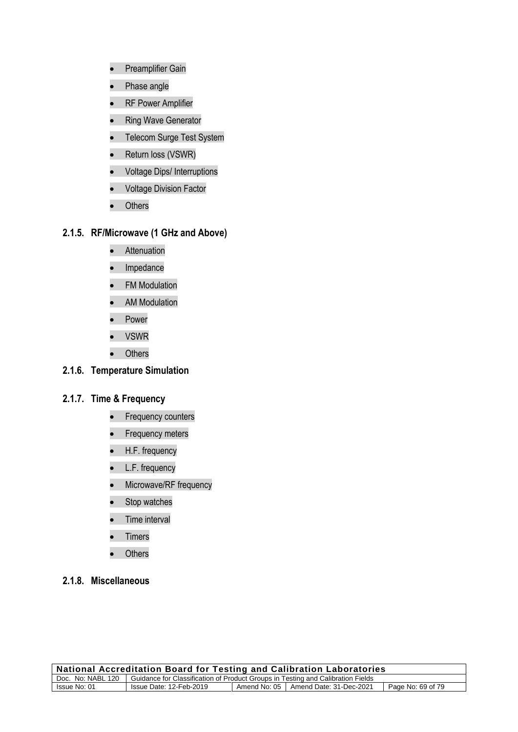- Preamplifier Gain
- Phase angle
- RF Power Amplifier
- Ring Wave Generator
- Telecom Surge Test System
- Return loss (VSWR)
- Voltage Dips/ Interruptions
- Voltage Division Factor
- Others

### 2.1.5. RF/Microwave (1 GHz and Above)

- Attenuation
- Impedance
- FM Modulation
- AM Modulation
- Power
- VSWR
- Others

### 2.1.6. Temperature Simulation

### 2.1.7. Time & Frequency

- Frequency counters
- Frequency meters
- H.F. frequency
- L.F. frequency
- Microwave/RF frequency
- Stop watches
- Time interval
- Timers
- Others

### 2.1.8. Miscellaneous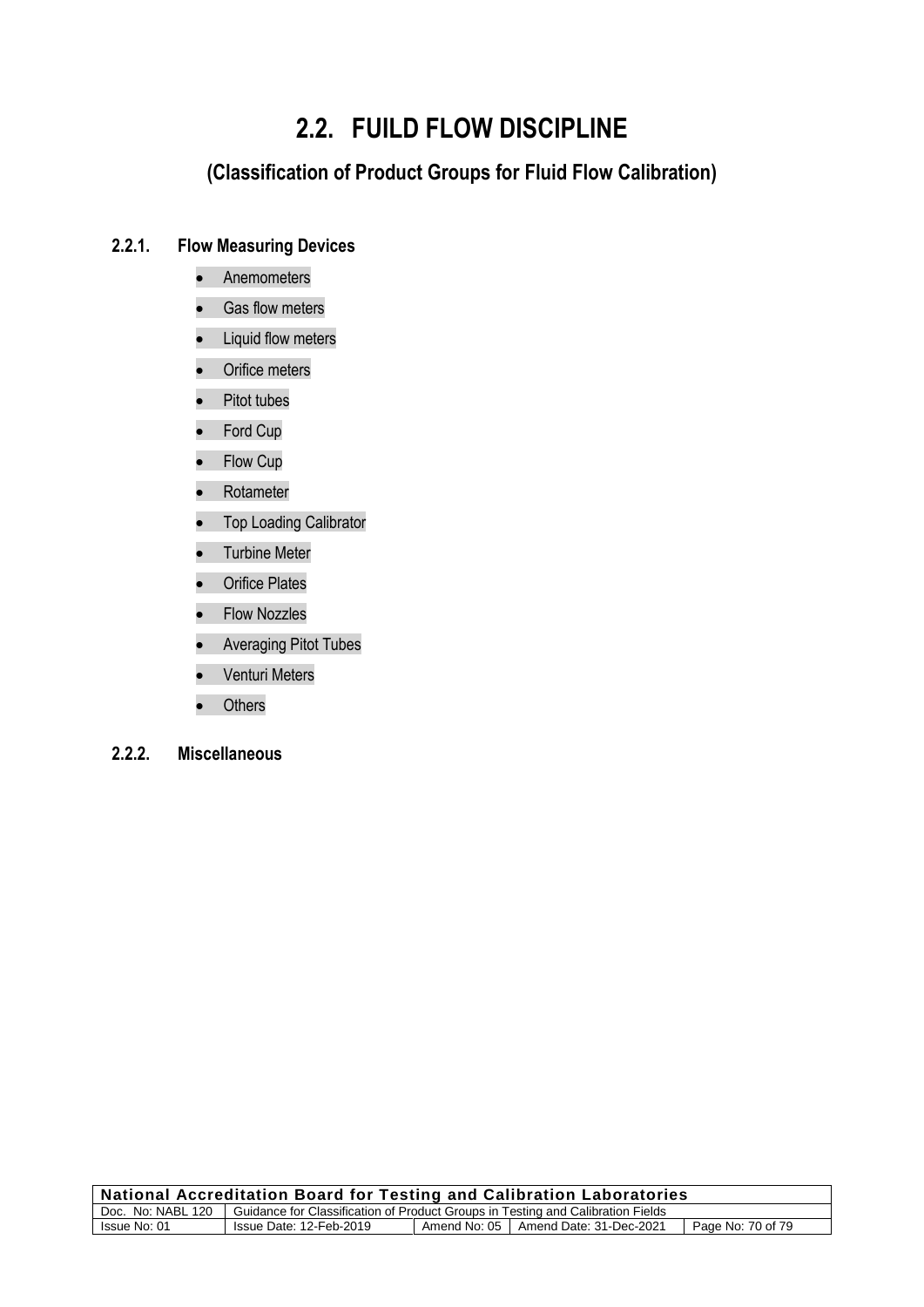# 2.2. FUILD FLOW DISCIPLINE

## (Classification of Product Groups for Fluid Flow Calibration)

### 2.2.1. Flow Measuring Devices

- Anemometers
- Gas flow meters
- Liquid flow meters
- Orifice meters
- Pitot tubes
- Ford Cup
- Flow Cup
- Rotameter
- Top Loading Calibrator
- Turbine Meter
- Orifice Plates
- Flow Nozzles
- Averaging Pitot Tubes
- Venturi Meters
- Others

### 2.2.2. Miscellaneous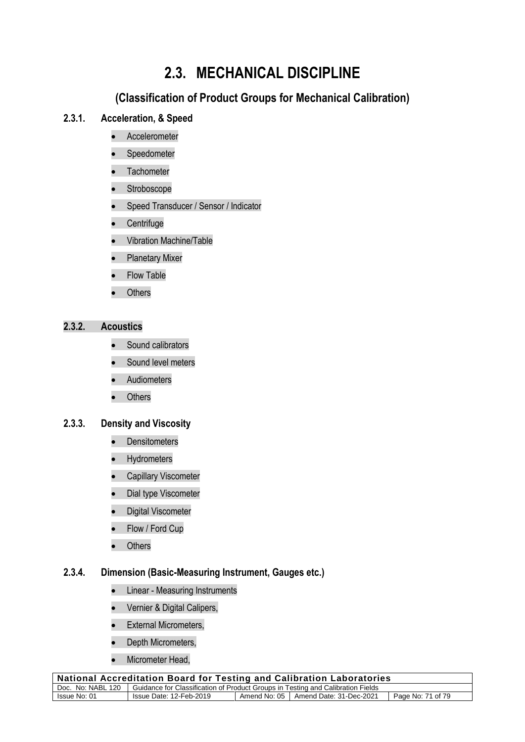# 2.3. MECHANICAL DISCIPLINE

## (Classification of Product Groups for Mechanical Calibration)

### 2.3.1. Acceleration, & Speed

- Accelerometer
- Speedometer
- Tachometer
- Stroboscope
- Speed Transducer / Sensor / Indicator
- Centrifuge
- Vibration Machine/Table
- Planetary Mixer
- Flow Table
- Others

### 2.3.2. Acoustics

- Sound calibrators
- Sound level meters
- Audiometers
- Others

### 2.3.3. Density and Viscosity

- Densitometers
- Hydrometers
- Capillary Viscometer
- Dial type Viscometer
- Digital Viscometer
- Flow / Ford Cup
- Others

### 2.3.4. Dimension (Basic-Measuring Instrument, Gauges etc.)

- Linear - Measuring Instruments
- Vernier & Digital Calipers,
- External Micrometers,
- Depth Micrometers,
- Micrometer Head,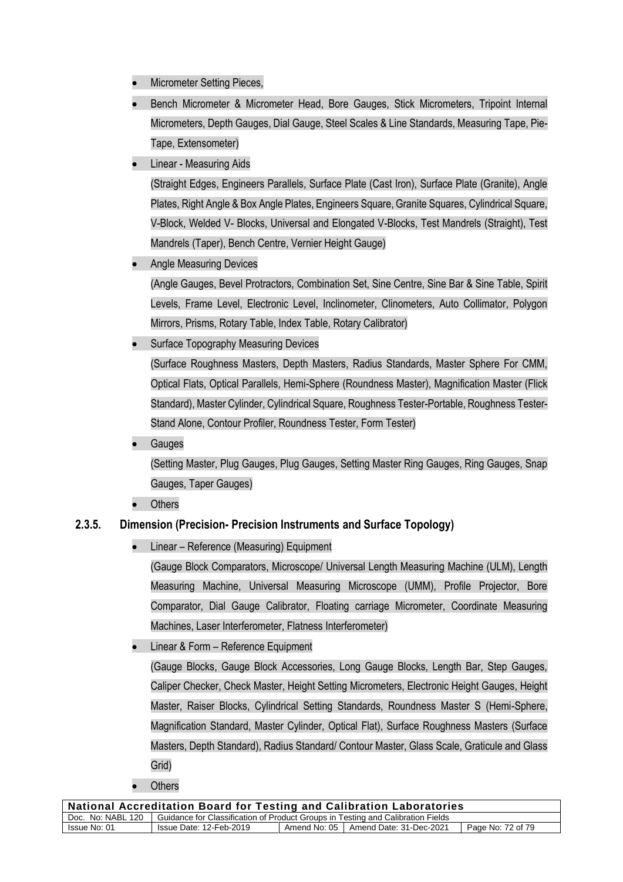- Micrometer Setting Pieces,
- Bench Micrometer & Micrometer Head, Bore Gauges, Stick Micrometers, Tripoint Internal Micrometers, Depth Gauges, Dial Gauge, Steel Scales & Line Standards, Measuring Tape, Pie-Tape, Extensometer)
- Linear - Measuring Aids

  (Straight Edges, Engineers Parallels, Surface Plate (Cast Iron), Surface Plate (Granite), Angle Plates, Right Angle & Box Angle Plates, Engineers Square, Granite Squares, Cylindrical Square, V-Block, Welded V- Blocks, Universal and Elongated V-Blocks, Test Mandrels (Straight), Test Mandrels (Taper), Bench Centre, Vernier Height Gauge)
- Angle Measuring Devices

  (Angle Gauges, Bevel Protractors, Combination Set, Sine Centre, Sine Bar & Sine Table, Spirit Levels, Frame Level, Electronic Level, Inclinometer, Clinometers, Auto Collimator, Polygon Mirrors, Prisms, Rotary Table, Index Table, Rotary Calibrator)
- Surface Topography Measuring Devices

  (Surface Roughness Masters, Depth Masters, Radius Standards, Master Sphere For CMM, Optical Flats, Optical Parallels, Hemi-Sphere (Roundness Master), Magnification Master (Flick Standard), Master Cylinder, Cylindrical Square, Roughness Tester-Portable, Roughness Tester-Stand Alone, Contour Profiler, Roundness Tester, Form Tester)
- Gauges

  (Setting Master, Plug Gauges, Plug Gauges, Setting Master Ring Gauges, Ring Gauges, Snap Gauges, Taper Gauges)
- Others

### 2.3.5. Dimension (Precision- Precision Instruments and Surface Topology)

- Linear – Reference (Measuring) Equipment

  (Gauge Block Comparators, Microscope/ Universal Length Measuring Machine (ULM), Length Measuring Machine, Universal Measuring Microscope (UMM), Profile Projector, Bore Comparator, Dial Gauge Calibrator, Floating carriage Micrometer, Coordinate Measuring Machines, Laser Interferometer, Flatness Interferometer)
- Linear & Form – Reference Equipment

  (Gauge Blocks, Gauge Block Accessories, Long Gauge Blocks, Length Bar, Step Gauges, Caliper Checker, Check Master, Height Setting Micrometers, Electronic Height Gauges, Height Master, Raiser Blocks, Cylindrical Setting Standards, Roundness Master S (Hemi-Sphere, Magnification Standard, Master Cylinder, Optical Flat), Surface Roughness Masters (Surface Masters, Depth Standard), Radius Standard/ Contour Master, Glass Scale, Graticule and Glass Grid)
- Others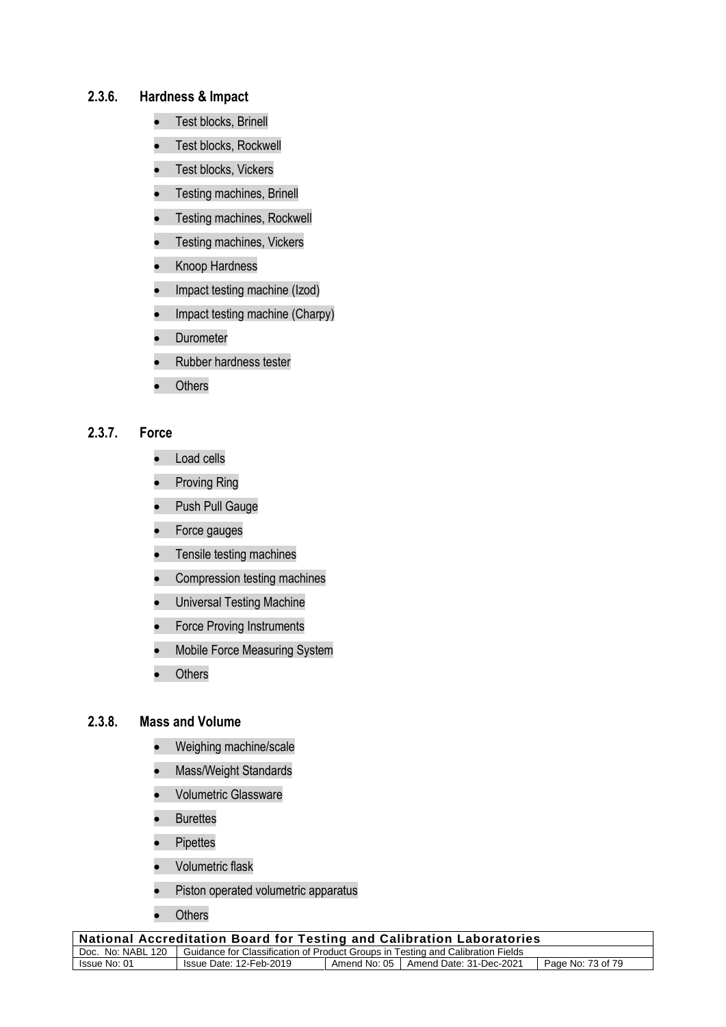### 2.3.6. Hardness & Impact

- Test blocks, Brinell
- Test blocks, Rockwell
- Test blocks, Vickers
- Testing machines, Brinell
- Testing machines, Rockwell
- Testing machines, Vickers
- Knoop Hardness
- Impact testing machine (Izod)
- Impact testing machine (Charpy)
- Durometer
- Rubber hardness tester
- Others

### 2.3.7. Force

- Load cells
- Proving Ring
- Push Pull Gauge
- Force gauges
- Tensile testing machines
- Compression testing machines
- Universal Testing Machine
- Force Proving Instruments
- Mobile Force Measuring System
- Others

### 2.3.8. Mass and Volume

- Weighing machine/scale
- Mass/Weight Standards
- Volumetric Glassware
- Burettes
- Pipettes
- Volumetric flask
- Piston operated volumetric apparatus
- Others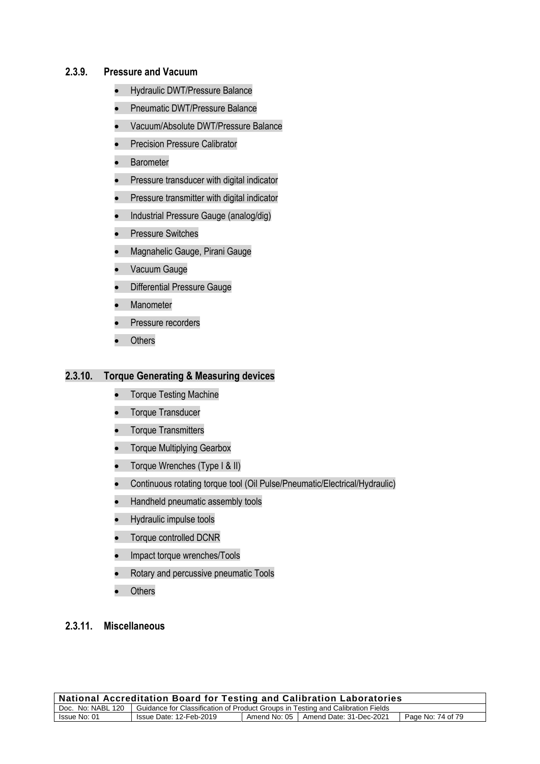### 2.3.9. Pressure and Vacuum

- Hydraulic DWT/Pressure Balance
- Pneumatic DWT/Pressure Balance
- Vacuum/Absolute DWT/Pressure Balance
- Precision Pressure Calibrator
- Barometer
- Pressure transducer with digital indicator
- Pressure transmitter with digital indicator
- Industrial Pressure Gauge (analog/dig)
- Pressure Switches
- Magnahelic Gauge, Pirani Gauge
- Vacuum Gauge
- Differential Pressure Gauge
- Manometer
- Pressure recorders
- Others

### 2.3.10. Torque Generating & Measuring devices

- Torque Testing Machine
- Torque Transducer
- Torque Transmitters
- Torque Multiplying Gearbox
- Torque Wrenches (Type I & II)
- Continuous rotating torque tool (Oil Pulse/Pneumatic/Electrical/Hydraulic)
- Handheld pneumatic assembly tools
- Hydraulic impulse tools
- Torque controlled DCNR
- Impact torque wrenches/Tools
- Rotary and percussive pneumatic Tools
- Others

### 2.3.11. Miscellaneous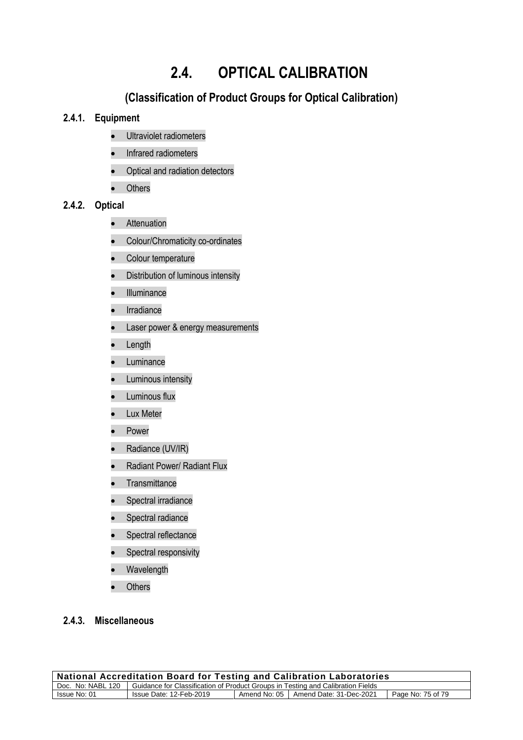# 2.4. OPTICAL CALIBRATION

## (Classification of Product Groups for Optical Calibration)

### 2.4.1. Equipment

- Ultraviolet radiometers
- Infrared radiometers
- Optical and radiation detectors
- Others

### 2.4.2. Optical

- Attenuation
- Colour/Chromaticity co-ordinates
- Colour temperature
- Distribution of luminous intensity
- Illuminance
- Irradiance
- Laser power & energy measurements
- Length
- Luminance
- Luminous intensity
- Luminous flux
- Lux Meter
- Power
- Radiance (UV/IR)
- Radiant Power/ Radiant Flux
- Transmittance
- Spectral irradiance
- Spectral radiance
- Spectral reflectance
- Spectral responsivity
- Wavelength
- Others

### 2.4.3. Miscellaneous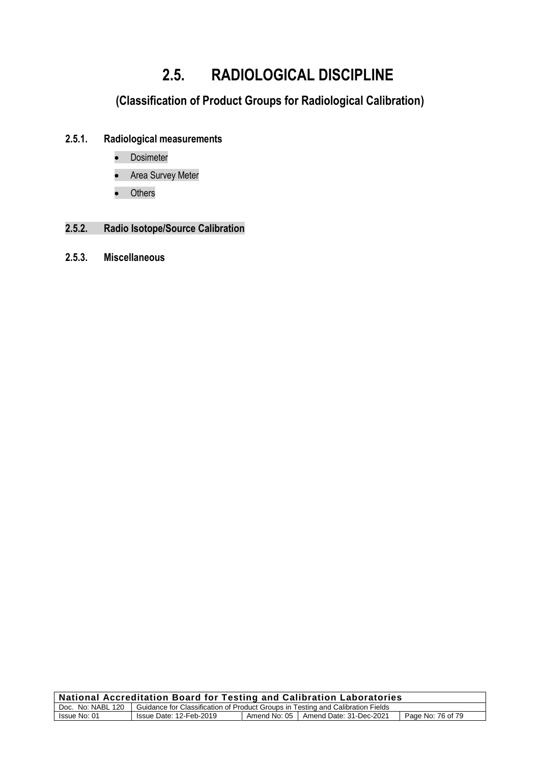# 2.5. RADIOLOGICAL DISCIPLINE

## (Classification of Product Groups for Radiological Calibration)

### 2.5.1. Radiological measurements

- Dosimeter
- Area Survey Meter
- Others

### 2.5.2. Radio Isotope/Source Calibration

### 2.5.3. Miscellaneous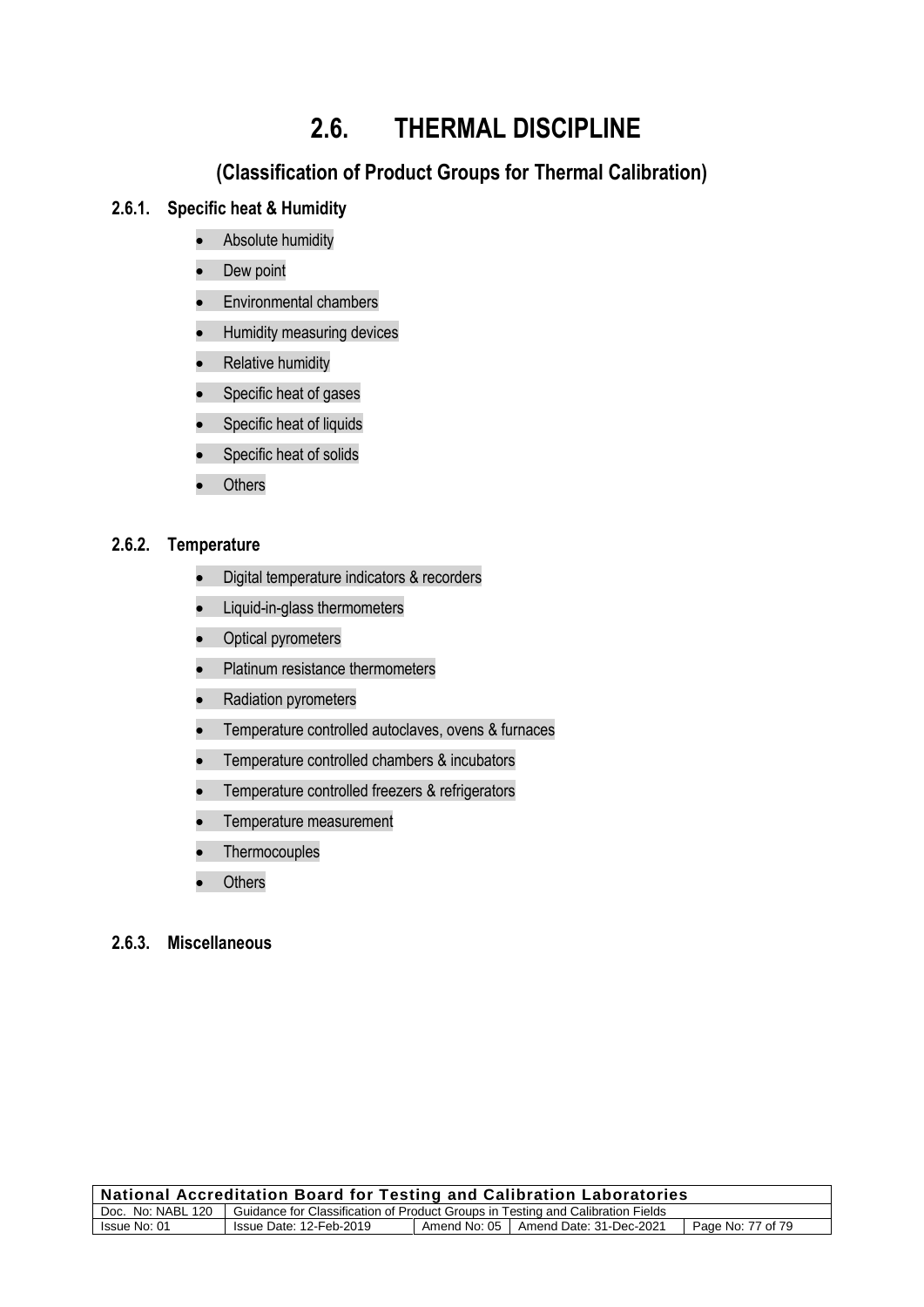# 2.6. THERMAL DISCIPLINE

## (Classification of Product Groups for Thermal Calibration)

### 2.6.1. Specific heat & Humidity

- Absolute humidity
- Dew point
- Environmental chambers
- Humidity measuring devices
- Relative humidity
- Specific heat of gases
- Specific heat of liquids
- Specific heat of solids
- Others

### 2.6.2. Temperature

- Digital temperature indicators & recorders
- Liquid-in-glass thermometers
- Optical pyrometers
- Platinum resistance thermometers
- Radiation pyrometers
- Temperature controlled autoclaves, ovens & furnaces
- Temperature controlled chambers & incubators
- Temperature controlled freezers & refrigerators
- Temperature measurement
- Thermocouples
- Others

### 2.6.3. Miscellaneous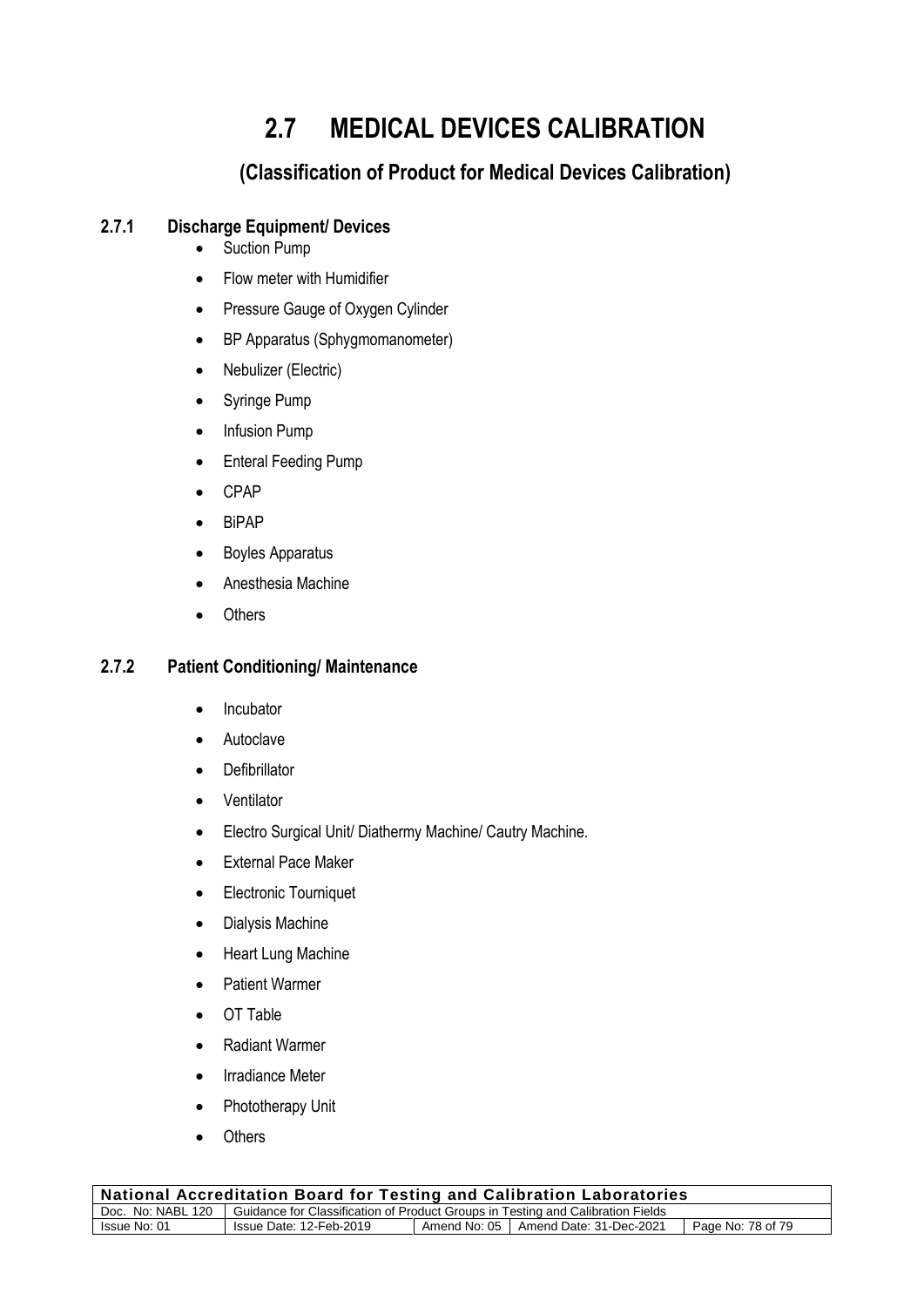# 2.7 MEDICAL DEVICES CALIBRATION

## (Classification of Product for Medical Devices Calibration)

### 2.7.1 Discharge Equipment/ Devices

- Suction Pump
- Flow meter with Humidifier
- Pressure Gauge of Oxygen Cylinder
- BP Apparatus (Sphygmomanometer)
- Nebulizer (Electric)
- Syringe Pump
- Infusion Pump
- Enteral Feeding Pump
- CPAP
- BiPAP
- Boyles Apparatus
- Anesthesia Machine
- Others

### 2.7.2 Patient Conditioning/ Maintenance

- Incubator
- Autoclave
- Defibrillator
- Ventilator
- Electro Surgical Unit/ Diathermy Machine/ Cautry Machine.
- External Pace Maker
- Electronic Tourniquet
- Dialysis Machine
- Heart Lung Machine
- Patient Warmer
- OT Table
- Radiant Warmer
- Irradiance Meter
- Phototherapy Unit
- Others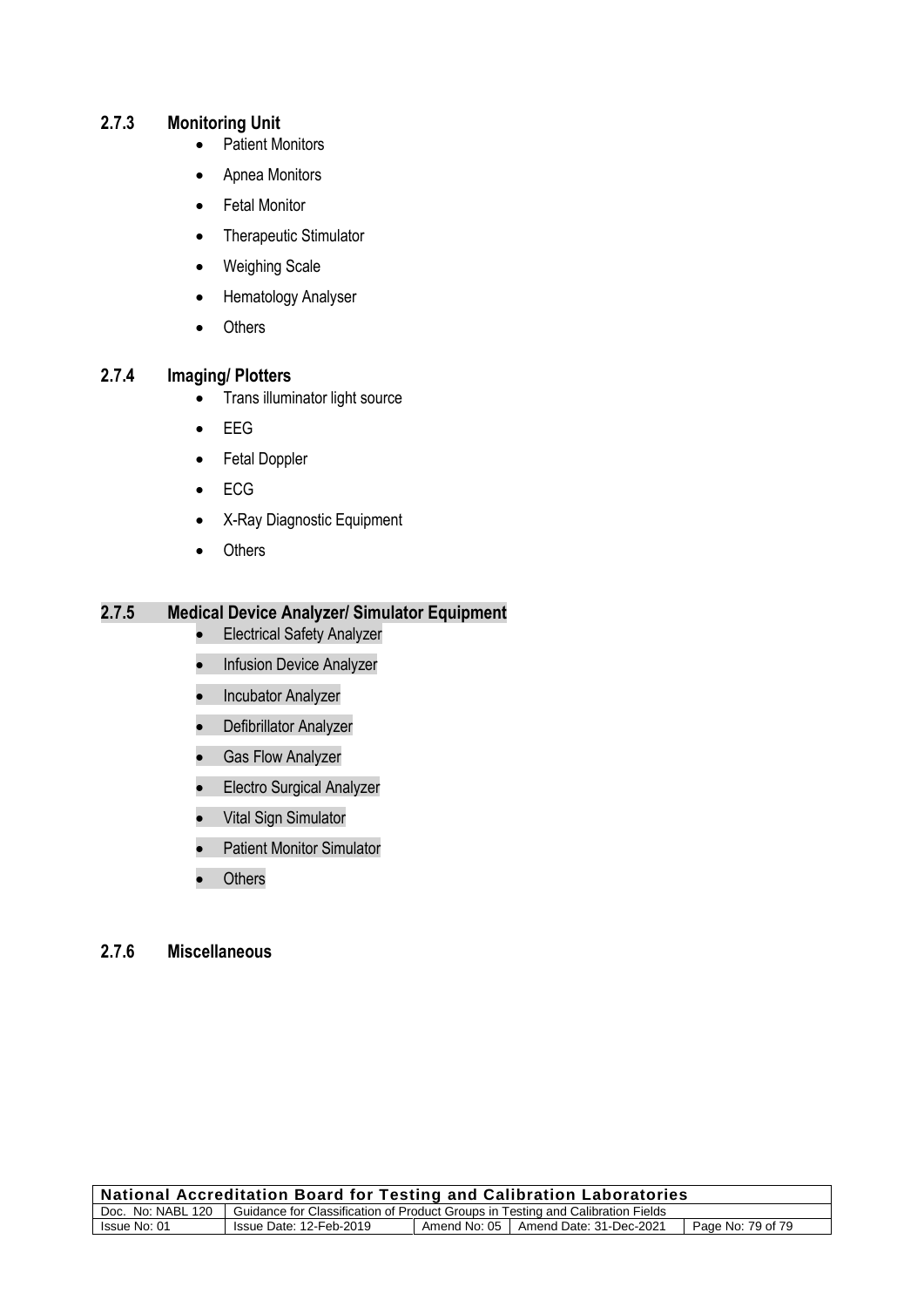### 2.7.3 Monitoring Unit

- Patient Monitors
- Apnea Monitors
- Fetal Monitor
- Therapeutic Stimulator
- Weighing Scale
- Hematology Analyser
- Others

### 2.7.4 Imaging/ Plotters

- Trans illuminator light source
- EEG
- Fetal Doppler
- ECG
- X-Ray Diagnostic Equipment
- Others

### 2.7.5 Medical Device Analyzer/ Simulator Equipment

- Electrical Safety Analyzer
- Infusion Device Analyzer
- Incubator Analyzer
- Defibrillator Analyzer
- Gas Flow Analyzer
- Electro Surgical Analyzer
- Vital Sign Simulator
- Patient Monitor Simulator
- Others

### 2.7.6 Miscellaneous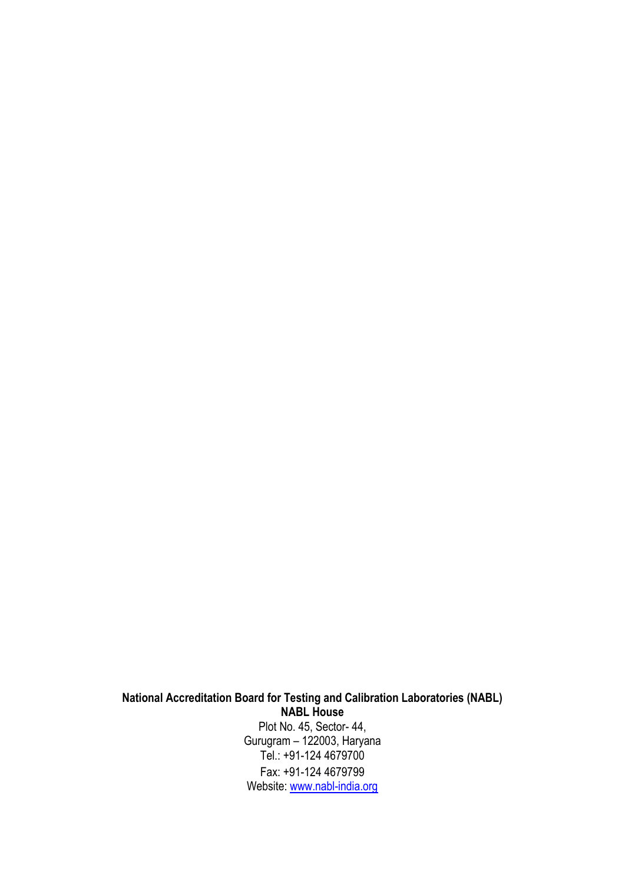**National Accreditation Board for Testing and Calibration Laboratories (NABL)**
**NABL House**
Plot No. 45, Sector- 44,
Gurugram – 122003, Haryana
Tel.: +91-124 4679700
Fax: +91-124 4679799
Website: www.nabl-india.org